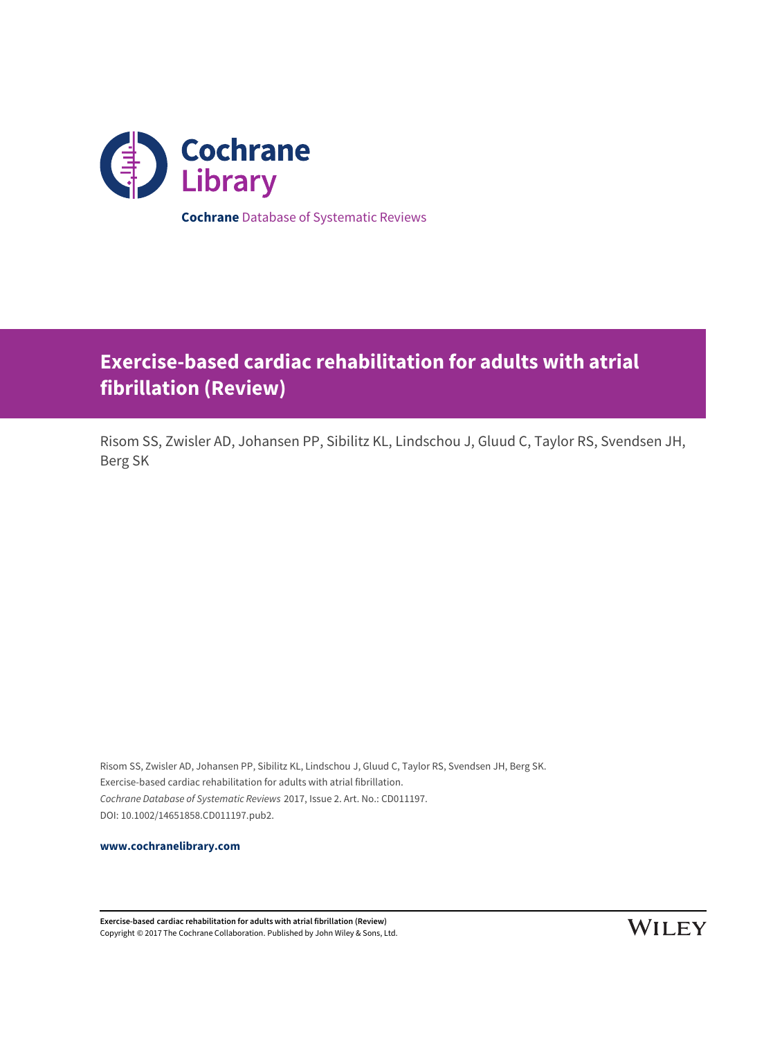Cochrane Library

**Cochrane** Database of Systematic Reviews

# Exercise-based cardiac rehabilitation for adults with atrial fibrillation (Review)

Risom SS, Zwisler AD, Johansen PP, Sibilitz KL, Lindschou J, Gluud C, Taylor RS, Svendsen JH, Berg SK

Risom SS, Zwisler AD, Johansen PP, Sibilitz KL, Lindschou J, Gluud C, Taylor RS, Svendsen JH, Berg SK.
Exercise-based cardiac rehabilitation for adults with atrial fibrillation.
*Cochrane Database of Systematic Reviews* 2017, Issue 2. Art. No.: CD011197.
DOI: 10.1002/14651858.CD011197.pub2.

**www.cochranelibrary.com**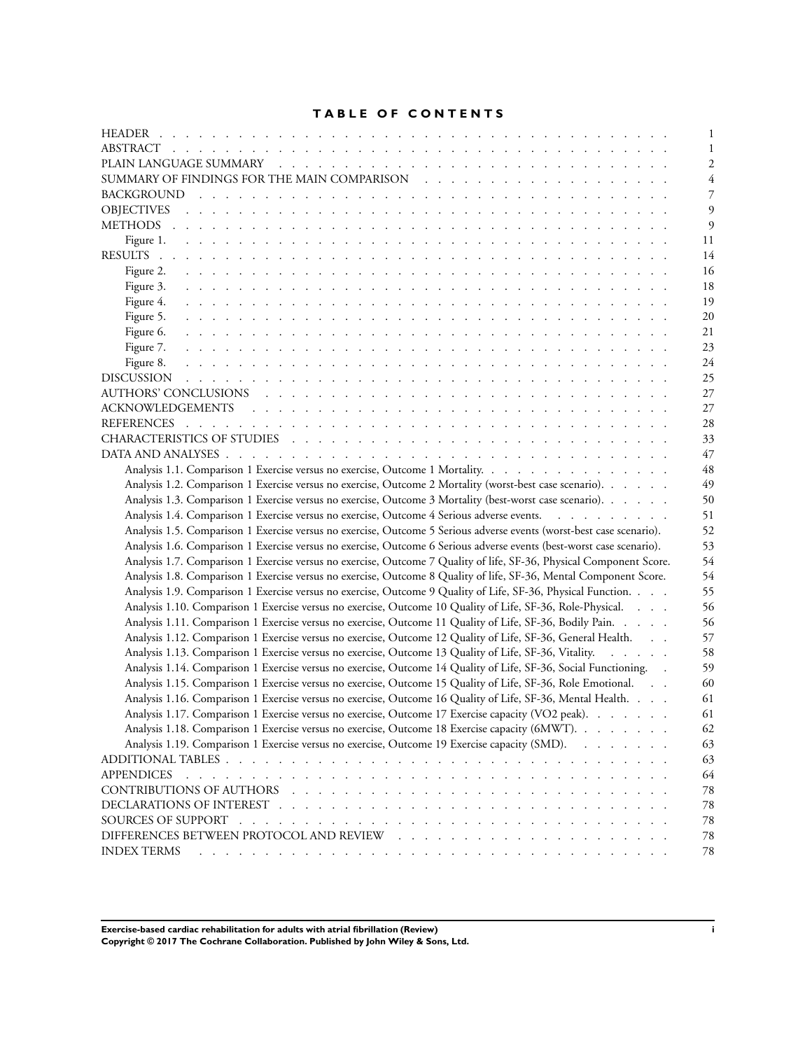# TABLE OF CONTENTS

| | |
|---|---|
| HEADER | 1 |
| ABSTRACT | 1 |
| PLAIN LANGUAGE SUMMARY | 2 |
| SUMMARY OF FINDINGS FOR THE MAIN COMPARISON | 4 |
| BACKGROUND | 7 |
| OBJECTIVES | 9 |
| METHODS | 9 |
| Figure 1. | 11 |
| RESULTS | 14 |
| Figure 2. | 16 |
| Figure 3. | 18 |
| Figure 4. | 19 |
| Figure 5. | 20 |
| Figure 6. | 21 |
| Figure 7. | 23 |
| Figure 8. | 24 |
| DISCUSSION | 25 |
| AUTHORS' CONCLUSIONS | 27 |
| ACKNOWLEDGEMENTS | 27 |
| REFERENCES | 28 |
| CHARACTERISTICS OF STUDIES | 33 |
| DATA AND ANALYSES | 47 |
| Analysis 1.1. Comparison 1 Exercise versus no exercise, Outcome 1 Mortality. | 48 |
| Analysis 1.2. Comparison 1 Exercise versus no exercise, Outcome 2 Mortality (worst-best case scenario). | 49 |
| Analysis 1.3. Comparison 1 Exercise versus no exercise, Outcome 3 Mortality (best-worst case scenario). | 50 |
| Analysis 1.4. Comparison 1 Exercise versus no exercise, Outcome 4 Serious adverse events. | 51 |
| Analysis 1.5. Comparison 1 Exercise versus no exercise, Outcome 5 Serious adverse events (worst-best case scenario). | 52 |
| Analysis 1.6. Comparison 1 Exercise versus no exercise, Outcome 6 Serious adverse events (best-worst case scenario). | 53 |
| Analysis 1.7. Comparison 1 Exercise versus no exercise, Outcome 7 Quality of life, SF-36, Physical Component Score. | 54 |
| Analysis 1.8. Comparison 1 Exercise versus no exercise, Outcome 8 Quality of life, SF-36, Mental Component Score. | 54 |
| Analysis 1.9. Comparison 1 Exercise versus no exercise, Outcome 9 Quality of Life, SF-36, Physical Function. | 55 |
| Analysis 1.10. Comparison 1 Exercise versus no exercise, Outcome 10 Quality of Life, SF-36, Role-Physical. | 56 |
| Analysis 1.11. Comparison 1 Exercise versus no exercise, Outcome 11 Quality of Life, SF-36, Bodily Pain. | 56 |
| Analysis 1.12. Comparison 1 Exercise versus no exercise, Outcome 12 Quality of Life, SF-36, General Health. | 57 |
| Analysis 1.13. Comparison 1 Exercise versus no exercise, Outcome 13 Quality of Life, SF-36, Vitality. | 58 |
| Analysis 1.14. Comparison 1 Exercise versus no exercise, Outcome 14 Quality of Life, SF-36, Social Functioning. | 59 |
| Analysis 1.15. Comparison 1 Exercise versus no exercise, Outcome 15 Quality of Life, SF-36, Role Emotional. | 60 |
| Analysis 1.16. Comparison 1 Exercise versus no exercise, Outcome 16 Quality of Life, SF-36, Mental Health. | 61 |
| Analysis 1.17. Comparison 1 Exercise versus no exercise, Outcome 17 Exercise capacity (VO2 peak). | 61 |
| Analysis 1.18. Comparison 1 Exercise versus no exercise, Outcome 18 Exercise capacity (6MWT). | 62 |
| Analysis 1.19. Comparison 1 Exercise versus no exercise, Outcome 19 Exercise capacity (SMD). | 63 |
| ADDITIONAL TABLES | 63 |
| APPENDICES | 64 |
| CONTRIBUTIONS OF AUTHORS | 78 |
| DECLARATIONS OF INTEREST | 78 |
| SOURCES OF SUPPORT | 78 |
| DIFFERENCES BETWEEN PROTOCOL AND REVIEW | 78 |
| INDEX TERMS | 78 |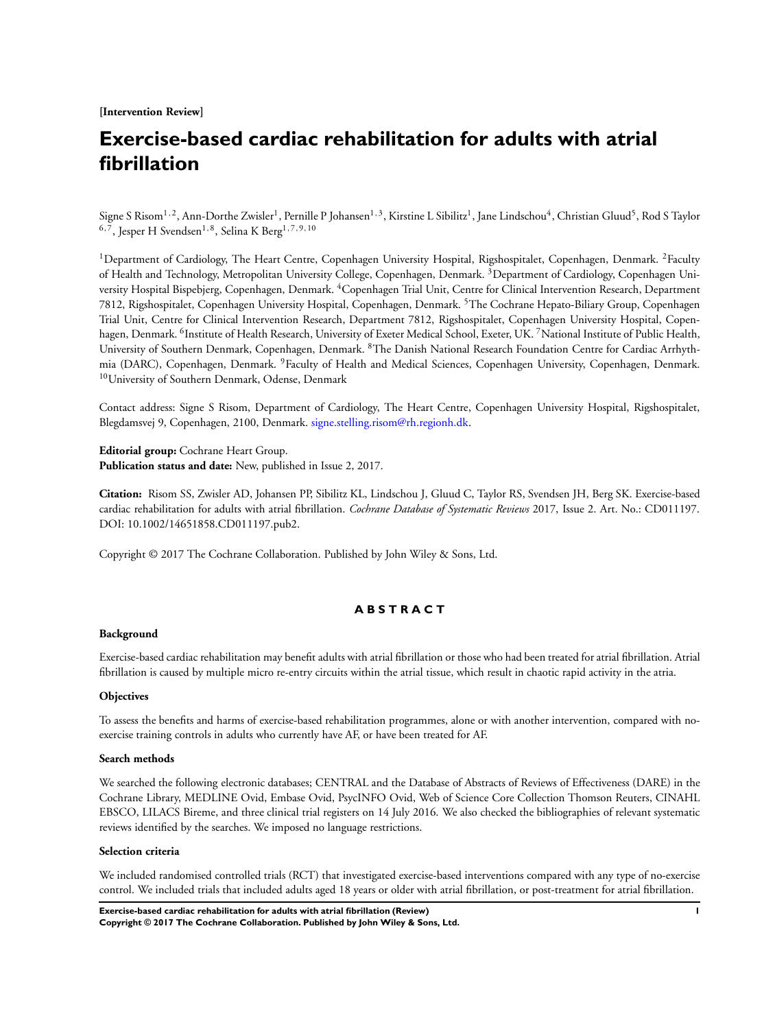[Intervention Review]

# Exercise-based cardiac rehabilitation for adults with atrial fibrillation

Signe S Risom[1,2], Ann-Dorthe Zwisler[1], Pernille P Johansen[1,3], Kirstine L Sibilitz[1], Jane Lindschou[4], Christian Gluud[5], Rod S Taylor [6,7], Jesper H Svendsen[1,8], Selina K Berg[1,7,9,10]

[1]Department of Cardiology, The Heart Centre, Copenhagen University Hospital, Rigshospitalet, Copenhagen, Denmark. [2]Faculty of Health and Technology, Metropolitan University College, Copenhagen, Denmark. [3]Department of Cardiology, Copenhagen University Hospital Bispebjerg, Copenhagen, Denmark. [4]Copenhagen Trial Unit, Centre for Clinical Intervention Research, Department 7812, Rigshospitalet, Copenhagen University Hospital, Copenhagen, Denmark. [5]The Cochrane Hepato-Biliary Group, Copenhagen Trial Unit, Centre for Clinical Intervention Research, Department 7812, Rigshospitalet, Copenhagen University Hospital, Copenhagen, Denmark. [6]Institute of Health Research, University of Exeter Medical School, Exeter, UK. [7]National Institute of Public Health, University of Southern Denmark, Copenhagen, Denmark. [8]The Danish National Research Foundation Centre for Cardiac Arrhythmia (DARC), Copenhagen, Denmark. [9]Faculty of Health and Medical Sciences, Copenhagen University, Copenhagen, Denmark. [10]University of Southern Denmark, Odense, Denmark

Contact address: Signe S Risom, Department of Cardiology, The Heart Centre, Copenhagen University Hospital, Rigshospitalet, Blegdamsvej 9, Copenhagen, 2100, Denmark. signe.stelling.risom@rh.regionh.dk.

**Editorial group:** Cochrane Heart Group.
**Publication status and date:** New, published in Issue 2, 2017.

**Citation:** Risom SS, Zwisler AD, Johansen PP, Sibilitz KL, Lindschou J, Gluud C, Taylor RS, Svendsen JH, Berg SK. Exercise-based cardiac rehabilitation for adults with atrial fibrillation. *Cochrane Database of Systematic Reviews* 2017, Issue 2. Art. No.: CD011197. DOI: 10.1002/14651858.CD011197.pub2.

Copyright © 2017 The Cochrane Collaboration. Published by John Wiley & Sons, Ltd.

## ABSTRACT

### Background

Exercise-based cardiac rehabilitation may benefit adults with atrial fibrillation or those who had been treated for atrial fibrillation. Atrial fibrillation is caused by multiple micro re-entry circuits within the atrial tissue, which result in chaotic rapid activity in the atria.

### Objectives

To assess the benefits and harms of exercise-based rehabilitation programmes, alone or with another intervention, compared with no-exercise training controls in adults who currently have AF, or have been treated for AF.

### Search methods

We searched the following electronic databases; CENTRAL and the Database of Abstracts of Reviews of Effectiveness (DARE) in the Cochrane Library, MEDLINE Ovid, Embase Ovid, PsycINFO Ovid, Web of Science Core Collection Thomson Reuters, CINAHL EBSCO, LILACS Bireme, and three clinical trial registers on 14 July 2016. We also checked the bibliographies of relevant systematic reviews identified by the searches. We imposed no language restrictions.

### Selection criteria

We included randomised controlled trials (RCT) that investigated exercise-based interventions compared with any type of no-exercise control. We included trials that included adults aged 18 years or older with atrial fibrillation, or post-treatment for atrial fibrillation.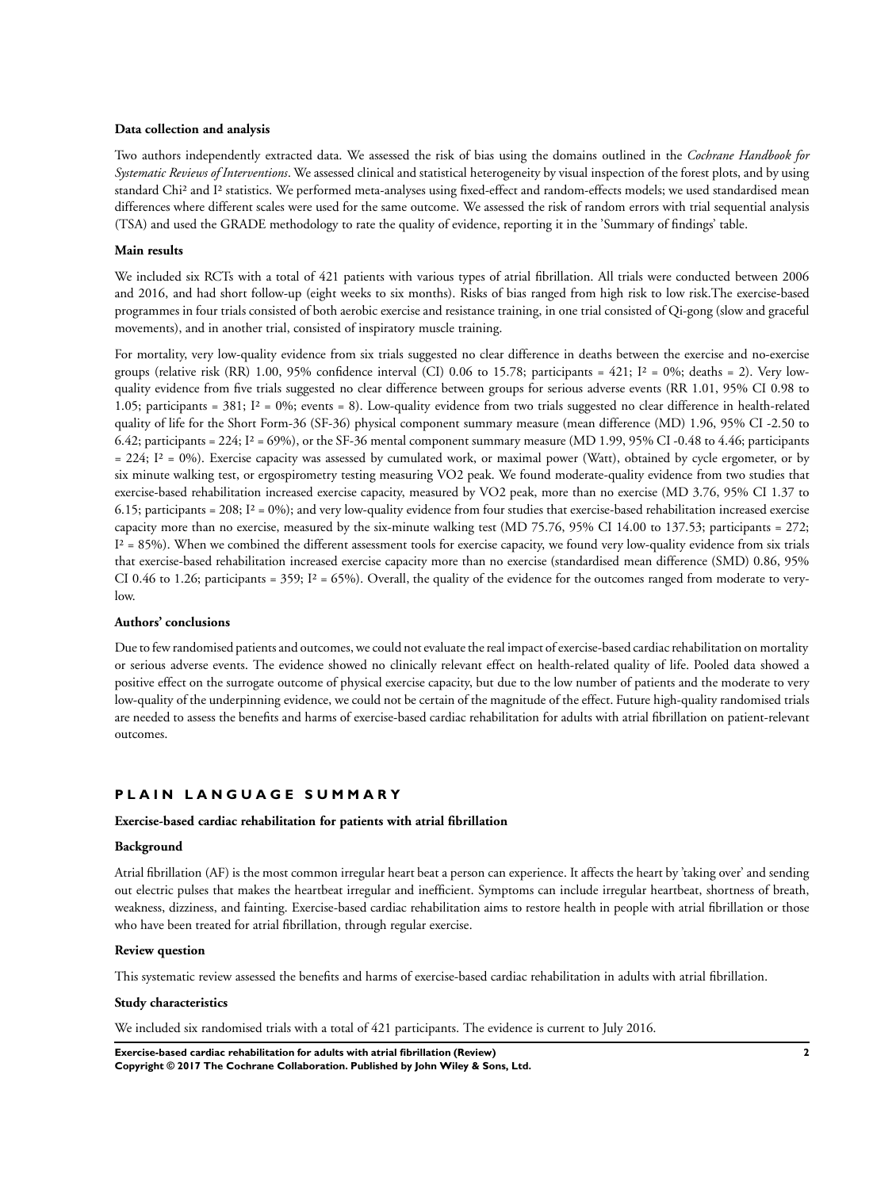#### Data collection and analysis

Two authors independently extracted data. We assessed the risk of bias using the domains outlined in the *Cochrane Handbook for Systematic Reviews of Interventions*. We assessed clinical and statistical heterogeneity by visual inspection of the forest plots, and by using standard $Chi^2$ and $I^2$ statistics. We performed meta-analyses using fixed-effect and random-effects models; we used standardised mean differences where different scales were used for the same outcome. We assessed the risk of random errors with trial sequential analysis (TSA) and used the GRADE methodology to rate the quality of evidence, reporting it in the 'Summary of findings' table.

#### Main results

We included six RCTs with a total of 421 patients with various types of atrial fibrillation. All trials were conducted between 2006 and 2016, and had short follow-up (eight weeks to six months). Risks of bias ranged from high risk to low risk.The exercise-based programmes in four trials consisted of both aerobic exercise and resistance training, in one trial consisted of Qi-gong (slow and graceful movements), and in another trial, consisted of inspiratory muscle training.

For mortality, very low-quality evidence from six trials suggested no clear difference in deaths between the exercise and no-exercise groups (relative risk (RR) 1.00, 95% confidence interval (CI) 0.06 to 15.78; participants = 421; $I^2$ = 0%; deaths = 2). Very low-quality evidence from five trials suggested no clear difference between groups for serious adverse events (RR 1.01, 95% CI 0.98 to 1.05; participants = 381; $I^2$ = 0%; events = 8). Low-quality evidence from two trials suggested no clear difference in health-related quality of life for the Short Form-36 (SF-36) physical component summary measure (mean difference (MD) 1.96, 95% CI -2.50 to 6.42; participants = 224; $I^2$ = 69%), or the SF-36 mental component summary measure (MD 1.99, 95% CI -0.48 to 4.46; participants = 224; $I^2$ = 0%). Exercise capacity was assessed by cumulated work, or maximal power (Watt), obtained by cycle ergometer, or by six minute walking test, or ergospirometry testing measuring VO2 peak. We found moderate-quality evidence from two studies that exercise-based rehabilitation increased exercise capacity, measured by VO2 peak, more than no exercise (MD 3.76, 95% CI 1.37 to 6.15; participants = 208; $I^2$ = 0%); and very low-quality evidence from four studies that exercise-based rehabilitation increased exercise capacity more than no exercise, measured by the six-minute walking test (MD 75.76, 95% CI 14.00 to 137.53; participants = 272; $I^2$ = 85%). When we combined the different assessment tools for exercise capacity, we found very low-quality evidence from six trials that exercise-based rehabilitation increased exercise capacity more than no exercise (standardised mean difference (SMD) 0.86, 95% CI 0.46 to 1.26; participants = 359; $I^2$ = 65%). Overall, the quality of the evidence for the outcomes ranged from moderate to very-low.

#### Authors' conclusions

Due to few randomised patients and outcomes, we could not evaluate the real impact of exercise-based cardiac rehabilitation on mortality or serious adverse events. The evidence showed no clinically relevant effect on health-related quality of life. Pooled data showed a positive effect on the surrogate outcome of physical exercise capacity, but due to the low number of patients and the moderate to very low-quality of the underpinning evidence, we could not be certain of the magnitude of the effect. Future high-quality randomised trials are needed to assess the benefits and harms of exercise-based cardiac rehabilitation for adults with atrial fibrillation on patient-relevant outcomes.

## PLAIN LANGUAGE SUMMARY

#### Exercise-based cardiac rehabilitation for patients with atrial fibrillation

#### Background

Atrial fibrillation (AF) is the most common irregular heart beat a person can experience. It affects the heart by 'taking over' and sending out electric pulses that makes the heartbeat irregular and inefficient. Symptoms can include irregular heartbeat, shortness of breath, weakness, dizziness, and fainting. Exercise-based cardiac rehabilitation aims to restore health in people with atrial fibrillation or those who have been treated for atrial fibrillation, through regular exercise.

#### Review question

This systematic review assessed the benefits and harms of exercise-based cardiac rehabilitation in adults with atrial fibrillation.

#### Study characteristics

We included six randomised trials with a total of 421 participants. The evidence is current to July 2016.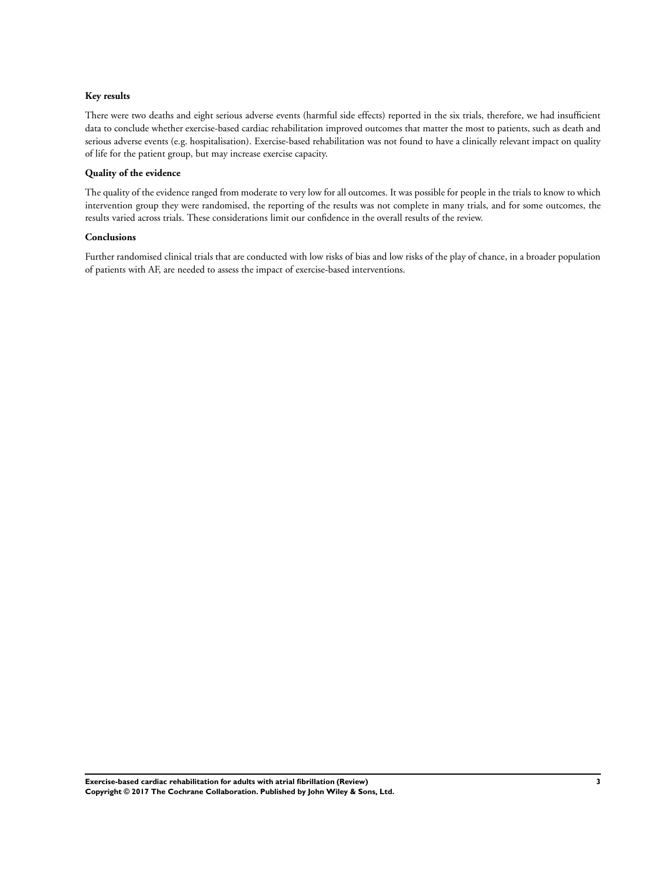**Key results**

There were two deaths and eight serious adverse events (harmful side effects) reported in the six trials, therefore, we had insufficient data to conclude whether exercise-based cardiac rehabilitation improved outcomes that matter the most to patients, such as death and serious adverse events (e.g. hospitalisation). Exercise-based rehabilitation was not found to have a clinically relevant impact on quality of life for the patient group, but may increase exercise capacity.

**Quality of the evidence**

The quality of the evidence ranged from moderate to very low for all outcomes. It was possible for people in the trials to know to which intervention group they were randomised, the reporting of the results was not complete in many trials, and for some outcomes, the results varied across trials. These considerations limit our confidence in the overall results of the review.

**Conclusions**

Further randomised clinical trials that are conducted with low risks of bias and low risks of the play of chance, in a broader population of patients with AF, are needed to assess the impact of exercise-based interventions.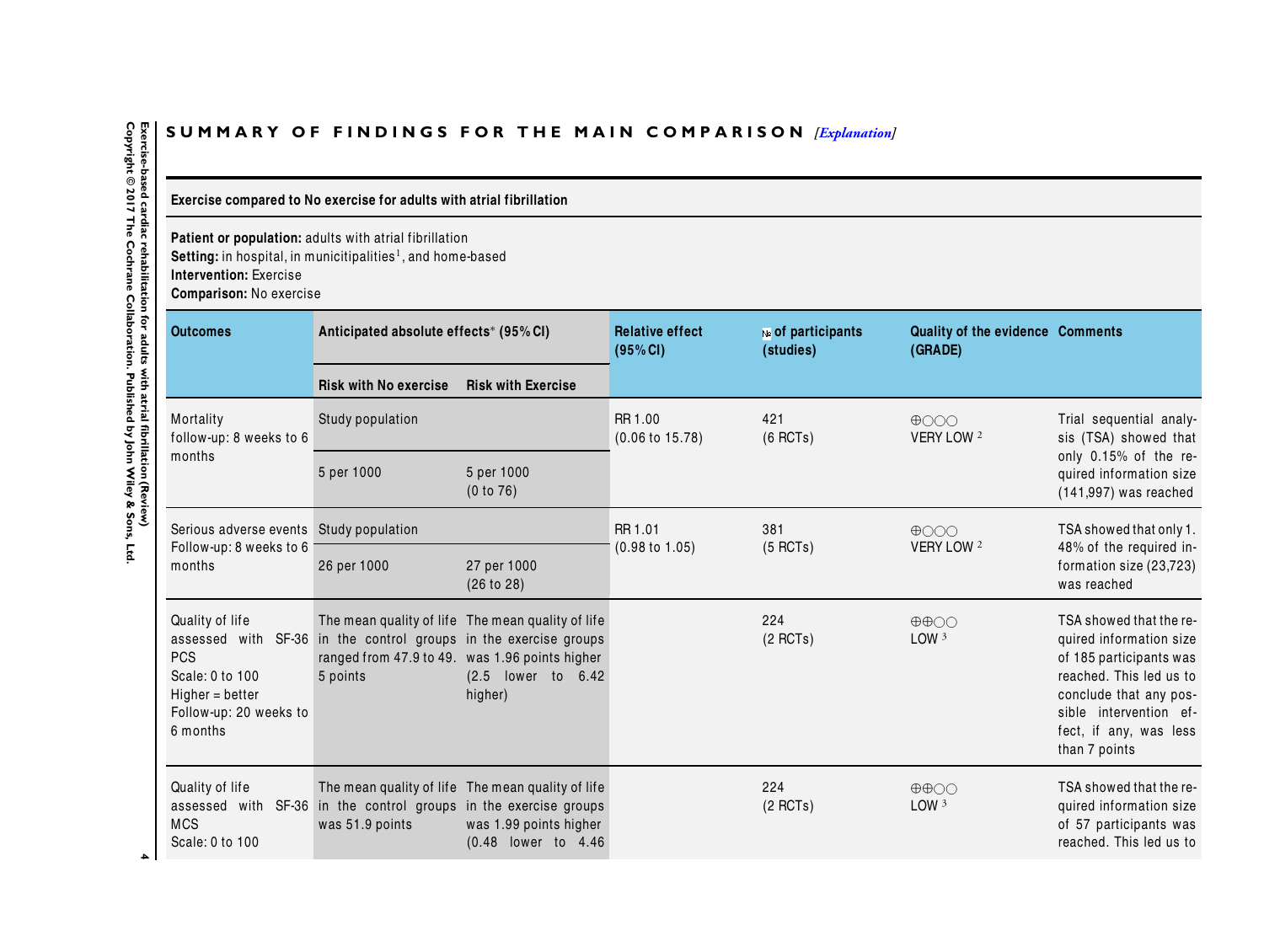# SUMMARY OF FINDINGS FOR THE MAIN COMPARISON *[Explanation]*

**Exercise compared to No exercise for adults with atrial fibrillation**

**Patient or population:** adults with atrial fibrillation
**Setting:** in hospital, in municitipalities[1], and home-based
**Intervention:** Exercise
**Comparison:** No exercise

| Outcomes | Anticipated absolute effects* (95% CI) | | Relative effect (95% CI) | № of participants (studies) | Quality of the evidence (GRADE) | Comments |
|---|---|---|---|---|---|---|
| | Risk with No exercise | Risk with Exercise | | | | |
| Mortality follow-up: 8 weeks to 6 months | Study population | | RR 1.00 (0.06 to 15.78) | 421 (6 RCTs) | ⊕○○○ VERY LOW [2] | Trial sequential analysis (TSA) showed that only 0.15% of the required information size (141,997) was reached |
| | 5 per 1000 | 5 per 1000 (0 to 76) | | | | |
| Serious adverse events Follow-up: 8 weeks to 6 months | Study population | | RR 1.01 (0.98 to 1.05) | 381 (5 RCTs) | ⊕○○○ VERY LOW [2] | TSA showed that only 1.48% of the required information size (23,723) was reached |
| | 26 per 1000 | 27 per 1000 (26 to 28) | | | | |
| Quality of life assessed with SF-36 PCS Scale: 0 to 100 Higher = better Follow-up: 20 weeks to 6 months | The mean quality of life in the control groups ranged from 47.9 to 49.5 points | The mean quality of life in the exercise groups was 1.96 points higher (2.5 lower to 6.42 higher) | | 224 (2 RCTs) | ⊕⊕○○ LOW [3] | TSA showed that the required information size of 185 participants was reached. This led us to conclude that any possible intervention effect, if any, was less than 7 points |
| Quality of life assessed with SF-36 MCS Scale: 0 to 100 | The mean quality of life in the control groups was 51.9 points | The mean quality of life in the exercise groups was 1.99 points higher (0.48 lower to 4.46 | | 224 (2 RCTs) | ⊕⊕○○ LOW [3] | TSA showed that the required information size of 57 participants was reached. This led us to |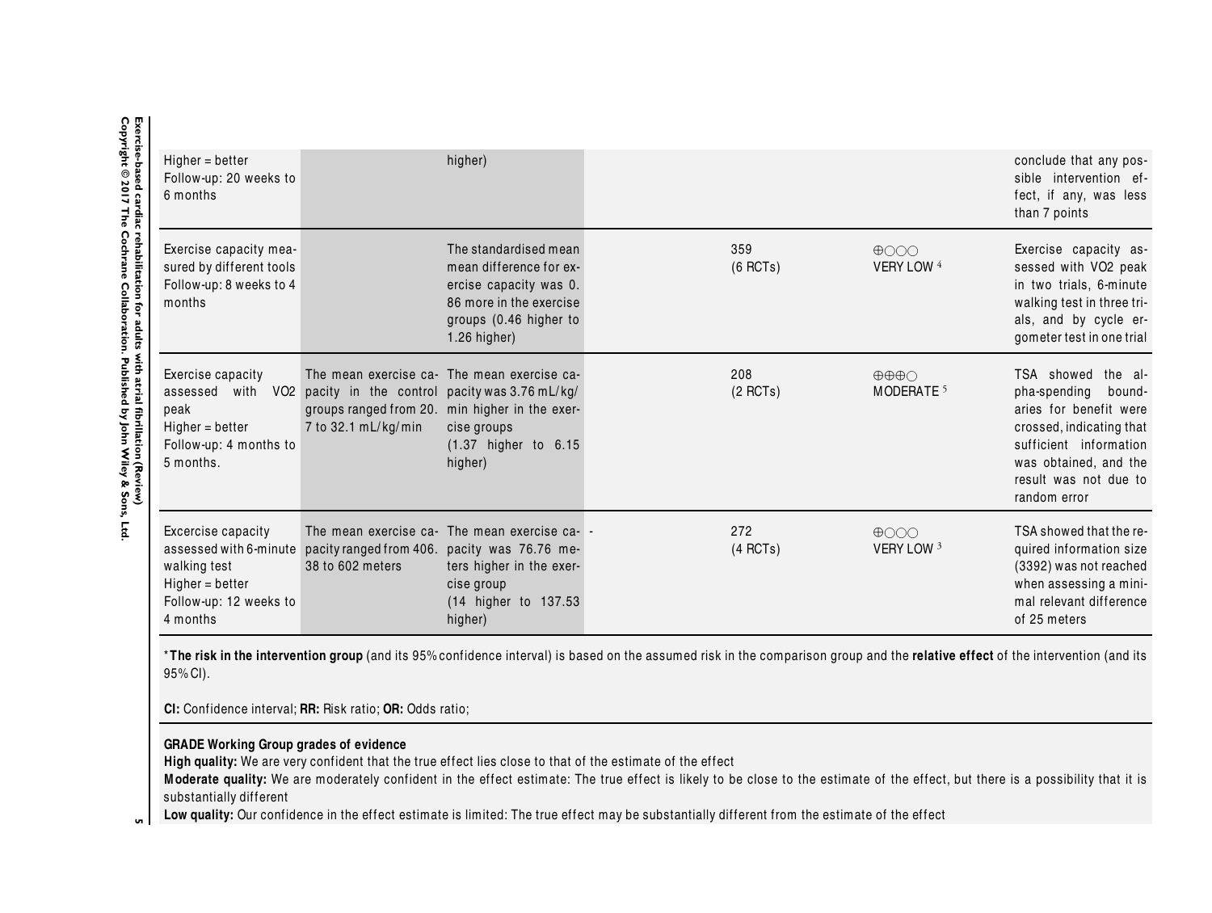| | | | | | | |
|---|---|---|---|---|---|---|
| Higher = better<br>Follow-up: 20 weeks to 6 months | | higher) | | | | conclude that any possible intervention effect, if any, was less than 7 points |
| Exercise capacity measured by different tools<br>Follow-up: 8 weeks to 4 months | | The standardised mean mean difference for exercise capacity was 0.86 more in the exercise groups (0.46 higher to 1.26 higher) | | 359<br>(6 RCTs) | ⊕○○○<br>VERY LOW [4] | Exercise capacity assessed with VO2 peak in two trials, 6-minute walking test in three trials, and by cycle ergometer test in one trial |
| Exercise capacity assessed with VO2 peak<br>Higher = better<br>Follow-up: 4 months to 5 months. | The mean exercise capacity in the control groups ranged from 20.7 to 32.1 mL/kg/min | The mean exercise capacity was 3.76 mL/kg/min higher in the exercise groups<br>(1.37 higher to 6.15 higher) | | 208<br>(2 RCTs) | ⊕⊕⊕○<br>MODERATE [5] | TSA showed the alpha-spending boundaries for benefit were crossed, indicating that sufficient information was obtained, and the result was not due to random error |
| Excercise capacity assessed with 6-minute walking test<br>Higher = better<br>Follow-up: 12 weeks to 4 months | The mean exercise capacity ranged from 406.38 to 602 meters | The mean exercise capacity was 76.76 meters higher in the exercise group<br>(14 higher to 137.53 higher) | - | 272<br>(4 RCTs) | ⊕○○○<br>VERY LOW [3] | TSA showed that the required information size (3392) was not reached when assessing a minimal relevant difference of 25 meters |

*__The risk in the intervention group__ (and its 95% confidence interval) is based on the assumed risk in the comparison group and the **relative effect** of the intervention (and its 95% CI).

**CI:** Confidence interval; **RR:** Risk ratio; **OR:** Odds ratio;

**GRADE Working Group grades of evidence**
**High quality:** We are very confident that the true effect lies close to that of the estimate of the effect
**Moderate quality:** We are moderately confident in the effect estimate: The true effect is likely to be close to the estimate of the effect, but there is a possibility that it is substantially different
**Low quality:** Our confidence in the effect estimate is limited: The true effect may be substantially different from the estimate of the effect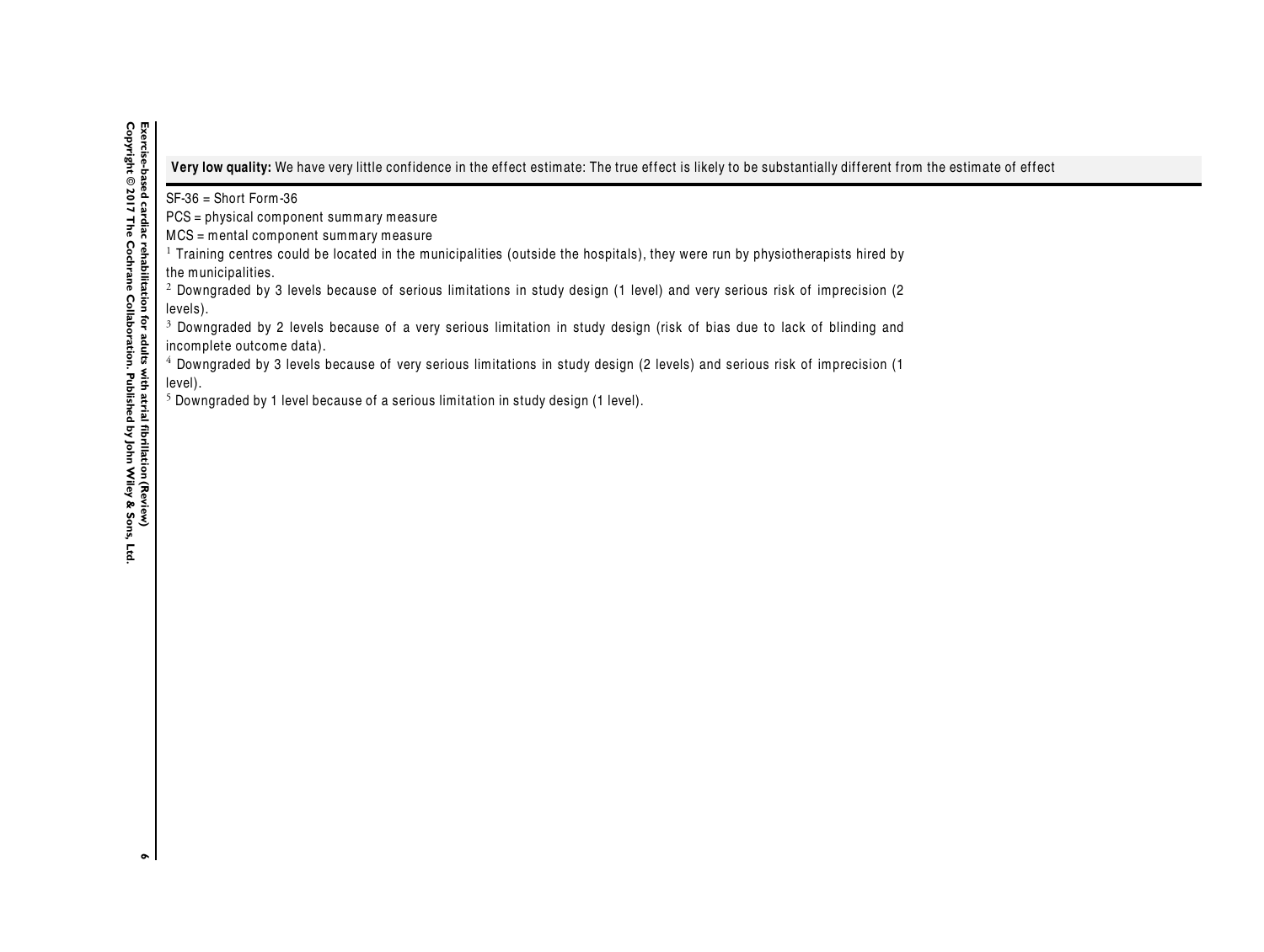**Very low quality:** We have very little confidence in the effect estimate: The true effect is likely to be substantially different from the estimate of effect

SF-36 = Short Form-36

PCS = physical component summary measure

MCS = mental component summary measure

[1] Training centres could be located in the municipalities (outside the hospitals), they were run by physiotherapists hired by the municipalities.

[2] Downgraded by 3 levels because of serious limitations in study design (1 level) and very serious risk of imprecision (2 levels).

[3] Downgraded by 2 levels because of a very serious limitation in study design (risk of bias due to lack of blinding and incomplete outcome data).

[4] Downgraded by 3 levels because of very serious limitations in study design (2 levels) and serious risk of imprecision (1 level).

[5] Downgraded by 1 level because of a serious limitation in study design (1 level).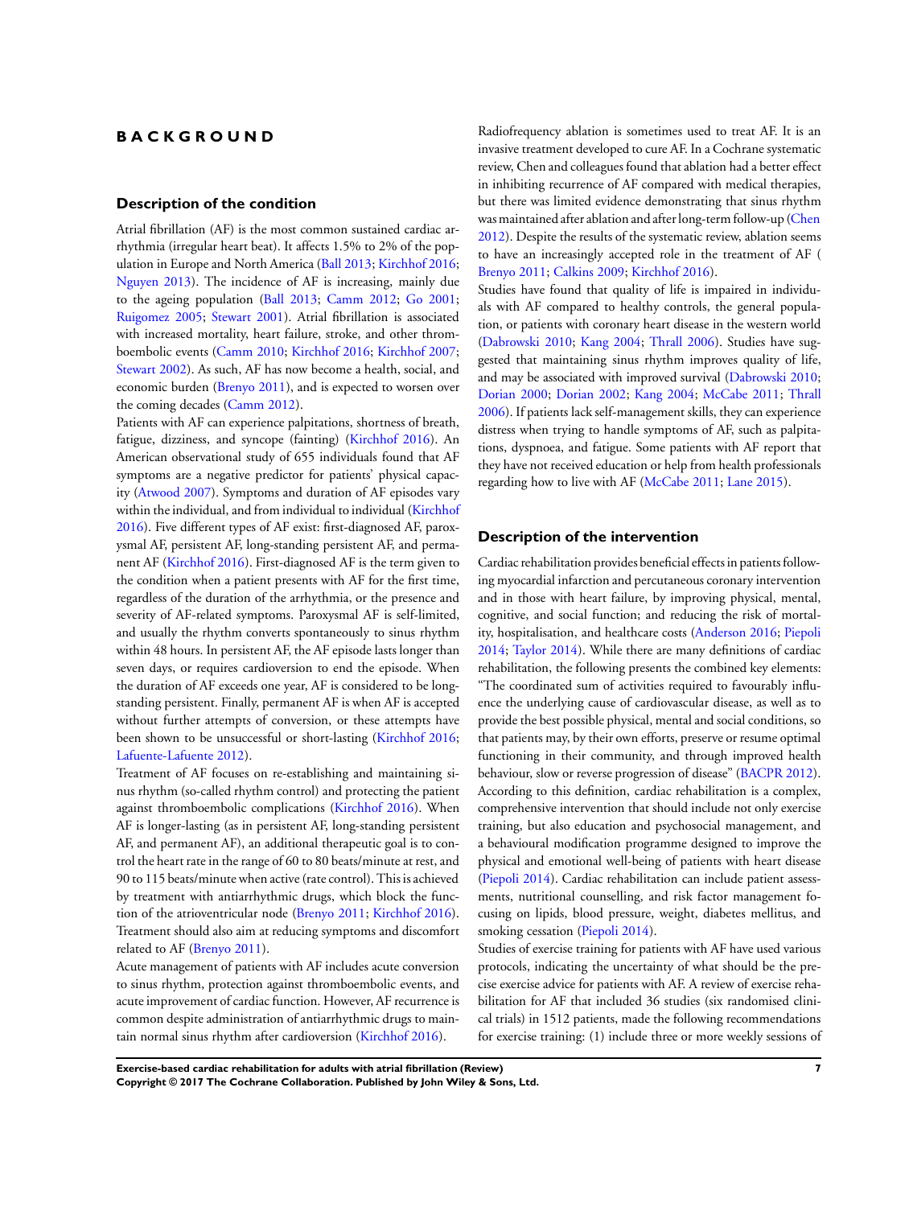# BACKGROUND

## Description of the condition

Atrial fibrillation (AF) is the most common sustained cardiac arrhythmia (irregular heart beat). It affects 1.5% to 2% of the population in Europe and North America (Ball 2013; Kirchhof 2016; Nguyen 2013). The incidence of AF is increasing, mainly due to the ageing population (Ball 2013; Camm 2012; Go 2001; Ruigomez 2005; Stewart 2001). Atrial fibrillation is associated with increased mortality, heart failure, stroke, and other thromboembolic events (Camm 2010; Kirchhof 2016; Kirchhof 2007; Stewart 2002). As such, AF has now become a health, social, and economic burden (Brenyo 2011), and is expected to worsen over the coming decades (Camm 2012).

Patients with AF can experience palpitations, shortness of breath, fatigue, dizziness, and syncope (fainting) (Kirchhof 2016). An American observational study of 655 individuals found that AF symptoms are a negative predictor for patients' physical capacity (Atwood 2007). Symptoms and duration of AF episodes vary within the individual, and from individual to individual (Kirchhof 2016). Five different types of AF exist: first-diagnosed AF, paroxysmal AF, persistent AF, long-standing persistent AF, and permanent AF (Kirchhof 2016). First-diagnosed AF is the term given to the condition when a patient presents with AF for the first time, regardless of the duration of the arrhythmia, or the presence and severity of AF-related symptoms. Paroxysmal AF is self-limited, and usually the rhythm converts spontaneously to sinus rhythm within 48 hours. In persistent AF, the AF episode lasts longer than seven days, or requires cardioversion to end the episode. When the duration of AF exceeds one year, AF is considered to be long-standing persistent. Finally, permanent AF is when AF is accepted without further attempts of conversion, or these attempts have been shown to be unsuccessful or short-lasting (Kirchhof 2016; Lafuente-Lafuente 2012).

Treatment of AF focuses on re-establishing and maintaining sinus rhythm (so-called rhythm control) and protecting the patient against thromboembolic complications (Kirchhof 2016). When AF is longer-lasting (as in persistent AF, long-standing persistent AF, and permanent AF), an additional therapeutic goal is to control the heart rate in the range of 60 to 80 beats/minute at rest, and 90 to 115 beats/minute when active (rate control). This is achieved by treatment with antiarrhythmic drugs, which block the function of the atrioventricular node (Brenyo 2011; Kirchhof 2016). Treatment should also aim at reducing symptoms and discomfort related to AF (Brenyo 2011).

Acute management of patients with AF includes acute conversion to sinus rhythm, protection against thromboembolic events, and acute improvement of cardiac function. However, AF recurrence is common despite administration of antiarrhythmic drugs to maintain normal sinus rhythm after cardioversion (Kirchhof 2016).

Radiofrequency ablation is sometimes used to treat AF. It is an invasive treatment developed to cure AF. In a Cochrane systematic review, Chen and colleagues found that ablation had a better effect in inhibiting recurrence of AF compared with medical therapies, but there was limited evidence demonstrating that sinus rhythm was maintained after ablation and after long-term follow-up (Chen 2012). Despite the results of the systematic review, ablation seems to have an increasingly accepted role in the treatment of AF ( Brenyo 2011; Calkins 2009; Kirchhof 2016).

Studies have found that quality of life is impaired in individuals with AF compared to healthy controls, the general population, or patients with coronary heart disease in the western world (Dabrowski 2010; Kang 2004; Thrall 2006). Studies have suggested that maintaining sinus rhythm improves quality of life, and may be associated with improved survival (Dabrowski 2010; Dorian 2000; Dorian 2002; Kang 2004; McCabe 2011; Thrall 2006). If patients lack self-management skills, they can experience distress when trying to handle symptoms of AF, such as palpitations, dyspnoea, and fatigue. Some patients with AF report that they have not received education or help from health professionals regarding how to live with AF (McCabe 2011; Lane 2015).

## Description of the intervention

Cardiac rehabilitation provides beneficial effects in patients following myocardial infarction and percutaneous coronary intervention and in those with heart failure, by improving physical, mental, cognitive, and social function; and reducing the risk of mortality, hospitalisation, and healthcare costs (Anderson 2016; Piepoli 2014; Taylor 2014). While there are many definitions of cardiac rehabilitation, the following presents the combined key elements: "The coordinated sum of activities required to favourably influence the underlying cause of cardiovascular disease, as well as to provide the best possible physical, mental and social conditions, so that patients may, by their own efforts, preserve or resume optimal functioning in their community, and through improved health behaviour, slow or reverse progression of disease" (BACPR 2012). According to this definition, cardiac rehabilitation is a complex, comprehensive intervention that should include not only exercise training, but also education and psychosocial management, and a behavioural modification programme designed to improve the physical and emotional well-being of patients with heart disease (Piepoli 2014). Cardiac rehabilitation can include patient assessments, nutritional counselling, and risk factor management focusing on lipids, blood pressure, weight, diabetes mellitus, and smoking cessation (Piepoli 2014).

Studies of exercise training for patients with AF have used various protocols, indicating the uncertainty of what should be the precise exercise advice for patients with AF. A review of exercise rehabilitation for AF that included 36 studies (six randomised clinical trials) in 1512 patients, made the following recommendations for exercise training: (1) include three or more weekly sessions of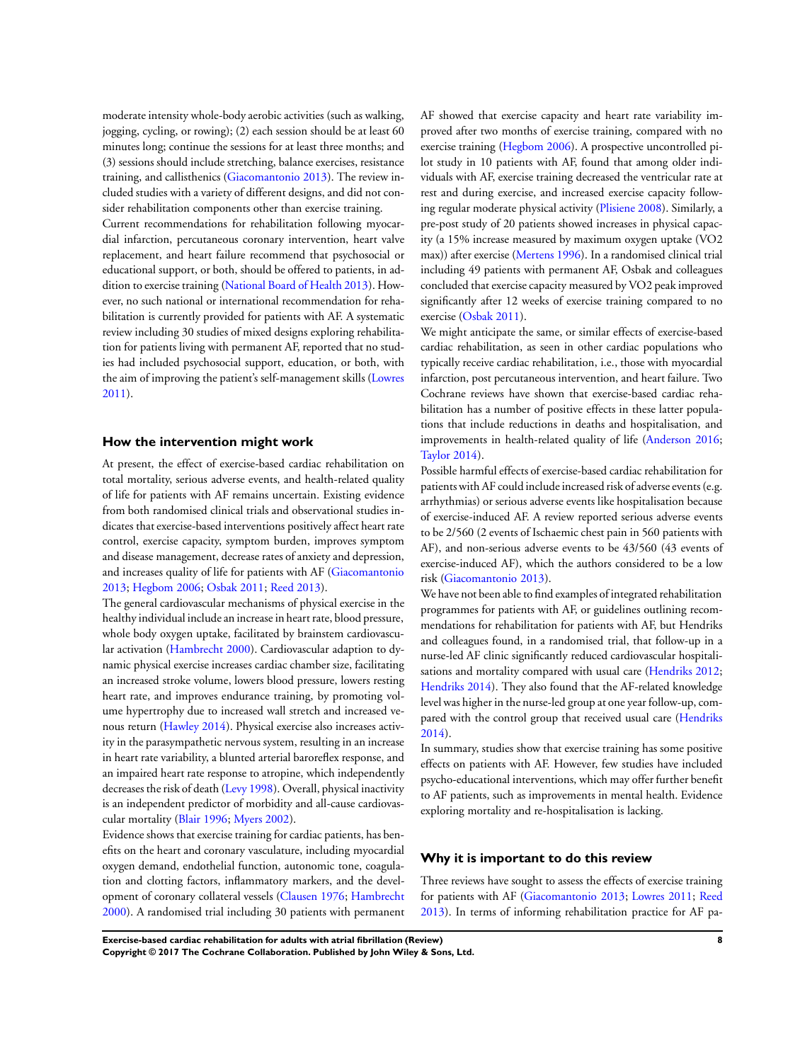moderate intensity whole-body aerobic activities (such as walking, jogging, cycling, or rowing); (2) each session should be at least 60 minutes long; continue the sessions for at least three months; and (3) sessions should include stretching, balance exercises, resistance training, and callisthenics (Giacomantonio 2013). The review included studies with a variety of different designs, and did not consider rehabilitation components other than exercise training.

Current recommendations for rehabilitation following myocardial infarction, percutaneous coronary intervention, heart valve replacement, and heart failure recommend that psychosocial or educational support, or both, should be offered to patients, in addition to exercise training (National Board of Health 2013). However, no such national or international recommendation for rehabilitation is currently provided for patients with AF. A systematic review including 30 studies of mixed designs exploring rehabilitation for patients living with permanent AF, reported that no studies had included psychosocial support, education, or both, with the aim of improving the patient's self-management skills (Lowres 2011).

### How the intervention might work

At present, the effect of exercise-based cardiac rehabilitation on total mortality, serious adverse events, and health-related quality of life for patients with AF remains uncertain. Existing evidence from both randomised clinical trials and observational studies indicates that exercise-based interventions positively affect heart rate control, exercise capacity, symptom burden, improves symptom and disease management, decrease rates of anxiety and depression, and increases quality of life for patients with AF (Giacomantonio 2013; Hegbom 2006; Osbak 2011; Reed 2013).

The general cardiovascular mechanisms of physical exercise in the healthy individual include an increase in heart rate, blood pressure, whole body oxygen uptake, facilitated by brainstem cardiovascular activation (Hambrecht 2000). Cardiovascular adaption to dynamic physical exercise increases cardiac chamber size, facilitating an increased stroke volume, lowers blood pressure, lowers resting heart rate, and improves endurance training, by promoting volume hypertrophy due to increased wall stretch and increased venous return (Hawley 2014). Physical exercise also increases activity in the parasympathetic nervous system, resulting in an increase in heart rate variability, a blunted arterial baroreflex response, and an impaired heart rate response to atropine, which independently decreases the risk of death (Levy 1998). Overall, physical inactivity is an independent predictor of morbidity and all-cause cardiovascular mortality (Blair 1996; Myers 2002).

Evidence shows that exercise training for cardiac patients, has benefits on the heart and coronary vasculature, including myocardial oxygen demand, endothelial function, autonomic tone, coagulation and clotting factors, inflammatory markers, and the development of coronary collateral vessels (Clausen 1976; Hambrecht 2000). A randomised trial including 30 patients with permanent AF showed that exercise capacity and heart rate variability improved after two months of exercise training, compared with no exercise training (Hegbom 2006). A prospective uncontrolled pilot study in 10 patients with AF, found that among older individuals with AF, exercise training decreased the ventricular rate at rest and during exercise, and increased exercise capacity following regular moderate physical activity (Plisiene 2008). Similarly, a pre-post study of 20 patients showed increases in physical capacity (a 15% increase measured by maximum oxygen uptake (VO2 max)) after exercise (Mertens 1996). In a randomised clinical trial including 49 patients with permanent AF, Osbak and colleagues concluded that exercise capacity measured by VO2 peak improved significantly after 12 weeks of exercise training compared to no exercise (Osbak 2011).

We might anticipate the same, or similar effects of exercise-based cardiac rehabilitation, as seen in other cardiac populations who typically receive cardiac rehabilitation, i.e., those with myocardial infarction, post percutaneous intervention, and heart failure. Two Cochrane reviews have shown that exercise-based cardiac rehabilitation has a number of positive effects in these latter populations that include reductions in deaths and hospitalisation, and improvements in health-related quality of life (Anderson 2016; Taylor 2014).

Possible harmful effects of exercise-based cardiac rehabilitation for patients with AF could include increased risk of adverse events (e.g. arrhythmias) or serious adverse events like hospitalisation because of exercise-induced AF. A review reported serious adverse events to be 2/560 (2 events of Ischaemic chest pain in 560 patients with AF), and non-serious adverse events to be 43/560 (43 events of exercise-induced AF), which the authors considered to be a low risk (Giacomantonio 2013).

We have not been able to find examples of integrated rehabilitation programmes for patients with AF, or guidelines outlining recommendations for rehabilitation for patients with AF, but Hendriks and colleagues found, in a randomised trial, that follow-up in a nurse-led AF clinic significantly reduced cardiovascular hospitalisations and mortality compared with usual care (Hendriks 2012; Hendriks 2014). They also found that the AF-related knowledge level was higher in the nurse-led group at one year follow-up, compared with the control group that received usual care (Hendriks 2014).

In summary, studies show that exercise training has some positive effects on patients with AF. However, few studies have included psycho-educational interventions, which may offer further benefit to AF patients, such as improvements in mental health. Evidence exploring mortality and re-hospitalisation is lacking.

### Why it is important to do this review

Three reviews have sought to assess the effects of exercise training for patients with AF (Giacomantonio 2013; Lowres 2011; Reed 2013). In terms of informing rehabilitation practice for AF pa-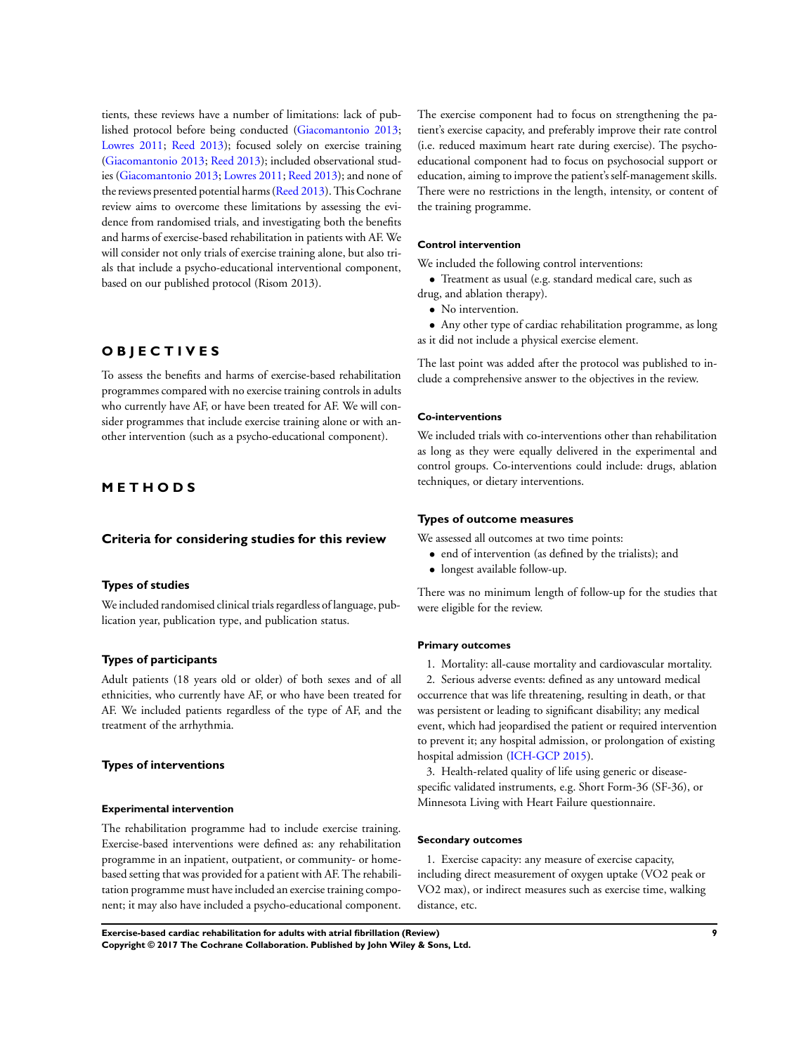tients, these reviews have a number of limitations: lack of published protocol before being conducted (Giacomantonio 2013; Lowres 2011; Reed 2013); focused solely on exercise training (Giacomantonio 2013; Reed 2013); included observational studies (Giacomantonio 2013; Lowres 2011; Reed 2013); and none of the reviews presented potential harms (Reed 2013). This Cochrane review aims to overcome these limitations by assessing the evidence from randomised trials, and investigating both the benefits and harms of exercise-based rehabilitation in patients with AF. We will consider not only trials of exercise training alone, but also trials that include a psycho-educational interventional component, based on our published protocol (Risom 2013).

# OBJECTIVES

To assess the benefits and harms of exercise-based rehabilitation programmes compared with no exercise training controls in adults who currently have AF, or have been treated for AF. We will consider programmes that include exercise training alone or with another intervention (such as a psycho-educational component).

# METHODS

## Criteria for considering studies for this review

### Types of studies

We included randomised clinical trials regardless of language, publication year, publication type, and publication status.

### Types of participants

Adult patients (18 years old or older) of both sexes and of all ethnicities, who currently have AF, or who have been treated for AF. We included patients regardless of the type of AF, and the treatment of the arrhythmia.

### Types of interventions

#### Experimental intervention

The rehabilitation programme had to include exercise training. Exercise-based interventions were defined as: any rehabilitation programme in an inpatient, outpatient, or community- or home-based setting that was provided for a patient with AF. The rehabilitation programme must have included an exercise training component; it may also have included a psycho-educational component. The exercise component had to focus on strengthening the patient's exercise capacity, and preferably improve their rate control (i.e. reduced maximum heart rate during exercise). The psycho-educational component had to focus on psychosocial support or education, aiming to improve the patient's self-management skills. There were no restrictions in the length, intensity, or content of the training programme.

#### Control intervention

We included the following control interventions:

- Treatment as usual (e.g. standard medical care, such as drug, and ablation therapy).
- No intervention.
- Any other type of cardiac rehabilitation programme, as long as it did not include a physical exercise element.

The last point was added after the protocol was published to include a comprehensive answer to the objectives in the review.

#### Co-interventions

We included trials with co-interventions other than rehabilitation as long as they were equally delivered in the experimental and control groups. Co-interventions could include: drugs, ablation techniques, or dietary interventions.

### Types of outcome measures

We assessed all outcomes at two time points:

- end of intervention (as defined by the trialists); and
- longest available follow-up.

There was no minimum length of follow-up for the studies that were eligible for the review.

#### Primary outcomes

1. Mortality: all-cause mortality and cardiovascular mortality.
2. Serious adverse events: defined as any untoward medical occurrence that was life threatening, resulting in death, or that was persistent or leading to significant disability; any medical event, which had jeopardised the patient or required intervention to prevent it; any hospital admission, or prolongation of existing hospital admission (ICH-GCP 2015).
3. Health-related quality of life using generic or disease-specific validated instruments, e.g. Short Form-36 (SF-36), or Minnesota Living with Heart Failure questionnaire.

#### Secondary outcomes

1. Exercise capacity: any measure of exercise capacity, including direct measurement of oxygen uptake (VO2 peak or VO2 max), or indirect measures such as exercise time, walking distance, etc.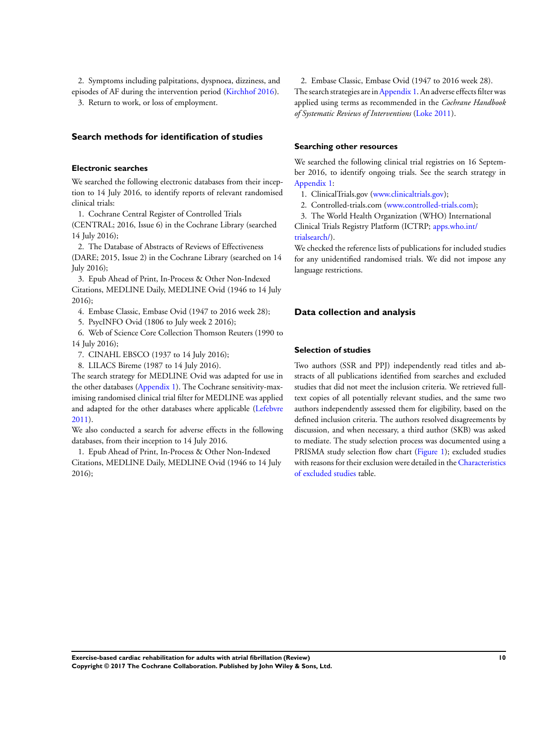2. Symptoms including palpitations, dyspnoea, dizziness, and episodes of AF during the intervention period (Kirchhof 2016).

3. Return to work, or loss of employment.

## Search methods for identification of studies

### Electronic searches

We searched the following electronic databases from their inception to 14 July 2016, to identify reports of relevant randomised clinical trials:

1. Cochrane Central Register of Controlled Trials (CENTRAL; 2016, Issue 6) in the Cochrane Library (searched 14 July 2016);
2. The Database of Abstracts of Reviews of Effectiveness (DARE; 2015, Issue 2) in the Cochrane Library (searched on 14 July 2016);
3. Epub Ahead of Print, In-Process & Other Non-Indexed Citations, MEDLINE Daily, MEDLINE Ovid (1946 to 14 July 2016);
4. Embase Classic, Embase Ovid (1947 to 2016 week 28);
5. PsycINFO Ovid (1806 to July week 2 2016);
6. Web of Science Core Collection Thomson Reuters (1990 to 14 July 2016);
7. CINAHL EBSCO (1937 to 14 July 2016);
8. LILACS Bireme (1987 to 14 July 2016).

The search strategy for MEDLINE Ovid was adapted for use in the other databases (Appendix 1). The Cochrane sensitivity-maximising randomised clinical trial filter for MEDLINE was applied and adapted for the other databases where applicable (Lefebvre 2011).

We also conducted a search for adverse effects in the following databases, from their inception to 14 July 2016.

1. Epub Ahead of Print, In-Process & Other Non-Indexed Citations, MEDLINE Daily, MEDLINE Ovid (1946 to 14 July 2016);
2. Embase Classic, Embase Ovid (1947 to 2016 week 28).

The search strategies are in Appendix 1. An adverse effects filter was applied using terms as recommended in the *Cochrane Handbook of Systematic Reviews of Interventions* (Loke 2011).

### Searching other resources

We searched the following clinical trial registries on 16 September 2016, to identify ongoing trials. See the search strategy in Appendix 1:

1. ClinicalTrials.gov (www.clinicaltrials.gov);
2. Controlled-trials.com (www.controlled-trials.com);
3. The World Health Organization (WHO) International Clinical Trials Registry Platform (ICTRP; apps.who.int/trialsearch/).

We checked the reference lists of publications for included studies for any unidentified randomised trials. We did not impose any language restrictions.

## Data collection and analysis

### Selection of studies

Two authors (SSR and PPJ) independently read titles and abstracts of all publications identified from searches and excluded studies that did not meet the inclusion criteria. We retrieved full-text copies of all potentially relevant studies, and the same two authors independently assessed them for eligibility, based on the defined inclusion criteria. The authors resolved disagreements by discussion, and when necessary, a third author (SKB) was asked to mediate. The study selection process was documented using a PRISMA study selection flow chart (Figure 1); excluded studies with reasons for their exclusion were detailed in the Characteristics of excluded studies table.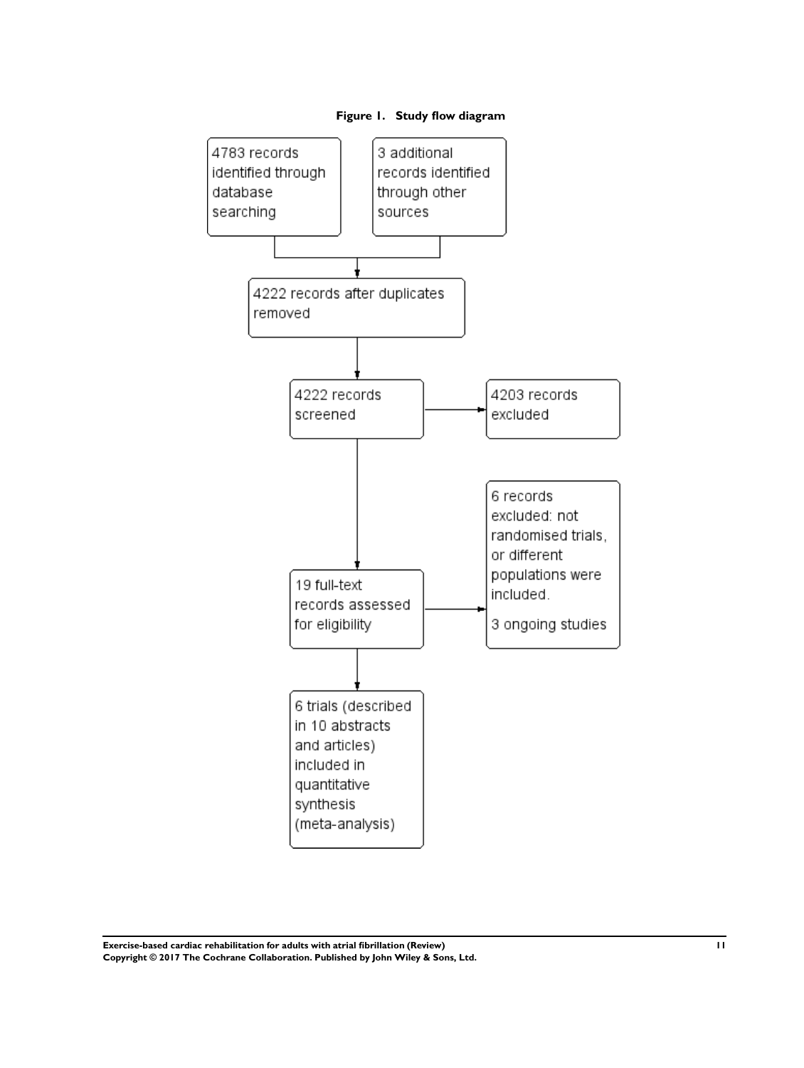**Figure 1. Study flow diagram**

4783 records identified through database searching

3 additional records identified through other sources

4222 records after duplicates removed

4222 records screened

4203 records excluded

19 full-text records assessed for eligibility

6 records excluded: not randomised trials, or different populations were included.

3 ongoing studies

6 trials (described in 10 abstracts and articles) included in quantitative synthesis (meta-analysis)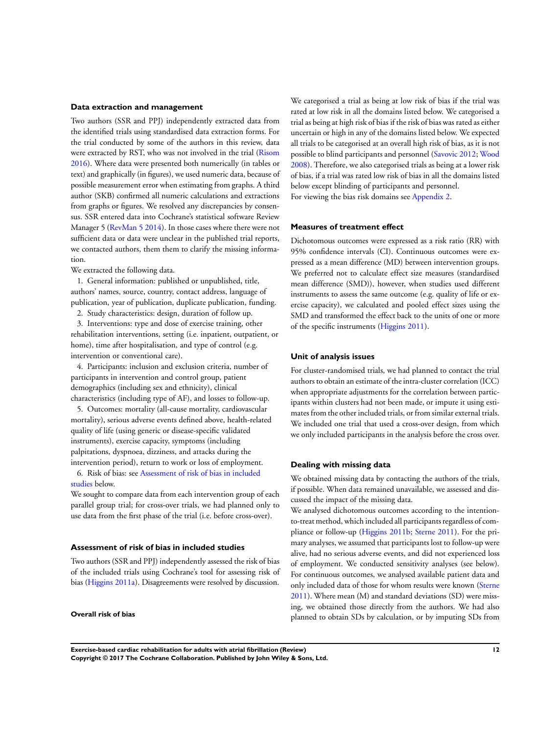### Data extraction and management

Two authors (SSR and PPJ) independently extracted data from the identified trials using standardised data extraction forms. For the trial conducted by some of the authors in this review, data were extracted by RST, who was not involved in the trial (Risom 2016). Where data were presented both numerically (in tables or text) and graphically (in figures), we used numeric data, because of possible measurement error when estimating from graphs. A third author (SKB) confirmed all numeric calculations and extractions from graphs or figures. We resolved any discrepancies by consensus. SSR entered data into Cochrane's statistical software Review Manager 5 (RevMan 5 2014). In those cases where there were not sufficient data or data were unclear in the published trial reports, we contacted authors, them them to clarify the missing information.

We extracted the following data.

1. General information: published or unpublished, title, authors' names, source, country, contact address, language of publication, year of publication, duplicate publication, funding.
2. Study characteristics: design, duration of follow up.
3. Interventions: type and dose of exercise training, other rehabilitation interventions, setting (i.e. inpatient, outpatient, or home), time after hospitalisation, and type of control (e.g. intervention or conventional care).
4. Participants: inclusion and exclusion criteria, number of participants in intervention and control group, patient demographics (including sex and ethnicity), clinical characteristics (including type of AF), and losses to follow-up.
5. Outcomes: mortality (all-cause mortality, cardiovascular mortality), serious adverse events defined above, health-related quality of life (using generic or disease-specific validated instruments), exercise capacity, symptoms (including palpitations, dyspnoea, dizziness, and attacks during the intervention period), return to work or loss of employment.
6. Risk of bias: see Assessment of risk of bias in included studies below.

We sought to compare data from each intervention group of each parallel group trial; for cross-over trials, we had planned only to use data from the first phase of the trial (i.e. before cross-over).

### Assessment of risk of bias in included studies

Two authors (SSR and PPJ) independently assessed the risk of bias of the included trials using Cochrane's tool for assessing risk of bias (Higgins 2011a). Disagreements were resolved by discussion.

#### Overall risk of bias

We categorised a trial as being at low risk of bias if the trial was rated at low risk in all the domains listed below. We categorised a trial as being at high risk of bias if the risk of bias was rated as either uncertain or high in any of the domains listed below. We expected all trials to be categorised at an overall high risk of bias, as it is not possible to blind participants and personnel (Savovic 2012; Wood 2008). Therefore, we also categorised trials as being at a lower risk of bias, if a trial was rated low risk of bias in all the domains listed below except blinding of participants and personnel.

For viewing the bias risk domains see Appendix 2.

### Measures of treatment effect

Dichotomous outcomes were expressed as a risk ratio (RR) with 95% confidence intervals (CI). Continuous outcomes were expressed as a mean difference (MD) between intervention groups. We preferred not to calculate effect size measures (standardised mean difference (SMD)), however, when studies used different instruments to assess the same outcome (e.g. quality of life or exercise capacity), we calculated and pooled effect sizes using the SMD and transformed the effect back to the units of one or more of the specific instruments (Higgins 2011).

### Unit of analysis issues

For cluster-randomised trials, we had planned to contact the trial authors to obtain an estimate of the intra-cluster correlation (ICC) when appropriate adjustments for the correlation between participants within clusters had not been made, or impute it using estimates from the other included trials, or from similar external trials. We included one trial that used a cross-over design, from which we only included participants in the analysis before the cross over.

### Dealing with missing data

We obtained missing data by contacting the authors of the trials, if possible. When data remained unavailable, we assessed and discussed the impact of the missing data.

We analysed dichotomous outcomes according to the intention-to-treat method, which included all participants regardless of compliance or follow-up (Higgins 2011b; Sterne 2011). For the primary analyses, we assumed that participants lost to follow-up were alive, had no serious adverse events, and did not experienced loss of employment. We conducted sensitivity analyses (see below). For continuous outcomes, we analysed available patient data and only included data of those for whom results were known (Sterne 2011). Where mean (M) and standard deviations (SD) were missing, we obtained those directly from the authors. We had also planned to obtain SDs by calculation, or by imputing SDs from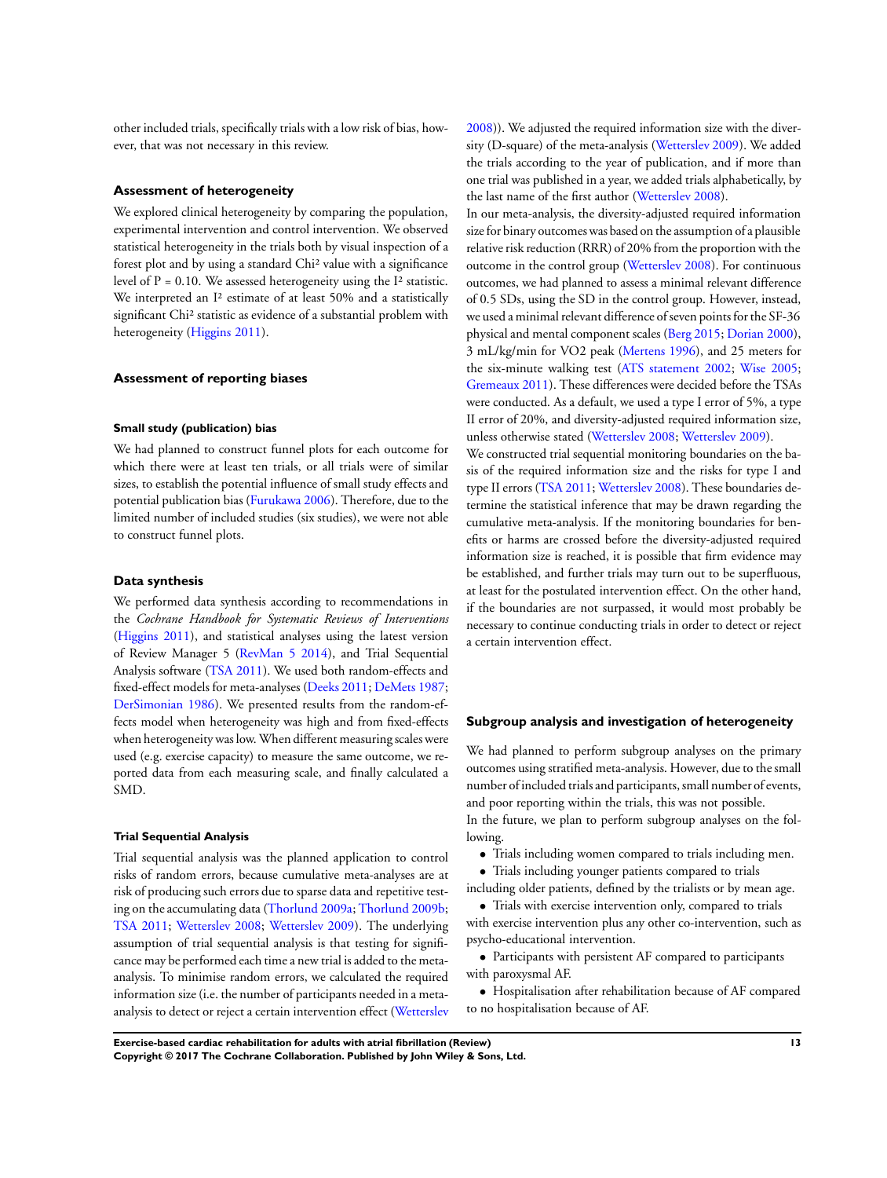other included trials, specifically trials with a low risk of bias, however, that was not necessary in this review.

### Assessment of heterogeneity

We explored clinical heterogeneity by comparing the population, experimental intervention and control intervention. We observed statistical heterogeneity in the trials both by visual inspection of a forest plot and by using a standard Chi² value with a significance level of P = 0.10. We assessed heterogeneity using the I² statistic. We interpreted an I² estimate of at least 50% and a statistically significant Chi² statistic as evidence of a substantial problem with heterogeneity (Higgins 2011).

### Assessment of reporting biases

#### Small study (publication) bias

We had planned to construct funnel plots for each outcome for which there were at least ten trials, or all trials were of similar sizes, to establish the potential influence of small study effects and potential publication bias (Furukawa 2006). Therefore, due to the limited number of included studies (six studies), we were not able to construct funnel plots.

### Data synthesis

We performed data synthesis according to recommendations in the *Cochrane Handbook for Systematic Reviews of Interventions* (Higgins 2011), and statistical analyses using the latest version of Review Manager 5 (RevMan 5 2014), and Trial Sequential Analysis software (TSA 2011). We used both random-effects and fixed-effect models for meta-analyses (Deeks 2011; DeMets 1987; DerSimonian 1986). We presented results from the random-effects model when heterogeneity was high and from fixed-effects when heterogeneity was low. When different measuring scales were used (e.g. exercise capacity) to measure the same outcome, we reported data from each measuring scale, and finally calculated a SMD.

#### Trial Sequential Analysis

Trial sequential analysis was the planned application to control risks of random errors, because cumulative meta-analyses are at risk of producing such errors due to sparse data and repetitive testing on the accumulating data (Thorlund 2009a; Thorlund 2009b; TSA 2011; Wetterslev 2008; Wetterslev 2009). The underlying assumption of trial sequential analysis is that testing for significance may be performed each time a new trial is added to the meta-analysis. To minimise random errors, we calculated the required information size (i.e. the number of participants needed in a meta-analysis to detect or reject a certain intervention effect (Wetterslev 2008)). We adjusted the required information size with the diversity (D-square) of the meta-analysis (Wetterslev 2009). We added the trials according to the year of publication, and if more than one trial was published in a year, we added trials alphabetically, by the last name of the first author (Wetterslev 2008).

In our meta-analysis, the diversity-adjusted required information size for binary outcomes was based on the assumption of a plausible relative risk reduction (RRR) of 20% from the proportion with the outcome in the control group (Wetterslev 2008). For continuous outcomes, we had planned to assess a minimal relevant difference of 0.5 SDs, using the SD in the control group. However, instead, we used a minimal relevant difference of seven points for the SF-36 physical and mental component scales (Berg 2015; Dorian 2000), 3 mL/kg/min for VO2 peak (Mertens 1996), and 25 meters for the six-minute walking test (ATS statement 2002; Wise 2005; Gremeaux 2011). These differences were decided before the TSAs were conducted. As a default, we used a type I error of 5%, a type II error of 20%, and diversity-adjusted required information size, unless otherwise stated (Wetterslev 2008; Wetterslev 2009).

We constructed trial sequential monitoring boundaries on the basis of the required information size and the risks for type I and type II errors (TSA 2011; Wetterslev 2008). These boundaries determine the statistical inference that may be drawn regarding the cumulative meta-analysis. If the monitoring boundaries for benefits or harms are crossed before the diversity-adjusted required information size is reached, it is possible that firm evidence may be established, and further trials may turn out to be superfluous, at least for the postulated intervention effect. On the other hand, if the boundaries are not surpassed, it would most probably be necessary to continue conducting trials in order to detect or reject a certain intervention effect.

### Subgroup analysis and investigation of heterogeneity

We had planned to perform subgroup analyses on the primary outcomes using stratified meta-analysis. However, due to the small number of included trials and participants, small number of events, and poor reporting within the trials, this was not possible.

In the future, we plan to perform subgroup analyses on the following.

- Trials including women compared to trials including men.
- Trials including younger patients compared to trials including older patients, defined by the trialists or by mean age.
- Trials with exercise intervention only, compared to trials with exercise intervention plus any other co-intervention, such as psycho-educational intervention.
- Participants with persistent AF compared to participants with paroxysmal AF.
- Hospitalisation after rehabilitation because of AF compared to no hospitalisation because of AF.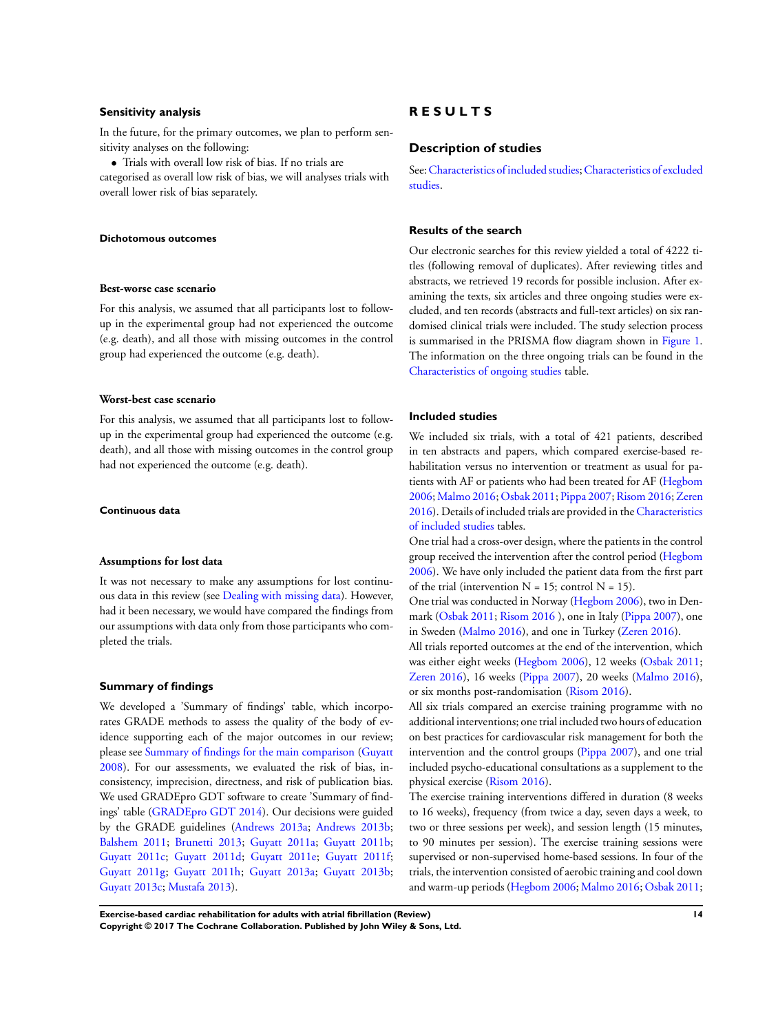### Sensitivity analysis

In the future, for the primary outcomes, we plan to perform sensitivity analyses on the following:

- Trials with overall low risk of bias. If no trials are categorised as overall low risk of bias, we will analyses trials with overall lower risk of bias separately.

#### Dichotomous outcomes

##### Best-worse case scenario

For this analysis, we assumed that all participants lost to follow-up in the experimental group had not experienced the outcome (e.g. death), and all those with missing outcomes in the control group had experienced the outcome (e.g. death).

##### Worst-best case scenario

For this analysis, we assumed that all participants lost to follow-up in the experimental group had experienced the outcome (e.g. death), and all those with missing outcomes in the control group had not experienced the outcome (e.g. death).

#### Continuous data

##### Assumptions for lost data

It was not necessary to make any assumptions for lost continuous data in this review (see Dealing with missing data). However, had it been necessary, we would have compared the findings from our assumptions with data only from those participants who completed the trials.

### Summary of findings

We developed a 'Summary of findings' table, which incorporates GRADE methods to assess the quality of the body of evidence supporting each of the major outcomes in our review; please see Summary of findings for the main comparison (Guyatt 2008). For our assessments, we evaluated the risk of bias, inconsistency, imprecision, directness, and risk of publication bias. We used GRADEpro GDT software to create 'Summary of findings' table (GRADEpro GDT 2014). Our decisions were guided by the GRADE guidelines (Andrews 2013a; Andrews 2013b; Balshem 2011; Brunetti 2013; Guyatt 2011a; Guyatt 2011b; Guyatt 2011c; Guyatt 2011d; Guyatt 2011e; Guyatt 2011f; Guyatt 2011g; Guyatt 2011h; Guyatt 2013a; Guyatt 2013b; Guyatt 2013c; Mustafa 2013).

# R E S U L T S

## Description of studies

See: Characteristics of included studies; Characteristics of excluded studies.

### Results of the search

Our electronic searches for this review yielded a total of 4222 titles (following removal of duplicates). After reviewing titles and abstracts, we retrieved 19 records for possible inclusion. After examining the texts, six articles and three ongoing studies were excluded, and ten records (abstracts and full-text articles) on six randomised clinical trials were included. The study selection process is summarised in the PRISMA flow diagram shown in Figure 1. The information on the three ongoing trials can be found in the Characteristics of ongoing studies table.

### Included studies

We included six trials, with a total of 421 patients, described in ten abstracts and papers, which compared exercise-based rehabilitation versus no intervention or treatment as usual for patients with AF or patients who had been treated for AF (Hegbom 2006; Malmo 2016; Osbak 2011; Pippa 2007; Risom 2016; Zeren 2016). Details of included trials are provided in the Characteristics of included studies tables.

One trial had a cross-over design, where the patients in the control group received the intervention after the control period (Hegbom 2006). We have only included the patient data from the first part of the trial (intervention N = 15; control N = 15).

One trial was conducted in Norway (Hegbom 2006), two in Denmark (Osbak 2011; Risom 2016 ), one in Italy (Pippa 2007), one in Sweden (Malmo 2016), and one in Turkey (Zeren 2016).

All trials reported outcomes at the end of the intervention, which was either eight weeks (Hegbom 2006), 12 weeks (Osbak 2011; Zeren 2016), 16 weeks (Pippa 2007), 20 weeks (Malmo 2016), or six months post-randomisation (Risom 2016).

All six trials compared an exercise training programme with no additional interventions; one trial included two hours of education on best practices for cardiovascular risk management for both the intervention and the control groups (Pippa 2007), and one trial included psycho-educational consultations as a supplement to the physical exercise (Risom 2016).

The exercise training interventions differed in duration (8 weeks to 16 weeks), frequency (from twice a day, seven days a week, to two or three sessions per week), and session length (15 minutes, to 90 minutes per session). The exercise training sessions were supervised or non-supervised home-based sessions. In four of the trials, the intervention consisted of aerobic training and cool down and warm-up periods (Hegbom 2006; Malmo 2016; Osbak 2011;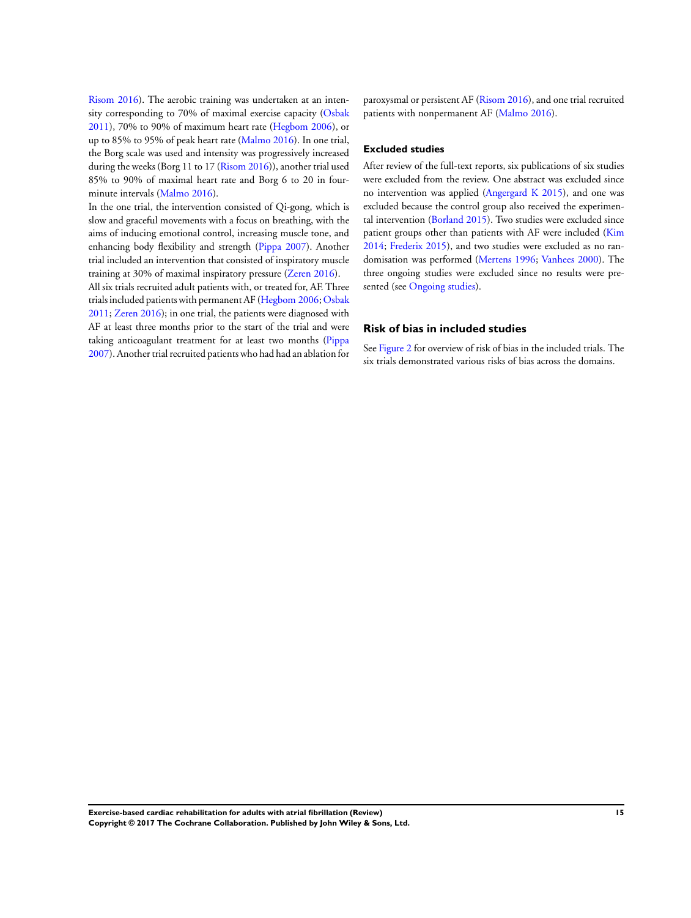Risom 2016). The aerobic training was undertaken at an intensity corresponding to 70% of maximal exercise capacity (Osbak 2011), 70% to 90% of maximum heart rate (Hegbom 2006), or up to 85% to 95% of peak heart rate (Malmo 2016). In one trial, the Borg scale was used and intensity was progressively increased during the weeks (Borg 11 to 17 (Risom 2016)), another trial used 85% to 90% of maximal heart rate and Borg 6 to 20 in four-minute intervals (Malmo 2016).

In the one trial, the intervention consisted of Qi-gong, which is slow and graceful movements with a focus on breathing, with the aims of inducing emotional control, increasing muscle tone, and enhancing body flexibility and strength (Pippa 2007). Another trial included an intervention that consisted of inspiratory muscle training at 30% of maximal inspiratory pressure (Zeren 2016).

All six trials recruited adult patients with, or treated for, AF. Three trials included patients with permanent AF (Hegbom 2006; Osbak 2011; Zeren 2016); in one trial, the patients were diagnosed with AF at least three months prior to the start of the trial and were taking anticoagulant treatment for at least two months (Pippa 2007). Another trial recruited patients who had had an ablation for paroxysmal or persistent AF (Risom 2016), and one trial recruited patients with nonpermanent AF (Malmo 2016).

### Excluded studies

After review of the full-text reports, six publications of six studies were excluded from the review. One abstract was excluded since no intervention was applied (Angergard K 2015), and one was excluded because the control group also received the experimental intervention (Borland 2015). Two studies were excluded since patient groups other than patients with AF were included (Kim 2014; Frederix 2015), and two studies were excluded as no randomisation was performed (Mertens 1996; Vanhees 2000). The three ongoing studies were excluded since no results were presented (see Ongoing studies).

## Risk of bias in included studies

See Figure 2 for overview of risk of bias in the included trials. The six trials demonstrated various risks of bias across the domains.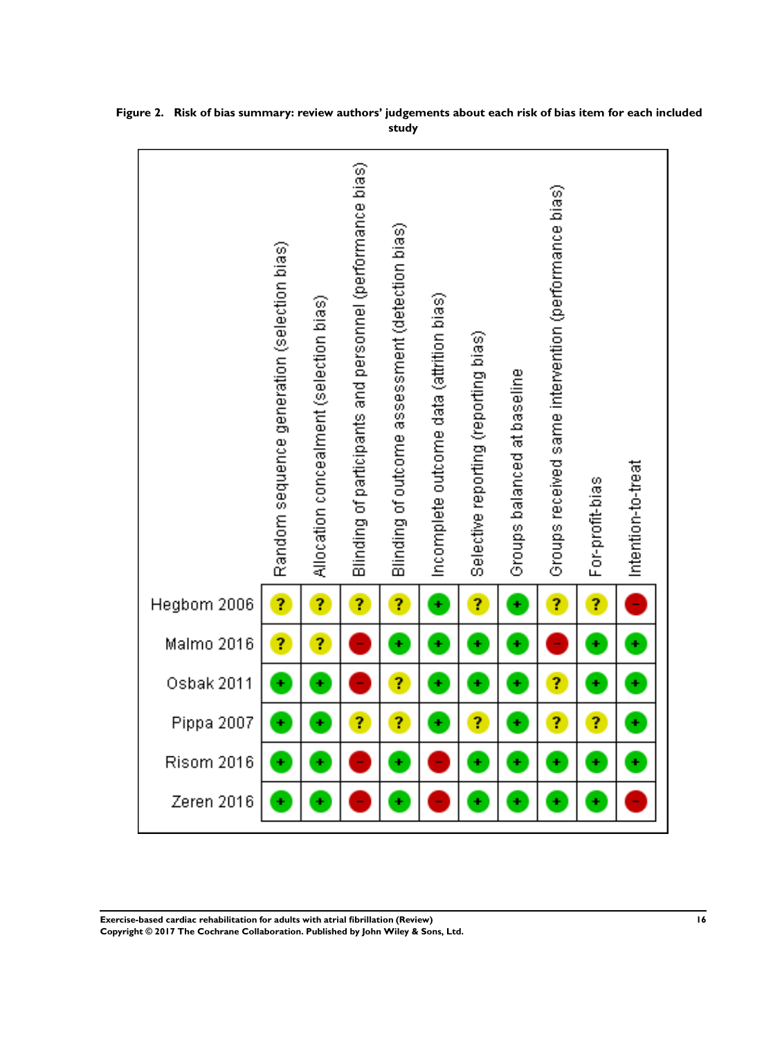**Figure 2. Risk of bias summary: review authors' judgements about each risk of bias item for each included study**

| | Random sequence generation (selection bias) | Allocation concealment (selection bias) | Blinding of participants and personnel (performance bias) | Blinding of outcome assessment (detection bias) | Incomplete outcome data (attrition bias) | Selective reporting (reporting bias) | Groups balanced at baseline | Groups received same intervention (performance bias) | For-profit-bias | Intention-to-treat |
|---|---|---|---|---|---|---|---|---|---|---|
| Hegbom 2006 | ? | ? | ? | ? | + | ? | + | ? | ? | – |
| Malmo 2016 | ? | ? | – | + | + | + | + | – | + | + |
| Osbak 2011 | + | + | – | ? | + | + | + | ? | + | + |
| Pippa 2007 | + | + | ? | ? | + | ? | + | ? | ? | + |
| Risom 2016 | + | + | – | + | – | + | + | + | + | + |
| Zeren 2016 | + | + | – | + | – | + | + | + | + | – |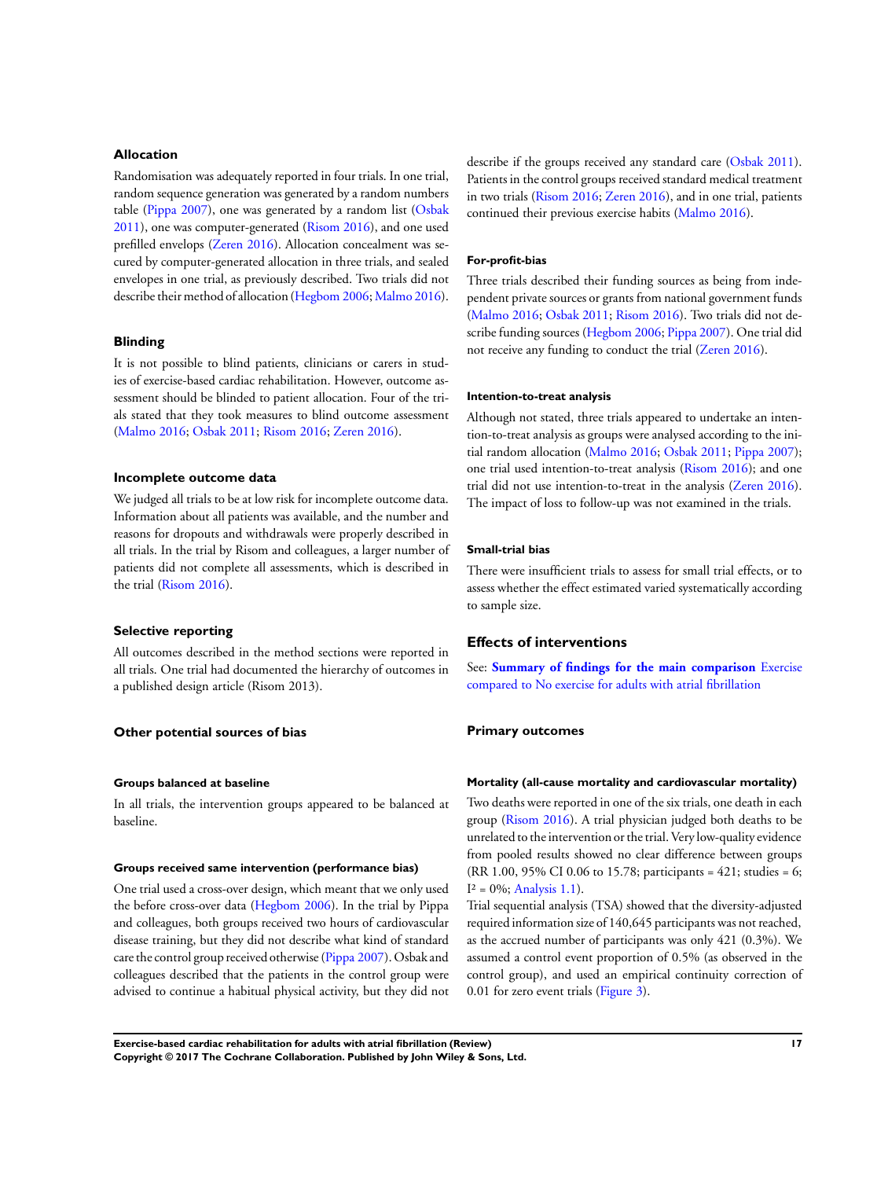### Allocation

Randomisation was adequately reported in four trials. In one trial, random sequence generation was generated by a random numbers table (Pippa 2007), one was generated by a random list (Osbak 2011), one was computer-generated (Risom 2016), and one used prefilled envelops (Zeren 2016). Allocation concealment was secured by computer-generated allocation in three trials, and sealed envelopes in one trial, as previously described. Two trials did not describe their method of allocation (Hegbom 2006; Malmo 2016).

### Blinding

It is not possible to blind patients, clinicians or carers in studies of exercise-based cardiac rehabilitation. However, outcome assessment should be blinded to patient allocation. Four of the trials stated that they took measures to blind outcome assessment (Malmo 2016; Osbak 2011; Risom 2016; Zeren 2016).

### Incomplete outcome data

We judged all trials to be at low risk for incomplete outcome data. Information about all patients was available, and the number and reasons for dropouts and withdrawals were properly described in all trials. In the trial by Risom and colleagues, a larger number of patients did not complete all assessments, which is described in the trial (Risom 2016).

### Selective reporting

All outcomes described in the method sections were reported in all trials. One trial had documented the hierarchy of outcomes in a published design article (Risom 2013).

### Other potential sources of bias

#### Groups balanced at baseline

In all trials, the intervention groups appeared to be balanced at baseline.

#### Groups received same intervention (performance bias)

One trial used a cross-over design, which meant that we only used the before cross-over data (Hegbom 2006). In the trial by Pippa and colleagues, both groups received two hours of cardiovascular disease training, but they did not describe what kind of standard care the control group received otherwise (Pippa 2007). Osbak and colleagues described that the patients in the control group were advised to continue a habitual physical activity, but they did not describe if the groups received any standard care (Osbak 2011). Patients in the control groups received standard medical treatment in two trials (Risom 2016; Zeren 2016), and in one trial, patients continued their previous exercise habits (Malmo 2016).

#### For-profit-bias

Three trials described their funding sources as being from independent private sources or grants from national government funds (Malmo 2016; Osbak 2011; Risom 2016). Two trials did not describe funding sources (Hegbom 2006; Pippa 2007). One trial did not receive any funding to conduct the trial (Zeren 2016).

#### Intention-to-treat analysis

Although not stated, three trials appeared to undertake an intention-to-treat analysis as groups were analysed according to the initial random allocation (Malmo 2016; Osbak 2011; Pippa 2007); one trial used intention-to-treat analysis (Risom 2016); and one trial did not use intention-to-treat in the analysis (Zeren 2016). The impact of loss to follow-up was not examined in the trials.

#### Small-trial bias

There were insufficient trials to assess for small trial effects, or to assess whether the effect estimated varied systematically according to sample size.

## Effects of interventions

See: **Summary of findings for the main comparison** Exercise compared to No exercise for adults with atrial fibrillation

### Primary outcomes

#### Mortality (all-cause mortality and cardiovascular mortality)

Two deaths were reported in one of the six trials, one death in each group (Risom 2016). A trial physician judged both deaths to be unrelated to the intervention or the trial. Very low-quality evidence from pooled results showed no clear difference between groups (RR 1.00, 95% CI 0.06 to 15.78; participants = 421; studies = 6; $I^2 = 0\%$; Analysis 1.1).

Trial sequential analysis (TSA) showed that the diversity-adjusted required information size of 140,645 participants was not reached, as the accrued number of participants was only 421 (0.3%). We assumed a control event proportion of 0.5% (as observed in the control group), and used an empirical continuity correction of 0.01 for zero event trials (Figure 3).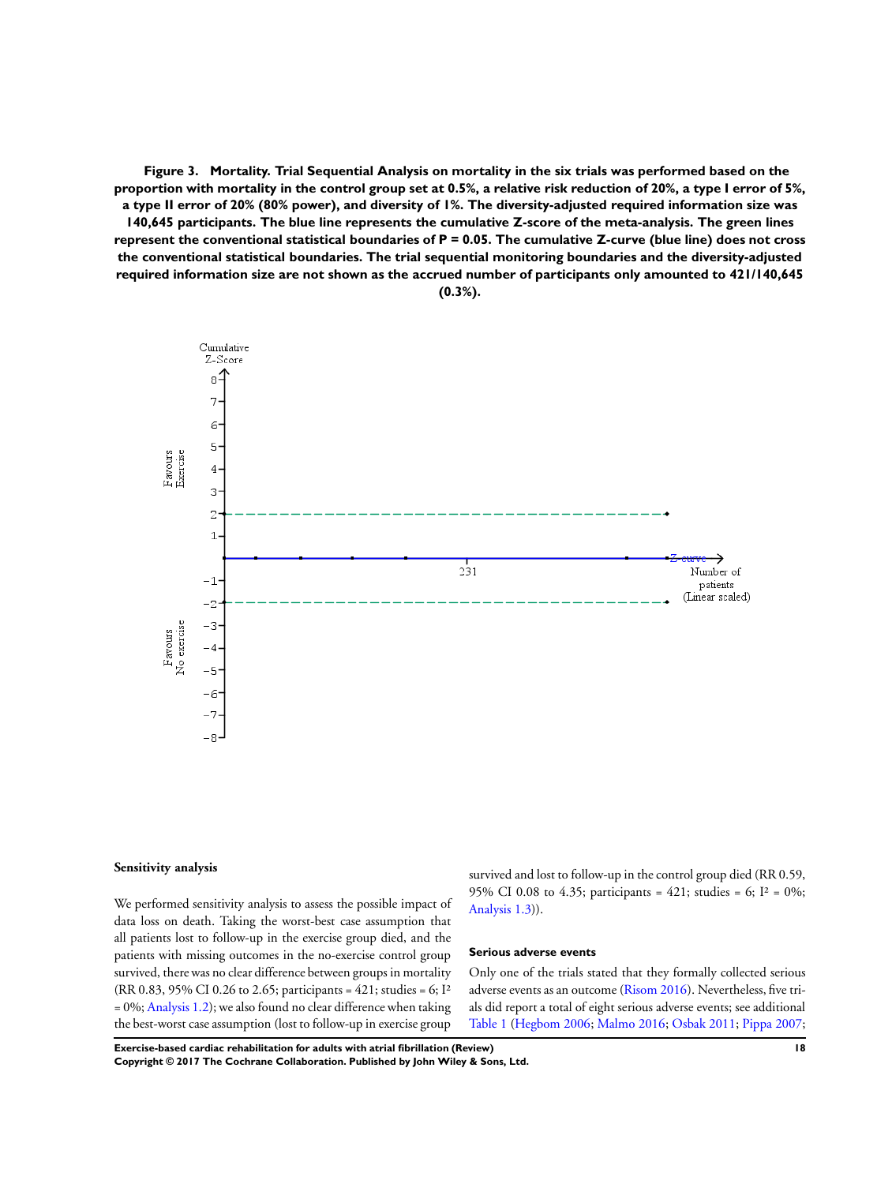**Figure 3. Mortality. Trial Sequential Analysis on mortality in the six trials was performed based on the proportion with mortality in the control group set at 0.5%, a relative risk reduction of 20%, a type I error of 5%, a type II error of 20% (80% power), and diversity of 1%. The diversity-adjusted required information size was 140,645 participants. The blue line represents the cumulative Z-score of the meta-analysis. The green lines represent the conventional statistical boundaries of P = 0.05. The cumulative Z-curve (blue line) does not cross the conventional statistical boundaries. The trial sequential monitoring boundaries and the diversity-adjusted required information size are not shown as the accrued number of participants only amounted to 421/140,645 (0.3%).**

### Sensitivity analysis

We performed sensitivity analysis to assess the possible impact of data loss on death. Taking the worst-best case assumption that all patients lost to follow-up in the exercise group died, and the patients with missing outcomes in the no-exercise control group survived, there was no clear difference between groups in mortality (RR 0.83, 95% CI 0.26 to 2.65; participants = 421; studies = 6; $I^2$ = 0%; Analysis 1.2); we also found no clear difference when taking the best-worst case assumption (lost to follow-up in exercise group survived and lost to follow-up in the control group died (RR 0.59, 95% CI 0.08 to 4.35; participants = 421; studies = 6; $I^2$ = 0%; Analysis 1.3)).

### Serious adverse events

Only one of the trials stated that they formally collected serious adverse events as an outcome (Risom 2016). Nevertheless, five trials did report a total of eight serious adverse events; see additional Table 1 (Hegbom 2006; Malmo 2016; Osbak 2011; Pippa 2007;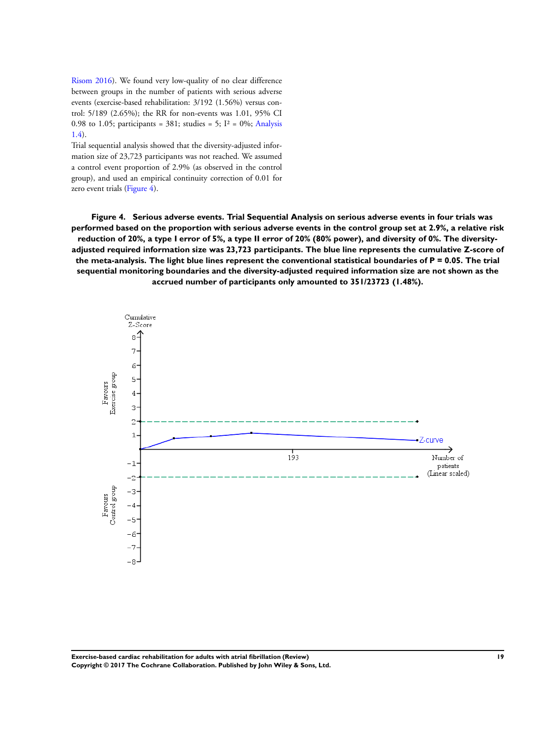Risom 2016). We found very low-quality of no clear difference between groups in the number of patients with serious adverse events (exercise-based rehabilitation: 3/192 (1.56%) versus control: 5/189 (2.65%); the RR for non-events was 1.01, 95% CI 0.98 to 1.05; participants = 381; studies = 5; $I^2$ = 0%; Analysis 1.4).

Trial sequential analysis showed that the diversity-adjusted information size of 23,723 participants was not reached. We assumed a control event proportion of 2.9% (as observed in the control group), and used an empirical continuity correction of 0.01 for zero event trials (Figure 4).

**Figure 4. Serious adverse events. Trial Sequential Analysis on serious adverse events in four trials was performed based on the proportion with serious adverse events in the control group set at 2.9%, a relative risk reduction of 20%, a type I error of 5%, a type II error of 20% (80% power), and diversity of 0%. The diversity-adjusted required information size was 23,723 participants. The blue line represents the cumulative Z-score of the meta-analysis. The light blue lines represent the conventional statistical boundaries of P = 0.05. The trial sequential monitoring boundaries and the diversity-adjusted required information size are not shown as the accrued number of participants only amounted to 351/23723 (1.48%).**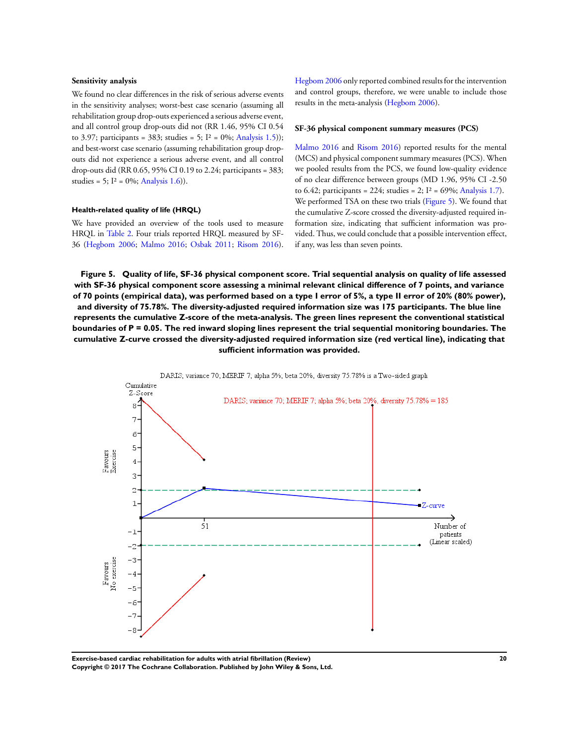### Sensitivity analysis

We found no clear differences in the risk of serious adverse events in the sensitivity analyses; worst-best case scenario (assuming all rehabilitation group drop-outs experienced a serious adverse event, and all control group drop-outs did not (RR 1.46, 95% CI 0.54 to 3.97; participants = 383; studies = 5; $I^2$ = 0%; Analysis 1.5)); and best-worst case scenario (assuming rehabilitation group drop-outs did not experience a serious adverse event, and all control drop-outs did (RR 0.65, 95% CI 0.19 to 2.24; participants = 383; studies = 5; $I^2$ = 0%; Analysis 1.6)).

### Health-related quality of life (HRQL)

We have provided an overview of the tools used to measure HRQL in Table 2. Four trials reported HRQL measured by SF-36 (Hegbom 2006; Malmo 2016; Osbak 2011; Risom 2016). Hegbom 2006 only reported combined results for the intervention and control groups, therefore, we were unable to include those results in the meta-analysis (Hegbom 2006).

### SF-36 physical component summary measures (PCS)

Malmo 2016 and Risom 2016) reported results for the mental (MCS) and physical component summary measures (PCS). When we pooled results from the PCS, we found low-quality evidence of no clear difference between groups (MD 1.96, 95% CI -2.50 to 6.42; participants = 224; studies = 2; $I^2$ = 69%; Analysis 1.7). We performed TSA on these two trials (Figure 5). We found that the cumulative Z-score crossed the diversity-adjusted required information size, indicating that sufficient information was provided. Thus, we could conclude that a possible intervention effect, if any, was less than seven points.

**Figure 5. Quality of life, SF-36 physical component score. Trial sequential analysis on quality of life assessed with SF-36 physical component score assessing a minimal relevant clinical difference of 7 points, and variance of 70 points (empirical data), was performed based on a type I error of 5%, a type II error of 20% (80% power), and diversity of 75.78%. The diversity-adjusted required information size was 175 participants. The blue line represents the cumulative Z-score of the meta-analysis. The green lines represent the conventional statistical boundaries of P = 0.05. The red inward sloping lines represent the trial sequential monitoring boundaries. The cumulative Z-curve crossed the diversity-adjusted required information size (red vertical line), indicating that sufficient information was provided.**

DARIS; variance 70; MERIF 7; alpha 5%; beta 20%, diversity 75.78% is a Two-sided graph

Cumulative Z-Score

DARIS; variance 70; MERIF 7; alpha 5%; beta 20%, diversity 75.78% = 185

Favours Exercise

Favours No exercise

Z-curve

51

Number of patients (Linear scaled)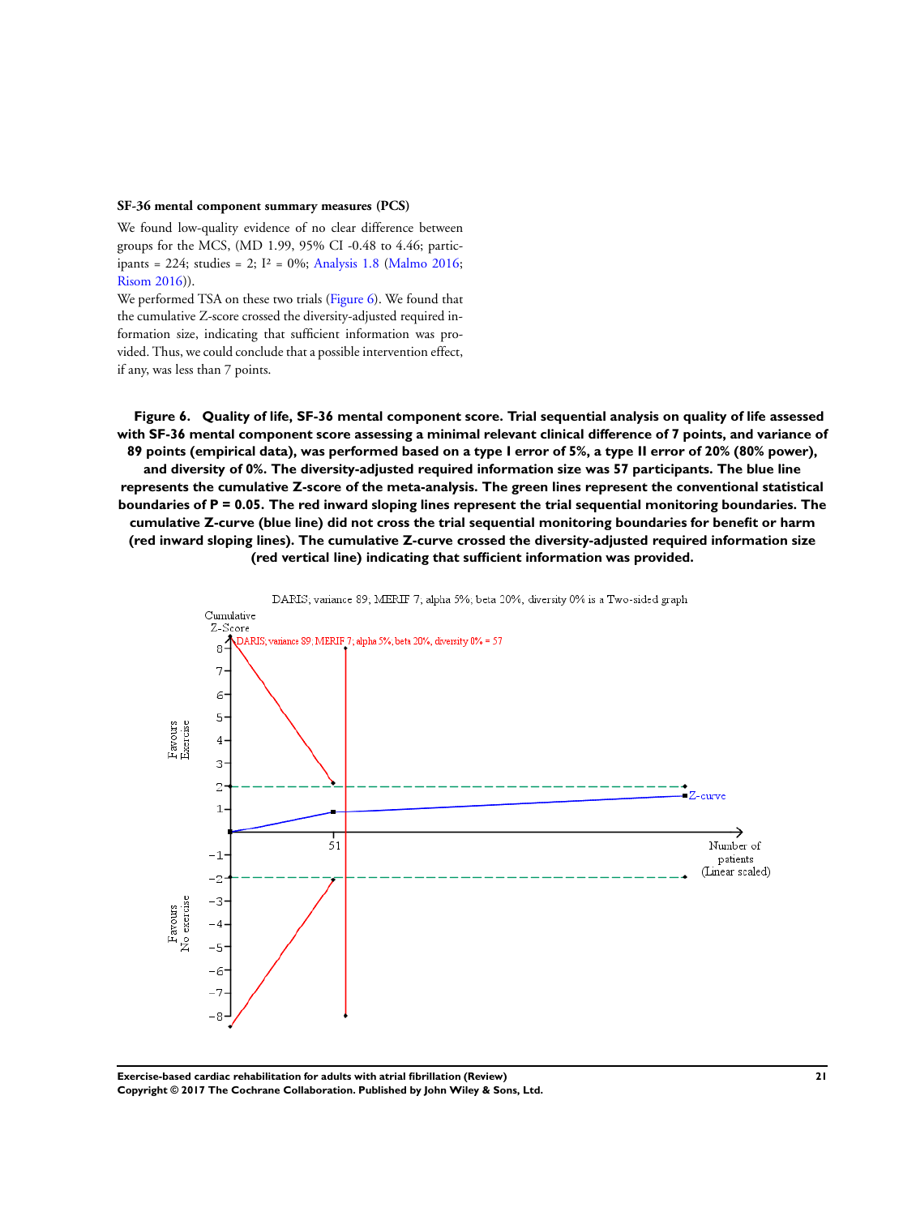### SF-36 mental component summary measures (PCS)

We found low-quality evidence of no clear difference between groups for the MCS, (MD 1.99, 95% CI -0.48 to 4.46; participants = 224; studies = 2; $I^2$ = 0%; Analysis 1.8 (Malmo 2016; Risom 2016)).

We performed TSA on these two trials (Figure 6). We found that the cumulative Z-score crossed the diversity-adjusted required information size, indicating that sufficient information was provided. Thus, we could conclude that a possible intervention effect, if any, was less than 7 points.

**Figure 6. Quality of life, SF-36 mental component score. Trial sequential analysis on quality of life assessed with SF-36 mental component score assessing a minimal relevant clinical difference of 7 points, and variance of 89 points (empirical data), was performed based on a type I error of 5%, a type II error of 20% (80% power), and diversity of 0%. The diversity-adjusted required information size was 57 participants. The blue line represents the cumulative Z-score of the meta-analysis. The green lines represent the conventional statistical boundaries of P = 0.05. The red inward sloping lines represent the trial sequential monitoring boundaries. The cumulative Z-curve (blue line) did not cross the trial sequential monitoring boundaries for benefit or harm (red inward sloping lines). The cumulative Z-curve crossed the diversity-adjusted required information size (red vertical line) indicating that sufficient information was provided.**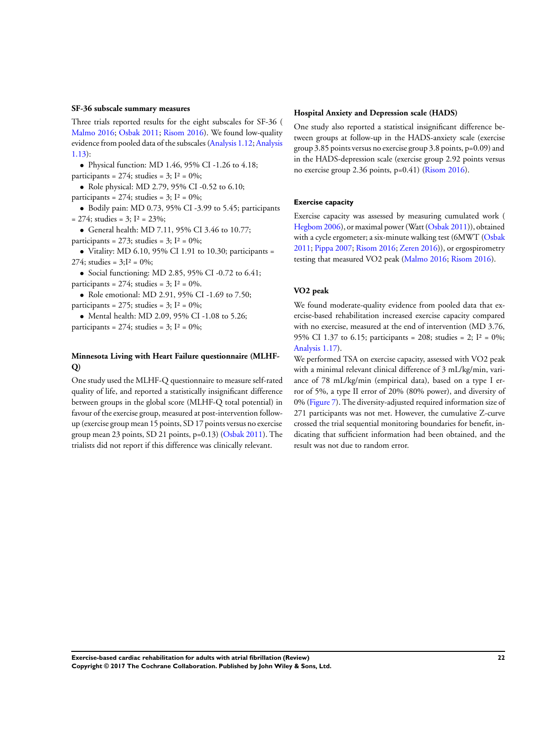#### SF-36 subscale summary measures

Three trials reported results for the eight subscales for SF-36 ( Malmo 2016; Osbak 2011; Risom 2016). We found low-quality evidence from pooled data of the subscales (Analysis 1.12; Analysis 1.13):

- Physical function: MD 1.46, 95% CI -1.26 to 4.18; participants = 274; studies = 3; $I^2$ = 0%;
- Role physical: MD 2.79, 95% CI -0.52 to 6.10; participants = 274; studies = 3; $I^2$ = 0%;
- Bodily pain: MD 0.73, 95% CI -3.99 to 5.45; participants = 274; studies = 3; $I^2$ = 23%;
- General health: MD 7.11, 95% CI 3.46 to 10.77; participants = 273; studies = 3; $I^2$ = 0%;
- Vitality: MD 6.10, 95% CI 1.91 to 10.30; participants = 274; studies = 3; $I^2$ = 0%;
- Social functioning: MD 2.85, 95% CI -0.72 to 6.41; participants = 274; studies = 3; $I^2$ = 0%.
- Role emotional: MD 2.91, 95% CI -1.69 to 7.50; participants = 275; studies = 3; $I^2$ = 0%;
- Mental health: MD 2.09, 95% CI -1.08 to 5.26; participants = 274; studies = 3; $I^2$ = 0%;

#### Minnesota Living with Heart Failure questionnaire (MLHF-Q)

One study used the MLHF-Q questionnaire to measure self-rated quality of life, and reported a statistically insignificant difference between groups in the global score (MLHF-Q total potential) in favour of the exercise group, measured at post-intervention follow-up (exercise group mean 15 points, SD 17 points versus no exercise group mean 23 points, SD 21 points, p=0.13) (Osbak 2011). The trialists did not report if this difference was clinically relevant.

#### Hospital Anxiety and Depression scale (HADS)

One study also reported a statistical insignificant difference between groups at follow-up in the HADS-anxiety scale (exercise group 3.85 points versus no exercise group 3.8 points, p=0.09) and in the HADS-depression scale (exercise group 2.92 points versus no exercise group 2.36 points, p=0.41) (Risom 2016).

#### Exercise capacity

Exercise capacity was assessed by measuring cumulated work ( Hegbom 2006), or maximal power (Watt (Osbak 2011)), obtained with a cycle ergometer; a six-minute walking test (6MWT (Osbak 2011; Pippa 2007; Risom 2016; Zeren 2016)), or ergospirometry testing that measured VO2 peak (Malmo 2016; Risom 2016).

#### VO2 peak

We found moderate-quality evidence from pooled data that exercise-based rehabilitation increased exercise capacity compared with no exercise, measured at the end of intervention (MD 3.76, 95% CI 1.37 to 6.15; participants = 208; studies = 2; $I^2$ = 0%; Analysis 1.17).

We performed TSA on exercise capacity, assessed with VO2 peak with a minimal relevant clinical difference of 3 mL/kg/min, variance of 78 mL/kg/min (empirical data), based on a type I error of 5%, a type II error of 20% (80% power), and diversity of 0% (Figure 7). The diversity-adjusted required information size of 271 participants was not met. However, the cumulative Z-curve crossed the trial sequential monitoring boundaries for benefit, indicating that sufficient information had been obtained, and the result was not due to random error.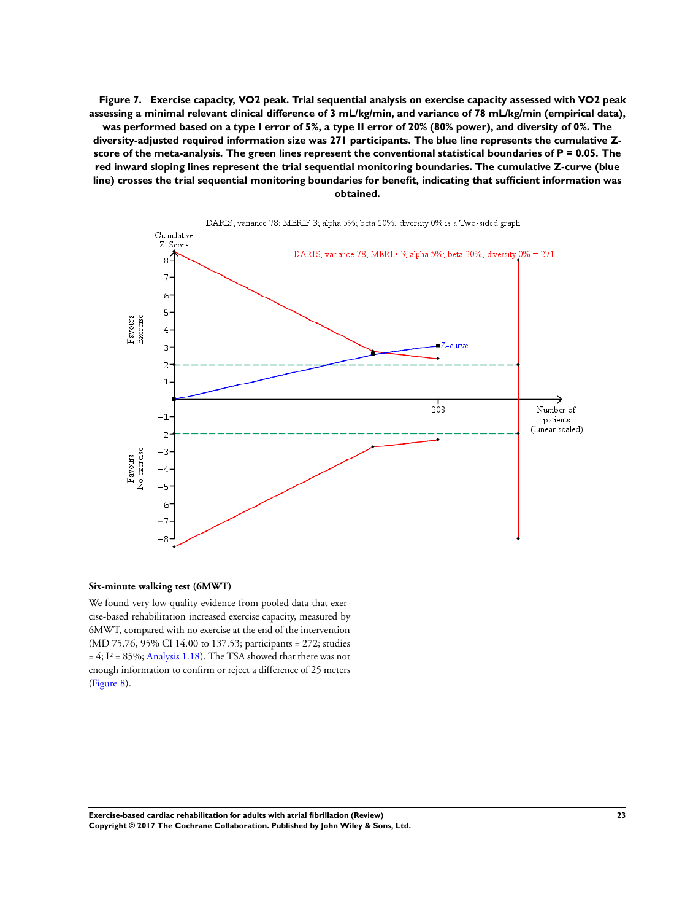**Figure 7. Exercise capacity, VO2 peak. Trial sequential analysis on exercise capacity assessed with VO2 peak assessing a minimal relevant clinical difference of 3 mL/kg/min, and variance of 78 mL/kg/min (empirical data), was performed based on a type I error of 5%, a type II error of 20% (80% power), and diversity of 0%. The diversity-adjusted required information size was 271 participants. The blue line represents the cumulative Z-score of the meta-analysis. The green lines represent the conventional statistical boundaries of P = 0.05. The red inward sloping lines represent the trial sequential monitoring boundaries. The cumulative Z-curve (blue line) crosses the trial sequential monitoring boundaries for benefit, indicating that sufficient information was obtained.**

### Six-minute walking test (6MWT)

We found very low-quality evidence from pooled data that exercise-based rehabilitation increased exercise capacity, measured by 6MWT, compared with no exercise at the end of the intervention (MD 75.76, 95% CI 14.00 to 137.53; participants = 272; studies = 4; $I^2$ = 85%; Analysis 1.18). The TSA showed that there was not enough information to confirm or reject a difference of 25 meters (Figure 8).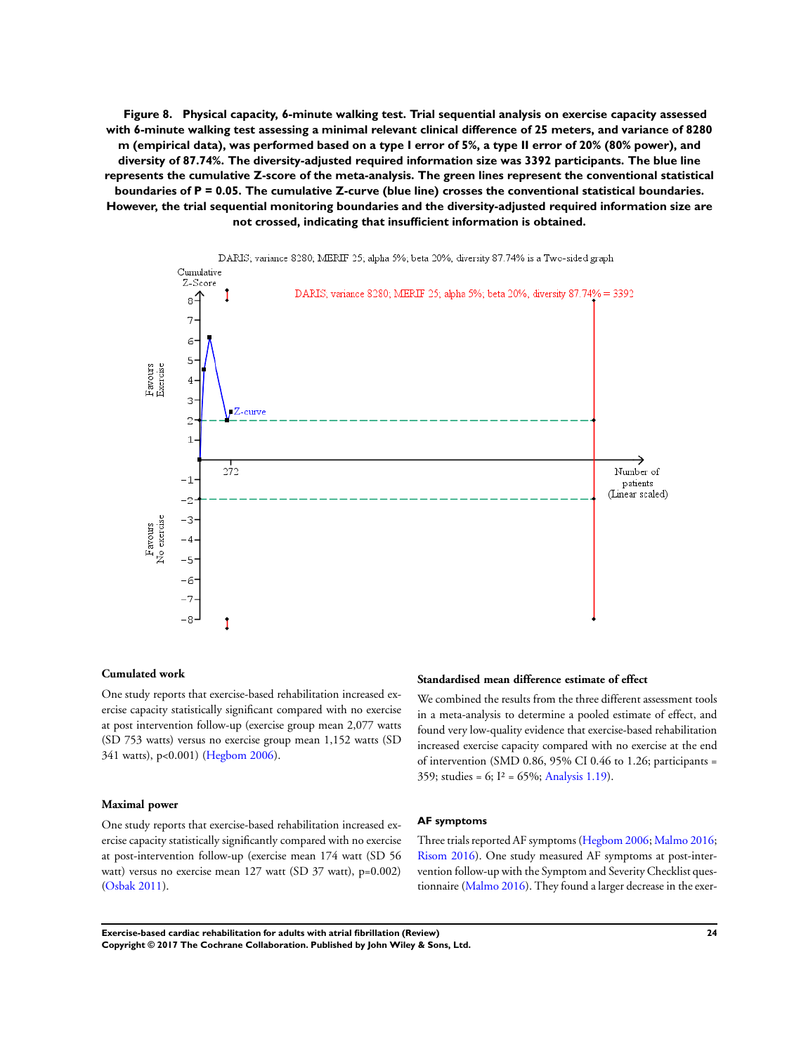**Figure 8. Physical capacity, 6-minute walking test. Trial sequential analysis on exercise capacity assessed with 6-minute walking test assessing a minimal relevant clinical difference of 25 meters, and variance of 8280 m (empirical data), was performed based on a type I error of 5%, a type II error of 20% (80% power), and diversity of 87.74%. The diversity-adjusted required information size was 3392 participants. The blue line represents the cumulative Z-score of the meta-analysis. The green lines represent the conventional statistical boundaries of P = 0.05. The cumulative Z-curve (blue line) crosses the conventional statistical boundaries. However, the trial sequential monitoring boundaries and the diversity-adjusted required information size are not crossed, indicating that insufficient information is obtained.**

#### Cumulated work

One study reports that exercise-based rehabilitation increased exercise capacity statistically significant compared with no exercise at post intervention follow-up (exercise group mean 2,077 watts (SD 753 watts) versus no exercise group mean 1,152 watts (SD 341 watts), p<0.001) (Hegbom 2006).

#### Maximal power

One study reports that exercise-based rehabilitation increased exercise capacity statistically significantly compared with no exercise at post-intervention follow-up (exercise mean 174 watt (SD 56 watt) versus no exercise mean 127 watt (SD 37 watt), p=0.002) (Osbak 2011).

#### Standardised mean difference estimate of effect

We combined the results from the three different assessment tools in a meta-analysis to determine a pooled estimate of effect, and found very low-quality evidence that exercise-based rehabilitation increased exercise capacity compared with no exercise at the end of intervention (SMD 0.86, 95% CI 0.46 to 1.26; participants = 359; studies = 6; $I^2$ = 65%; Analysis 1.19).

#### AF symptoms

Three trials reported AF symptoms (Hegbom 2006; Malmo 2016; Risom 2016). One study measured AF symptoms at post-intervention follow-up with the Symptom and Severity Checklist questionnaire (Malmo 2016). They found a larger decrease in the exer-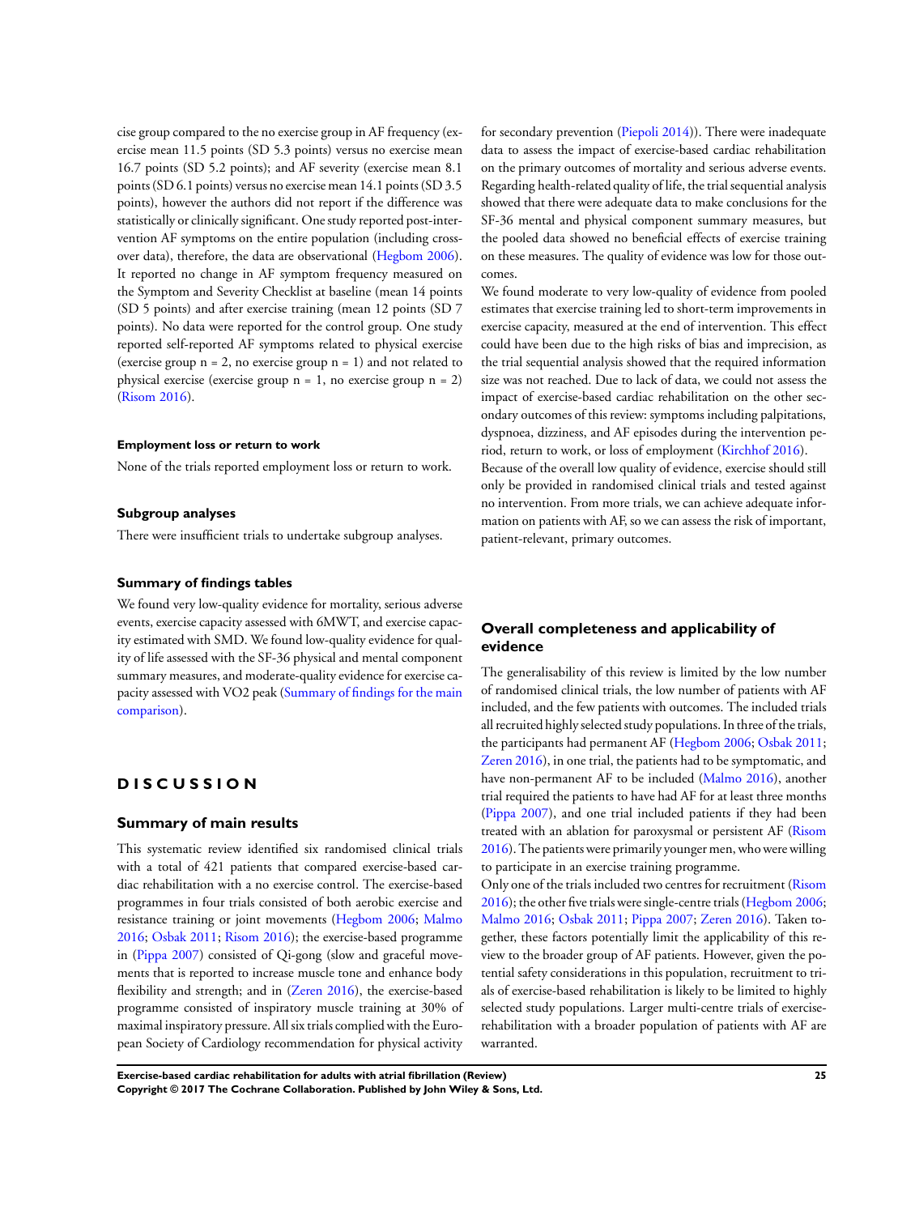cise group compared to the no exercise group in AF frequency (exercise mean 11.5 points (SD 5.3 points) versus no exercise mean 16.7 points (SD 5.2 points); and AF severity (exercise mean 8.1 points (SD 6.1 points) versus no exercise mean 14.1 points (SD 3.5 points), however the authors did not report if the difference was statistically or clinically significant. One study reported post-intervention AF symptoms on the entire population (including cross-over data), therefore, the data are observational (Hegbom 2006). It reported no change in AF symptom frequency measured on the Symptom and Severity Checklist at baseline (mean 14 points (SD 5 points) and after exercise training (mean 12 points (SD 7 points). No data were reported for the control group. One study reported self-reported AF symptoms related to physical exercise (exercise group n = 2, no exercise group n = 1) and not related to physical exercise (exercise group n = 1, no exercise group n = 2) (Risom 2016).

#### Employment loss or return to work

None of the trials reported employment loss or return to work.

#### Subgroup analyses

There were insufficient trials to undertake subgroup analyses.

#### Summary of findings tables

We found very low-quality evidence for mortality, serious adverse events, exercise capacity assessed with 6MWT, and exercise capacity estimated with SMD. We found low-quality evidence for quality of life assessed with the SF-36 physical and mental component summary measures, and moderate-quality evidence for exercise capacity assessed with VO2 peak (Summary of findings for the main comparison).

# DISCUSSION

## Summary of main results

This systematic review identified six randomised clinical trials with a total of 421 patients that compared exercise-based cardiac rehabilitation with a no exercise control. The exercise-based programmes in four trials consisted of both aerobic exercise and resistance training or joint movements (Hegbom 2006; Malmo 2016; Osbak 2011; Risom 2016); the exercise-based programme in (Pippa 2007) consisted of Qi-gong (slow and graceful movements that is reported to increase muscle tone and enhance body flexibility and strength; and in (Zeren 2016), the exercise-based programme consisted of inspiratory muscle training at 30% of maximal inspiratory pressure. All six trials complied with the European Society of Cardiology recommendation for physical activity for secondary prevention (Piepoli 2014)). There were inadequate data to assess the impact of exercise-based cardiac rehabilitation on the primary outcomes of mortality and serious adverse events. Regarding health-related quality of life, the trial sequential analysis showed that there were adequate data to make conclusions for the SF-36 mental and physical component summary measures, but the pooled data showed no beneficial effects of exercise training on these measures. The quality of evidence was low for those outcomes.

We found moderate to very low-quality of evidence from pooled estimates that exercise training led to short-term improvements in exercise capacity, measured at the end of intervention. This effect could have been due to the high risks of bias and imprecision, as the trial sequential analysis showed that the required information size was not reached. Due to lack of data, we could not assess the impact of exercise-based cardiac rehabilitation on the other secondary outcomes of this review: symptoms including palpitations, dyspnoea, dizziness, and AF episodes during the intervention period, return to work, or loss of employment (Kirchhof 2016).

Because of the overall low quality of evidence, exercise should still only be provided in randomised clinical trials and tested against no intervention. From more trials, we can achieve adequate information on patients with AF, so we can assess the risk of important, patient-relevant, primary outcomes.

## Overall completeness and applicability of evidence

The generalisability of this review is limited by the low number of randomised clinical trials, the low number of patients with AF included, and the few patients with outcomes. The included trials all recruited highly selected study populations. In three of the trials, the participants had permanent AF (Hegbom 2006; Osbak 2011; Zeren 2016), in one trial, the patients had to be symptomatic, and have non-permanent AF to be included (Malmo 2016), another trial required the patients to have had AF for at least three months (Pippa 2007), and one trial included patients if they had been treated with an ablation for paroxysmal or persistent AF (Risom 2016). The patients were primarily younger men, who were willing to participate in an exercise training programme.

Only one of the trials included two centres for recruitment (Risom 2016); the other five trials were single-centre trials (Hegbom 2006; Malmo 2016; Osbak 2011; Pippa 2007; Zeren 2016). Taken together, these factors potentially limit the applicability of this review to the broader group of AF patients. However, given the potential safety considerations in this population, recruitment to trials of exercise-based rehabilitation is likely to be limited to highly selected study populations. Larger multi-centre trials of exercise-rehabilitation with a broader population of patients with AF are warranted.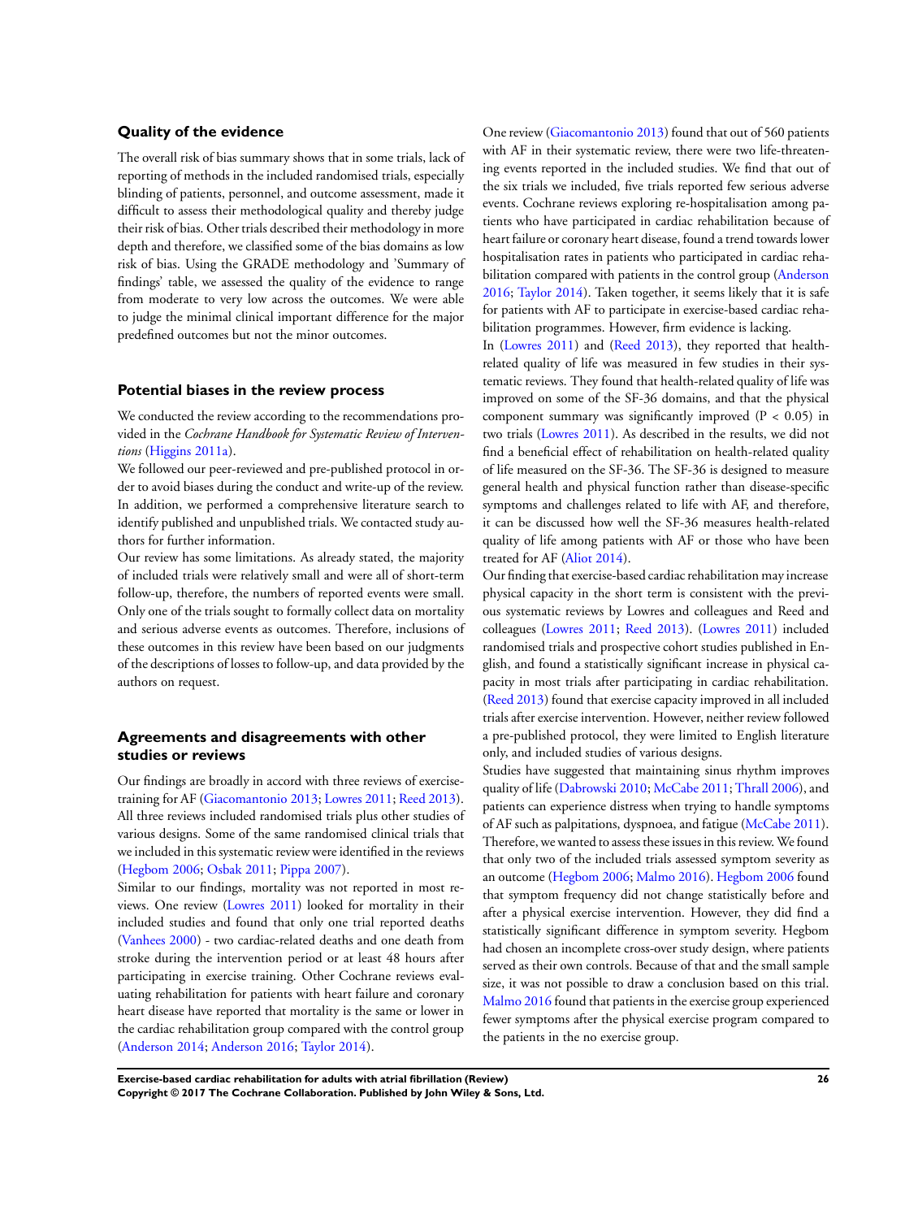### Quality of the evidence

The overall risk of bias summary shows that in some trials, lack of reporting of methods in the included randomised trials, especially blinding of patients, personnel, and outcome assessment, made it difficult to assess their methodological quality and thereby judge their risk of bias. Other trials described their methodology in more depth and therefore, we classified some of the bias domains as low risk of bias. Using the GRADE methodology and 'Summary of findings' table, we assessed the quality of the evidence to range from moderate to very low across the outcomes. We were able to judge the minimal clinical important difference for the major predefined outcomes but not the minor outcomes.

### Potential biases in the review process

We conducted the review according to the recommendations provided in the *Cochrane Handbook for Systematic Review of Interventions* (Higgins 2011a).

We followed our peer-reviewed and pre-published protocol in order to avoid biases during the conduct and write-up of the review. In addition, we performed a comprehensive literature search to identify published and unpublished trials. We contacted study authors for further information.

Our review has some limitations. As already stated, the majority of included trials were relatively small and were all of short-term follow-up, therefore, the numbers of reported events were small. Only one of the trials sought to formally collect data on mortality and serious adverse events as outcomes. Therefore, inclusions of these outcomes in this review have been based on our judgments of the descriptions of losses to follow-up, and data provided by the authors on request.

### Agreements and disagreements with other studies or reviews

Our findings are broadly in accord with three reviews of exercise-training for AF (Giacomantonio 2013; Lowres 2011; Reed 2013). All three reviews included randomised trials plus other studies of various designs. Some of the same randomised clinical trials that we included in this systematic review were identified in the reviews (Hegbom 2006; Osbak 2011; Pippa 2007).

Similar to our findings, mortality was not reported in most reviews. One review (Lowres 2011) looked for mortality in their included studies and found that only one trial reported deaths (Vanhees 2000) - two cardiac-related deaths and one death from stroke during the intervention period or at least 48 hours after participating in exercise training. Other Cochrane reviews evaluating rehabilitation for patients with heart failure and coronary heart disease have reported that mortality is the same or lower in the cardiac rehabilitation group compared with the control group (Anderson 2014; Anderson 2016; Taylor 2014).

One review (Giacomantonio 2013) found that out of 560 patients with AF in their systematic review, there were two life-threatening events reported in the included studies. We find that out of the six trials we included, five trials reported few serious adverse events. Cochrane reviews exploring re-hospitalisation among patients who have participated in cardiac rehabilitation because of heart failure or coronary heart disease, found a trend towards lower hospitalisation rates in patients who participated in cardiac rehabilitation compared with patients in the control group (Anderson 2016; Taylor 2014). Taken together, it seems likely that it is safe for patients with AF to participate in exercise-based cardiac rehabilitation programmes. However, firm evidence is lacking.

In (Lowres 2011) and (Reed 2013), they reported that health-related quality of life was measured in few studies in their systematic reviews. They found that health-related quality of life was improved on some of the SF-36 domains, and that the physical component summary was significantly improved ($P < 0.05$) in two trials (Lowres 2011). As described in the results, we did not find a beneficial effect of rehabilitation on health-related quality of life measured on the SF-36. The SF-36 is designed to measure general health and physical function rather than disease-specific symptoms and challenges related to life with AF, and therefore, it can be discussed how well the SF-36 measures health-related quality of life among patients with AF or those who have been treated for AF (Aliot 2014).

Our finding that exercise-based cardiac rehabilitation may increase physical capacity in the short term is consistent with the previous systematic reviews by Lowres and colleagues and Reed and colleagues (Lowres 2011; Reed 2013). (Lowres 2011) included randomised trials and prospective cohort studies published in English, and found a statistically significant increase in physical capacity in most trials after participating in cardiac rehabilitation. (Reed 2013) found that exercise capacity improved in all included trials after exercise intervention. However, neither review followed a pre-published protocol, they were limited to English literature only, and included studies of various designs.

Studies have suggested that maintaining sinus rhythm improves quality of life (Dabrowski 2010; McCabe 2011; Thrall 2006), and patients can experience distress when trying to handle symptoms of AF such as palpitations, dyspnoea, and fatigue (McCabe 2011). Therefore, we wanted to assess these issues in this review. We found that only two of the included trials assessed symptom severity as an outcome (Hegbom 2006; Malmo 2016). Hegbom 2006 found that symptom frequency did not change statistically before and after a physical exercise intervention. However, they did find a statistically significant difference in symptom severity. Hegbom had chosen an incomplete cross-over study design, where patients served as their own controls. Because of that and the small sample size, it was not possible to draw a conclusion based on this trial. Malmo 2016 found that patients in the exercise group experienced fewer symptoms after the physical exercise program compared to the patients in the no exercise group.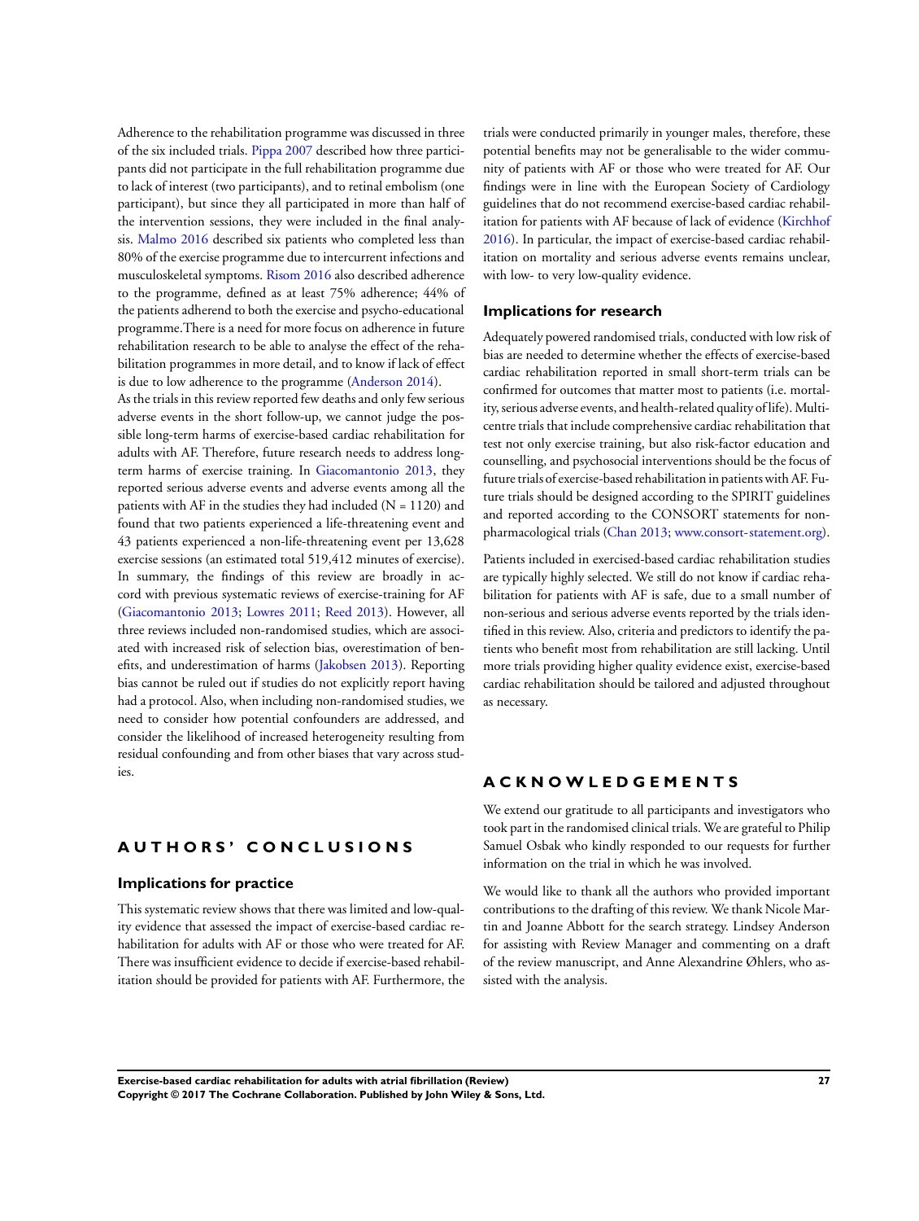Adherence to the rehabilitation programme was discussed in three of the six included trials. Pippa 2007 described how three participants did not participate in the full rehabilitation programme due to lack of interest (two participants), and to retinal embolism (one participant), but since they all participated in more than half of the intervention sessions, they were included in the final analysis. Malmo 2016 described six patients who completed less than 80% of the exercise programme due to intercurrent infections and musculoskeletal symptoms. Risom 2016 also described adherence to the programme, defined as at least 75% adherence; 44% of the patients adherend to both the exercise and psycho-educational programme.There is a need for more focus on adherence in future rehabilitation research to be able to analyse the effect of the rehabilitation programmes in more detail, and to know if lack of effect is due to low adherence to the programme (Anderson 2014).

As the trials in this review reported few deaths and only few serious adverse events in the short follow-up, we cannot judge the possible long-term harms of exercise-based cardiac rehabilitation for adults with AF. Therefore, future research needs to address long-term harms of exercise training. In Giacomantonio 2013, they reported serious adverse events and adverse events among all the patients with AF in the studies they had included (N = 1120) and found that two patients experienced a life-threatening event and 43 patients experienced a non-life-threatening event per 13,628 exercise sessions (an estimated total 519,412 minutes of exercise). In summary, the findings of this review are broadly in accord with previous systematic reviews of exercise-training for AF (Giacomantonio 2013; Lowres 2011; Reed 2013). However, all three reviews included non-randomised studies, which are associated with increased risk of selection bias, overestimation of benefits, and underestimation of harms (Jakobsen 2013). Reporting bias cannot be ruled out if studies do not explicitly report having had a protocol. Also, when including non-randomised studies, we need to consider how potential confounders are addressed, and consider the likelihood of increased heterogeneity resulting from residual confounding and from other biases that vary across studies.

# AUTHORS' CONCLUSIONS

## Implications for practice

This systematic review shows that there was limited and low-quality evidence that assessed the impact of exercise-based cardiac rehabilitation for adults with AF or those who were treated for AF. There was insufficient evidence to decide if exercise-based rehabilitation should be provided for patients with AF. Furthermore, the trials were conducted primarily in younger males, therefore, these potential benefits may not be generalisable to the wider community of patients with AF or those who were treated for AF. Our findings were in line with the European Society of Cardiology guidelines that do not recommend exercise-based cardiac rehabilitation for patients with AF because of lack of evidence (Kirchhof 2016). In particular, the impact of exercise-based cardiac rehabilitation on mortality and serious adverse events remains unclear, with low- to very low-quality evidence.

## Implications for research

Adequately powered randomised trials, conducted with low risk of bias are needed to determine whether the effects of exercise-based cardiac rehabilitation reported in small short-term trials can be confirmed for outcomes that matter most to patients (i.e. mortality, serious adverse events, and health-related quality of life). Multicentre trials that include comprehensive cardiac rehabilitation that test not only exercise training, but also risk-factor education and counselling, and psychosocial interventions should be the focus of future trials of exercise-based rehabilitation in patients with AF. Future trials should be designed according to the SPIRIT guidelines and reported according to the CONSORT statements for non-pharmacological trials (Chan 2013; www.consort-statement.org).

Patients included in exercised-based cardiac rehabilitation studies are typically highly selected. We still do not know if cardiac rehabilitation for patients with AF is safe, due to a small number of non-serious and serious adverse events reported by the trials identified in this review. Also, criteria and predictors to identify the patients who benefit most from rehabilitation are still lacking. Until more trials providing higher quality evidence exist, exercise-based cardiac rehabilitation should be tailored and adjusted throughout as necessary.

# ACKNOWLEDGEMENTS

We extend our gratitude to all participants and investigators who took part in the randomised clinical trials. We are grateful to Philip Samuel Osbak who kindly responded to our requests for further information on the trial in which he was involved.

We would like to thank all the authors who provided important contributions to the drafting of this review. We thank Nicole Martin and Joanne Abbott for the search strategy. Lindsey Anderson for assisting with Review Manager and commenting on a draft of the review manuscript, and Anne Alexandrine Øhlers, who assisted with the analysis.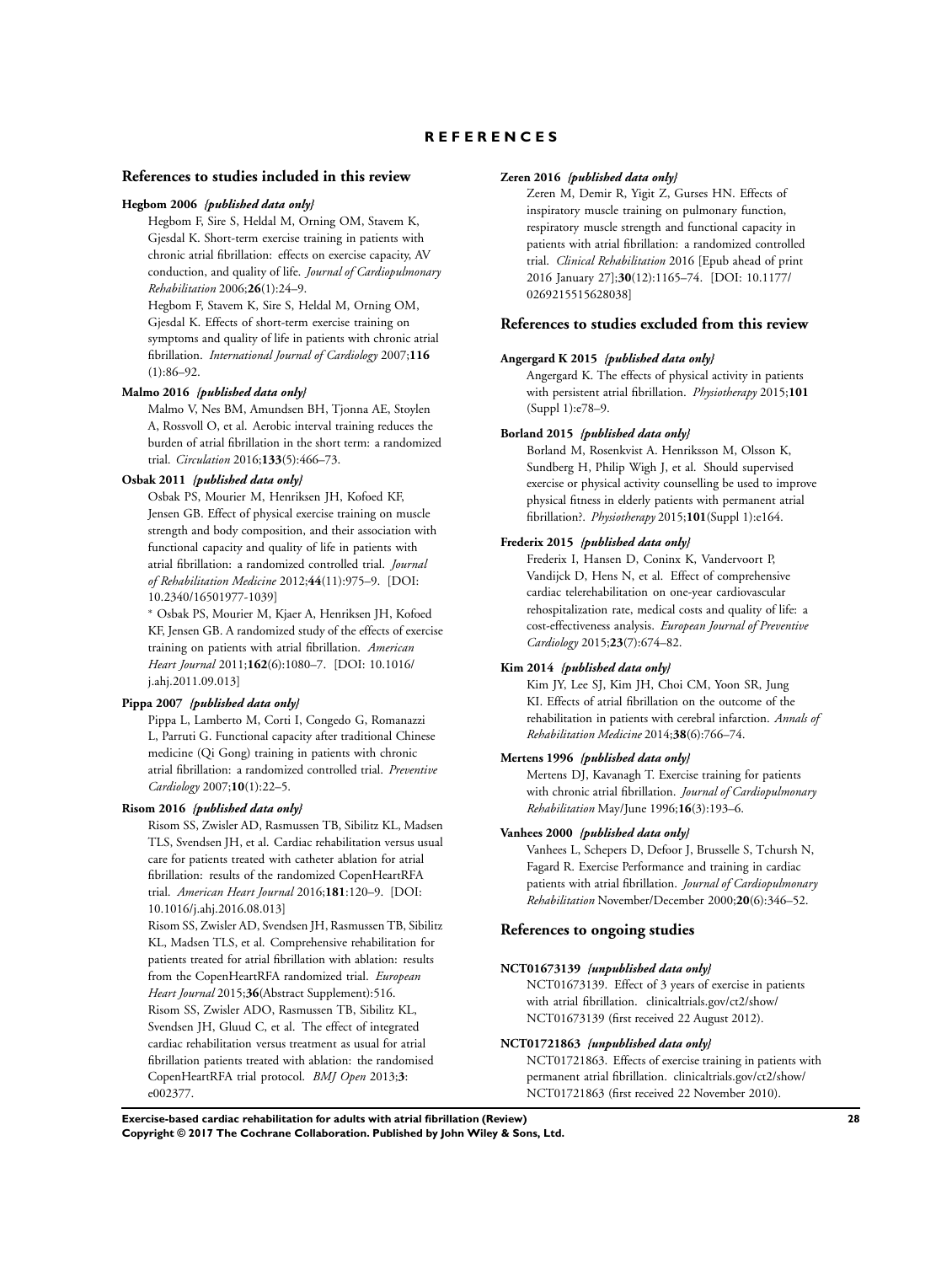# REFERENCES

## References to studies included in this review

**Hegbom 2006** *{published data only}*

Hegbom F, Sire S, Heldal M, Orning OM, Stavem K, Gjesdal K. Short-term exercise training in patients with chronic atrial fibrillation: effects on exercise capacity, AV conduction, and quality of life. *Journal of Cardiopulmonary Rehabilitation* 2006;**26**(1):24–9.

Hegbom F, Stavem K, Sire S, Heldal M, Orning OM, Gjesdal K. Effects of short-term exercise training on symptoms and quality of life in patients with chronic atrial fibrillation. *International Journal of Cardiology* 2007;**116**(1):86–92.

**Malmo 2016** *{published data only}*

Malmo V, Nes BM, Amundsen BH, Tjonna AE, Stoylen A, Rossvoll O, et al. Aerobic interval training reduces the burden of atrial fibrillation in the short term: a randomized trial. *Circulation* 2016;**133**(5):466–73.

**Osbak 2011** *{published data only}*

Osbak PS, Mourier M, Henriksen JH, Kofoed KF, Jensen GB. Effect of physical exercise training on muscle strength and body composition, and their association with functional capacity and quality of life in patients with atrial fibrillation: a randomized controlled trial. *Journal of Rehabilitation Medicine* 2012;**44**(11):975–9. [DOI: 10.2340/16501977-1039]

* Osbak PS, Mourier M, Kjaer A, Henriksen JH, Kofoed KF, Jensen GB. A randomized study of the effects of exercise training on patients with atrial fibrillation. *American Heart Journal* 2011;**162**(6):1080–7. [DOI: 10.1016/j.ahj.2011.09.013]

**Pippa 2007** *{published data only}*

Pippa L, Lamberto M, Corti I, Congedo G, Romanazzi L, Parruti G. Functional capacity after traditional Chinese medicine (Qi Gong) training in patients with chronic atrial fibrillation: a randomized controlled trial. *Preventive Cardiology* 2007;**10**(1):22–5.

**Risom 2016** *{published data only}*

Risom SS, Zwisler AD, Rasmussen TB, Sibilitz KL, Madsen TLS, Svendsen JH, et al. Cardiac rehabilitation versus usual care for patients treated with catheter ablation for atrial fibrillation: results of the randomized CopenHeartRFA trial. *American Heart Journal* 2016;**181**:120–9. [DOI: 10.1016/j.ahj.2016.08.013]

Risom SS, Zwisler AD, Svendsen JH, Rasmussen TB, Sibilitz KL, Madsen TLS, et al. Comprehensive rehabilitation for patients treated for atrial fibrillation with ablation: results from the CopenHeartRFA randomized trial. *European Heart Journal* 2015;**36**(Abstract Supplement):516.

Risom SS, Zwisler ADO, Rasmussen TB, Sibilitz KL, Svendsen JH, Gluud C, et al. The effect of integrated cardiac rehabilitation versus treatment as usual for atrial fibrillation patients treated with ablation: the randomised CopenHeartRFA trial protocol. *BMJ Open* 2013;**3**:e002377.

**Zeren 2016** *{published data only}*

Zeren M, Demir R, Yigit Z, Gurses HN. Effects of inspiratory muscle training on pulmonary function, respiratory muscle strength and functional capacity in patients with atrial fibrillation: a randomized controlled trial. *Clinical Rehabilitation* 2016 [Epub ahead of print 2016 January 27];**30**(12):1165–74. [DOI: 10.1177/0269215515628038]

## References to studies excluded from this review

**Angergard K 2015** *{published data only}*

Angergard K. The effects of physical activity in patients with persistent atrial fibrillation. *Physiotherapy* 2015;**101** (Suppl 1):e78–9.

**Borland 2015** *{published data only}*

Borland M, Rosenkvist A. Henriksson M, Olsson K, Sundberg H, Philip Wigh J, et al. Should supervised exercise or physical activity counselling be used to improve physical fitness in elderly patients with permanent atrial fibrillation?. *Physiotherapy* 2015;**101**(Suppl 1):e164.

**Frederix 2015** *{published data only}*

Frederix I, Hansen D, Coninx K, Vandervoort P, Vandijck D, Hens N, et al. Effect of comprehensive cardiac telerehabilitation on one-year cardiovascular rehospitalization rate, medical costs and quality of life: a cost-effectiveness analysis. *European Journal of Preventive Cardiology* 2015;**23**(7):674–82.

**Kim 2014** *{published data only}*

Kim JY, Lee SJ, Kim JH, Choi CM, Yoon SR, Jung KI. Effects of atrial fibrillation on the outcome of the rehabilitation in patients with cerebral infarction. *Annals of Rehabilitation Medicine* 2014;**38**(6):766–74.

**Mertens 1996** *{published data only}*

Mertens DJ, Kavanagh T. Exercise training for patients with chronic atrial fibrillation. *Journal of Cardiopulmonary Rehabilitation* May/June 1996;**16**(3):193–6.

**Vanhees 2000** *{published data only}*

Vanhees L, Schepers D, Defoor J, Brusselle S, Tchursh N, Fagard R. Exercise Performance and training in cardiac patients with atrial fibrillation. *Journal of Cardiopulmonary Rehabilitation* November/December 2000;**20**(6):346–52.

## References to ongoing studies

**NCT01673139** *{unpublished data only}*

NCT01673139. Effect of 3 years of exercise in patients with atrial fibrillation. clinicaltrials.gov/ct2/show/NCT01673139 (first received 22 August 2012).

**NCT01721863** *{unpublished data only}*

NCT01721863. Effects of exercise training in patients with permanent atrial fibrillation. clinicaltrials.gov/ct2/show/NCT01721863 (first received 22 November 2010).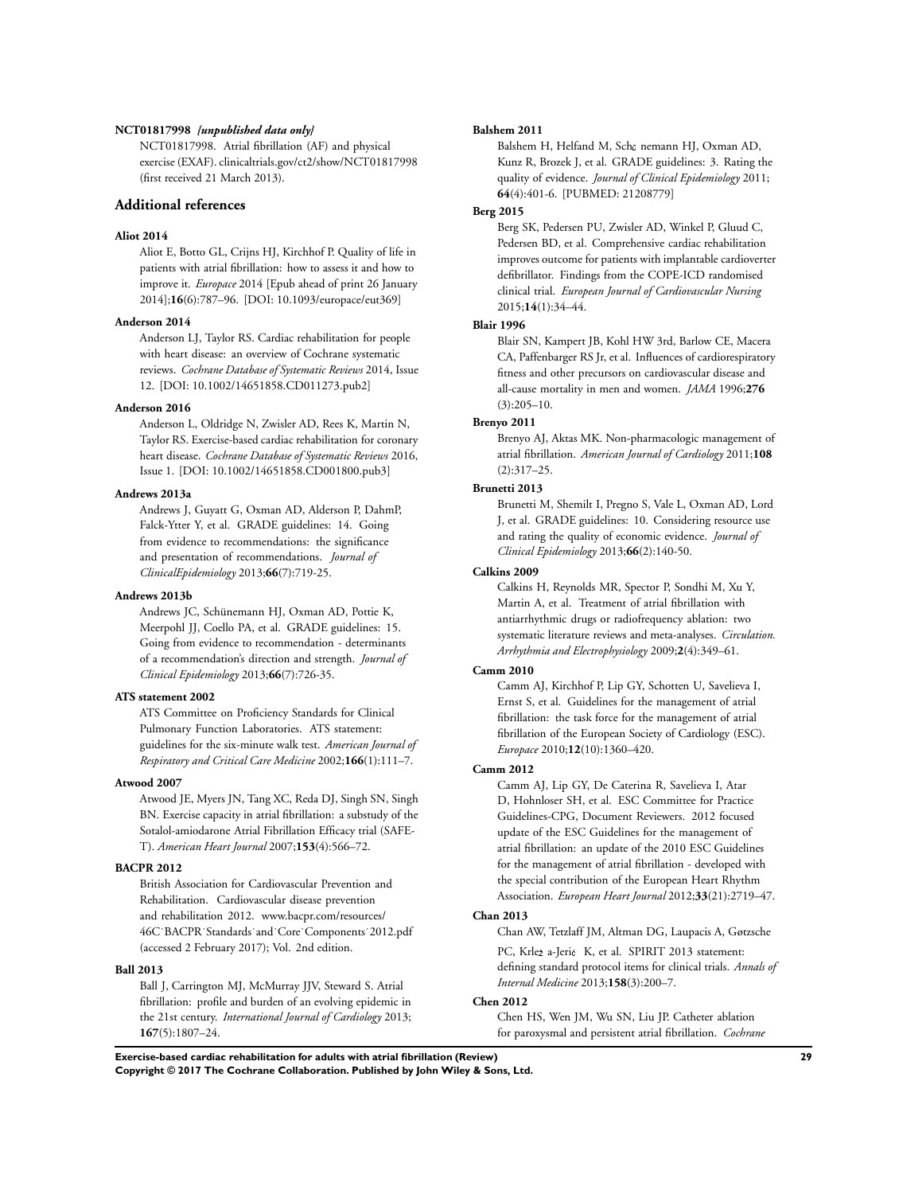**NCT01817998** *{unpublished data only}*

NCT01817998. Atrial fibrillation (AF) and physical exercise (EXAF). clinicaltrials.gov/ct2/show/NCT01817998 (first received 21 March 2013).

## Additional references

**Aliot 2014**

Aliot E, Botto GL, Crijns HJ, Kirchhof P. Quality of life in patients with atrial fibrillation: how to assess it and how to improve it. *Europace* 2014 [Epub ahead of print 26 January 2014];**16**(6):787–96. [DOI: 10.1093/europace/eut369]

**Anderson 2014**

Anderson LJ, Taylor RS. Cardiac rehabilitation for people with heart disease: an overview of Cochrane systematic reviews. *Cochrane Database of Systematic Reviews* 2014, Issue 12. [DOI: 10.1002/14651858.CD011273.pub2]

**Anderson 2016**

Anderson L, Oldridge N, Zwisler AD, Rees K, Martin N, Taylor RS. Exercise-based cardiac rehabilitation for coronary heart disease. *Cochrane Database of Systematic Reviews* 2016, Issue 1. [DOI: 10.1002/14651858.CD001800.pub3]

**Andrews 2013a**

Andrews J, Guyatt G, Oxman AD, Alderson P, DahmP, Falck-Ytter Y, et al. GRADE guidelines: 14. Going from evidence to recommendations: the significance and presentation of recommendations. *Journal of ClinicalEpidemiology* 2013;**66**(7):719-25.

**Andrews 2013b**

Andrews JC, Schünemann HJ, Oxman AD, Pottie K, Meerpohl JJ, Coello PA, et al. GRADE guidelines: 15. Going from evidence to recommendation - determinants of a recommendation's direction and strength. *Journal of Clinical Epidemiology* 2013;**66**(7):726-35.

**ATS statement 2002**

ATS Committee on Proficiency Standards for Clinical Pulmonary Function Laboratories. ATS statement: guidelines for the six-minute walk test. *American Journal of Respiratory and Critical Care Medicine* 2002;**166**(1):111–7.

**Atwood 2007**

Atwood JE, Myers JN, Tang XC, Reda DJ, Singh SN, Singh BN. Exercise capacity in atrial fibrillation: a substudy of the Sotalol-amiodarone Atrial Fibrillation Efficacy trial (SAFE-T). *American Heart Journal* 2007;**153**(4):566–72.

**BACPR 2012**

British Association for Cardiovascular Prevention and Rehabilitation. Cardiovascular disease prevention and rehabilitation 2012. www.bacpr.com/resources/46C˙BACPR˙Standards˙and˙Core˙Components˙2012.pdf (accessed 2 February 2017); Vol. 2nd edition.

**Ball 2013**

Ball J, Carrington MJ, McMurray JJV, Steward S. Atrial fibrillation: profile and burden of an evolving epidemic in the 21st century. *International Journal of Cardiology* 2013;**167**(5):1807–24.

**Balshem 2011**

Balshem H, Helfand M, Sch¿ nemann HJ, Oxman AD, Kunz R, Brozek J, et al. GRADE guidelines: 3. Rating the quality of evidence. *Journal of Clinical Epidemiology* 2011;**64**(4):401-6. [PUBMED: 21208779]

**Berg 2015**

Berg SK, Pedersen PU, Zwisler AD, Winkel P, Gluud C, Pedersen BD, et al. Comprehensive cardiac rehabilitation improves outcome for patients with implantable cardioverter defibrillator. Findings from the COPE-ICD randomised clinical trial. *European Journal of Cardiovascular Nursing* 2015;**14**(1):34–44.

**Blair 1996**

Blair SN, Kampert JB, Kohl HW 3rd, Barlow CE, Macera CA, Paffenbarger RS Jr, et al. Influences of cardiorespiratory fitness and other precursors on cardiovascular disease and all-cause mortality in men and women. *JAMA* 1996;**276**(3):205–10.

**Brenyo 2011**

Brenyo AJ, Aktas MK. Non-pharmacologic management of atrial fibrillation. *American Journal of Cardiology* 2011;**108**(2):317–25.

**Brunetti 2013**

Brunetti M, Shemilt I, Pregno S, Vale L, Oxman AD, Lord J, et al. GRADE guidelines: 10. Considering resource use and rating the quality of economic evidence. *Journal of Clinical Epidemiology* 2013;**66**(2):140-50.

**Calkins 2009**

Calkins H, Reynolds MR, Spector P, Sondhi M, Xu Y, Martin A, et al. Treatment of atrial fibrillation with antiarrhythmic drugs or radiofrequency ablation: two systematic literature reviews and meta-analyses. *Circulation. Arrhythmia and Electrophysiology* 2009;**2**(4):349–61.

**Camm 2010**

Camm AJ, Kirchhof P, Lip GY, Schotten U, Savelieva I, Ernst S, et al. Guidelines for the management of atrial fibrillation: the task force for the management of atrial fibrillation of the European Society of Cardiology (ESC). *Europace* 2010;**12**(10):1360–420.

**Camm 2012**

Camm AJ, Lip GY, De Caterina R, Savelieva I, Atar D, Hohnloser SH, et al. ESC Committee for Practice Guidelines-CPG, Document Reviewers. 2012 focused update of the ESC Guidelines for the management of atrial fibrillation: an update of the 2010 ESC Guidelines for the management of atrial fibrillation - developed with the special contribution of the European Heart Rhythm Association. *European Heart Journal* 2012;**33**(21):2719–47.

**Chan 2013**

Chan AW, Tetzlaff JM, Altman DG, Laupacis A, Gøtzsche PC, Krle¿ a-Jeri¿ K, et al. SPIRIT 2013 statement: defining standard protocol items for clinical trials. *Annals of Internal Medicine* 2013;**158**(3):200–7.

**Chen 2012**

Chen HS, Wen JM, Wu SN, Liu JP. Catheter ablation for paroxysmal and persistent atrial fibrillation. *Cochrane*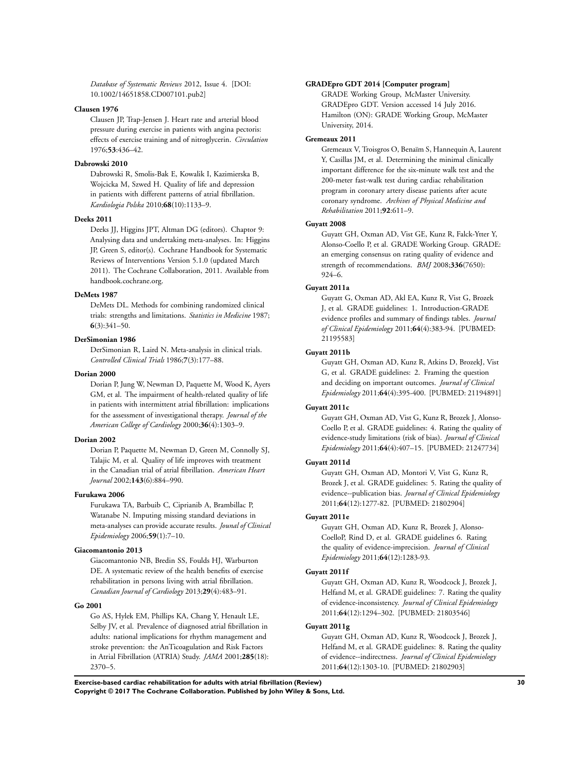*Database of Systematic Reviews* 2012, Issue 4. [DOI: 10.1002/14651858.CD007101.pub2]

**Clausen 1976**

Clausen JP, Trap-Jensen J. Heart rate and arterial blood pressure during exercise in patients with angina pectoris: effects of exercise training and of nitroglycerin. *Circulation* 1976;**53**:436–42.

**Dabrowski 2010**

Dabrowski R, Smolis-Bak E, Kowalik I, Kazimierska B, Wojcicka M, Szwed H. Quality of life and depression in patients with different patterns of atrial fibrillation. *Kardiologia Polska* 2010;**68**(10):1133–9.

**Deeks 2011**

Deeks JJ, Higgins JPT, Altman DG (editors). Chaptor 9: Analysing data and undertaking meta-analyses. In: Higgins JP, Green S, editor(s). Cochrane Handbook for Systematic Reviews of Interventions Version 5.1.0 (updated March 2011). The Cochrane Collaboration, 2011. Available from handbook.cochrane.org.

**DeMets 1987**

DeMets DL. Methods for combining randomized clinical trials: strengths and limitations. *Statistics in Medicine* 1987; **6**(3):341–50.

**DerSimonian 1986**

DerSimonian R, Laird N. Meta-analysis in clinical trials. *Controlled Clinical Trials* 1986;**7**(3):177–88.

**Dorian 2000**

Dorian P, Jung W, Newman D, Paquette M, Wood K, Ayers GM, et al. The impairment of health-related quality of life in patients with intermittent atrial fibrillation: implications for the assessment of investigational therapy. *Journal of the American College of Cardiology* 2000;**36**(4):1303–9.

**Dorian 2002**

Dorian P, Paquette M, Newman D, Green M, Connolly SJ, Talajic M, et al. Quality of life improves with treatment in the Canadian trial of atrial fibrillation. *American Heart Journal* 2002;**143**(6):884–990.

**Furukawa 2006**

Furukawa TA, Barbuib C, Ciprianib A, Brambillac P, Watanabe N. Imputing missing standard deviations in meta-analyses can provide accurate results. *Jounal of Clinical Epidemiology* 2006;**59**(1):7–10.

**Giacomantonio 2013**

Giacomantonio NB, Bredin SS, Foulds HJ, Warburton DE. A systematic review of the health benefits of exercise rehabilitation in persons living with atrial fibrillation. *Canadian Journal of Cardiology* 2013;**29**(4):483–91.

**Go 2001**

Go AS, Hylek EM, Phillips KA, Chang Y, Henault LE, Selby JV, et al. Prevalence of diagnosed atrial fibrillation in adults: national implications for rhythm management and stroke prevention: the AnTicoagulation and Risk Factors in Atrial Fibrillation (ATRIA) Study. *JAMA* 2001;**285**(18): 2370–5.

**GRADEpro GDT 2014 [Computer program]**

GRADE Working Group, McMaster University. GRADEpro GDT. Version accessed 14 July 2016. Hamilton (ON): GRADE Working Group, McMaster University, 2014.

**Gremeaux 2011**

Gremeaux V, Troisgros O, Benaïm S, Hannequin A, Laurent Y, Casillas JM, et al. Determining the minimal clinically important difference for the six-minute walk test and the 200-meter fast-walk test during cardiac rehabilitation program in coronary artery disease patients after acute coronary syndrome. *Archives of Physical Medicine and Rehabilitation* 2011;**92**:611–9.

**Guyatt 2008**

Guyatt GH, Oxman AD, Vist GE, Kunz R, Falck-Ytter Y, Alonso-Coello P, et al. GRADE Working Group. GRADE: an emerging consensus on rating quality of evidence and strength of recommendations. *BMJ* 2008;**336**(7650): 924–6.

**Guyatt 2011a**

Guyatt G, Oxman AD, Akl EA, Kunz R, Vist G, Brozek J, et al. GRADE guidelines: 1. Introduction-GRADE evidence profiles and summary of findings tables. *Journal of Clinical Epidemiology* 2011;**64**(4):383-94. [PUBMED: 21195583]

**Guyatt 2011b**

Guyatt GH, Oxman AD, Kunz R, Atkins D, BrozekJ, Vist G, et al. GRADE guidelines: 2. Framing the question and deciding on important outcomes. *Journal of Clinical Epidemiology* 2011;**64**(4):395-400. [PUBMED: 21194891]

**Guyatt 2011c**

Guyatt GH, Oxman AD, Vist G, Kunz R, Brozek J, Alonso-Coello P, et al. GRADE guidelines: 4. Rating the quality of evidence-study limitations (risk of bias). *Journal of Clinical Epidemiology* 2011;**64**(4):407–15. [PUBMED: 21247734]

**Guyatt 2011d**

Guyatt GH, Oxman AD, Montori V, Vist G, Kunz R, Brozek J, et al. GRADE guidelines: 5. Rating the quality of evidence--publication bias. *Journal of Clinical Epidemiology* 2011;**64**(12):1277-82. [PUBMED: 21802904]

**Guyatt 2011e**

Guyatt GH, Oxman AD, Kunz R, Brozek J, Alonso-CoelloP, Rind D, et al. GRADE guidelines 6. Rating the quality of evidence-imprecision. *Journal of Clinical Epidemiology* 2011;**64**(12):1283-93.

**Guyatt 2011f**

Guyatt GH, Oxman AD, Kunz R, Woodcock J, Brozek J, Helfand M, et al. GRADE guidelines: 7. Rating the quality of evidence-inconsistency. *Journal of Clinical Epidemiology* 2011;**64**(12):1294–302. [PUBMED: 21803546]

**Guyatt 2011g**

Guyatt GH, Oxman AD, Kunz R, Woodcock J, Brozek J, Helfand M, et al. GRADE guidelines: 8. Rating the quality of evidence--indirectness. *Journal of Clinical Epidemiology* 2011;**64**(12):1303-10. [PUBMED: 21802903]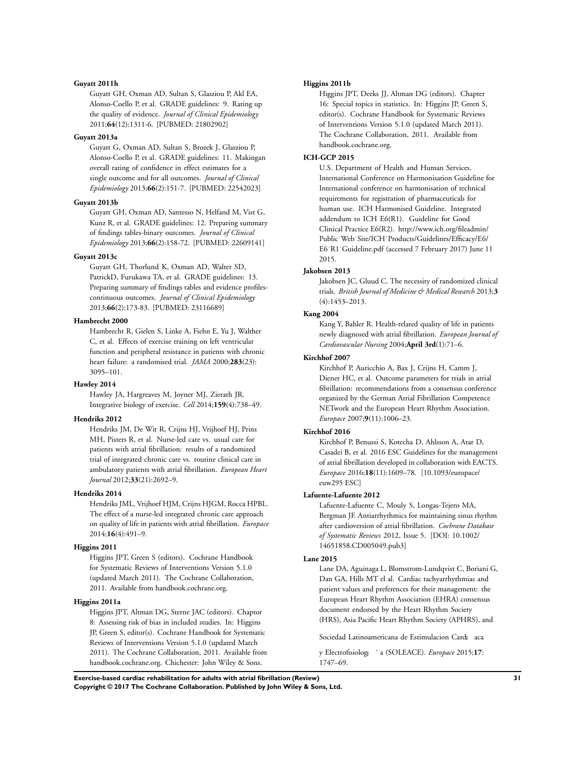**Guyatt 2011h**

Guyatt GH, Oxman AD, Sultan S, Glasziou P, Akl EA, Alonso-Coello P, et al. GRADE guidelines: 9. Rating up the quality of evidence. *Journal of Clinical Epidemiology* 2011;**64**(12):1311-6. [PUBMED: 21802902]

**Guyatt 2013a**

Guyatt G, Oxman AD, Sultan S, Brozek J, Glasziou P, Alonso-Coello P, et al. GRADE guidelines: 11. Makingan overall rating of confidence in effect estimates for a single outcome and for all outcomes. *Journal of Clinical Epidemiology* 2013;**66**(2):151-7. [PUBMED: 22542023]

**Guyatt 2013b**

Guyatt GH, Oxman AD, Santesso N, Helfand M, Vist G, Kunz R, et al. GRADE guidelines: 12. Preparing summary of findings tables-binary outcomes. *Journal of Clinical Epidemiology* 2013;**66**(2):158-72. [PUBMED: 22609141]

**Guyatt 2013c**

Guyatt GH, Thorlund K, Oxman AD, Walter SD, PatrickD, Furukawa TA, et al. GRADE guidelines: 13. Preparing summary of findings tables and evidence profiles-continuous outcomes. *Journal of Clinical Epidemiology* 2013;**66**(2):173-83. [PUBMED: 23116689]

**Hambrecht 2000**

Hambrecht R, Gielen S, Linke A, Fiehn E, Yu J, Walther C, et al. Effects of exercise training on left ventricular function and peripheral resistance in patients with chronic heart failure: a randomised trial. *JAMA* 2000;**283**(23): 3095–101.

**Hawley 2014**

Hawley JA, Hargreaves M, Joyner MJ, Zierath JR. Integrative biology of exercise. *Cell* 2014;**159**(4):738–49.

**Hendriks 2012**

Hendriks JM, De Wit R, Crijns HJ, Vrijhoef HJ, Prins MH, Pisters R, et al. Nurse-led care vs. usual care for patients with atrial fibrillation: results of a randomized trial of integrated chronic care vs. routine clinical care in ambulatory patients with atrial fibrillation. *European Heart Journal* 2012;**33**(21):2692–9.

**Hendriks 2014**

Hendriks JML, Vrijhoef HJM, Crijns HJGM, Rocca HPBL. The effect of a nurse-led integrated chronic care approach on quality of life in patients with atrial fibrillation. *Europace* 2014;**16**(4):491–9.

**Higgins 2011**

Higgins JPT, Green S (editors). Cochrane Handbook for Systematic Reviews of Interventions Version 5.1.0 (updated March 2011). The Cochrane Collaboration, 2011. Available from handbook.cochrane.org.

**Higgins 2011a**

Higgins JPT, Altman DG, Sterne JAC (editors). Chaptor 8: Assessing risk of bias in included studies. In: Higgins JP, Green S, editor(s). Cochrane Handbook for Systematic Reviews of Interventions Version 5.1.0 (updated March 2011). The Cochrane Collaboration, 2011. Available from handbook.cochrane.org. Chichester: John Wiley & Sons.

**Higgins 2011b**

Higgins JPT, Deeks JJ, Altman DG (editors). Chapter 16: Special topics in statistics. In: Higgins JP, Green S, editor(s). Cochrane Handbook for Systematic Reviews of Interventions Version 5.1.0 (updated March 2011). The Cochrane Collaboration, 2011. Available from handbook.cochrane.org.

**ICH-GCP 2015**

U.S. Department of Health and Human Services. International Conference on Harmonisation Guideline for International conference on harmonisation of technical requirements for registration of pharmaceuticals for human use. ICH Harmonised Guideline. Integrated addendum to ICH E6(R1). Guideline for Good Clinical Practice E6(R2). http://www.ich.org/fileadmin/Public˙Web˙Site/ICH˙Products/Guidelines/Efficacy/E6/E6˙R1˙Guideline.pdf (accessed 7 February 2017) June 11 2015.

**Jakobsen 2013**

Jakobsen JC, Gluud C. The necessity of randomized clinical trials. *British Journal of Medicine & Medical Research* 2013;**3** (4):1453–2013.

**Kang 2004**

Kang Y, Bahler R. Health-related quality of life in patients newly diagnosed with atrial fibrillation. *European Journal of Cardiovascular Nursing* 2004;**April 3rd**(1):71–6.

**Kirchhof 2007**

Kirchhof P, Auricchio A, Bax J, Crijns H, Camm J, Diener HC, et al. Outcome parameters for trials in atrial fibrillation: recommendations from a consensus conference organized by the German Atrial Fibrillation Competence NETwork and the European Heart Rhythm Association. *Europace* 2007;**9**(11):1006–23.

**Kirchhof 2016**

Kirchhof P, Benussi S, Kotecha D, Ahlsson A, Atar D, Casadei B, et al. 2016 ESC Guidelines for the management of atrial fibrillation developed in collaboration with EACTS. *Europace* 2016;**18**(11):1609–78. [10.1093/europace/euw295 ESC]

**Lafuente-Lafuente 2012**

Lafuente-Lafuente C, Mouly S, Longas-Tejero MA, Bergman JF. Antiarrhythmics for maintaining sinus rhythm after cardioversion of atrial fibrillation. *Cochrane Database of Systematic Reviews* 2012, Issue 5. [DOI: 10.1002/14651858.CD005049.pub3]

**Lane 2015**

Lane DA, Aguinaga L, Blomstrom-Lundqvist C, Boriani G, Dan GA, Hills MT el al. Cardiac tachyarrhythmias and patient values and preferences for their management: the European Heart Rhythm Association (EHRA) consensus document endorsed by the Heart Rhythm Society (HRS), Asia Pacific Heart Rhythm Society (APHRS), and Sociedad Latinoamericana de Estimulacion Cardıaca y Electrofisiologı́a (SOLEACE). *Europace* 2015;**17**: 1747–69.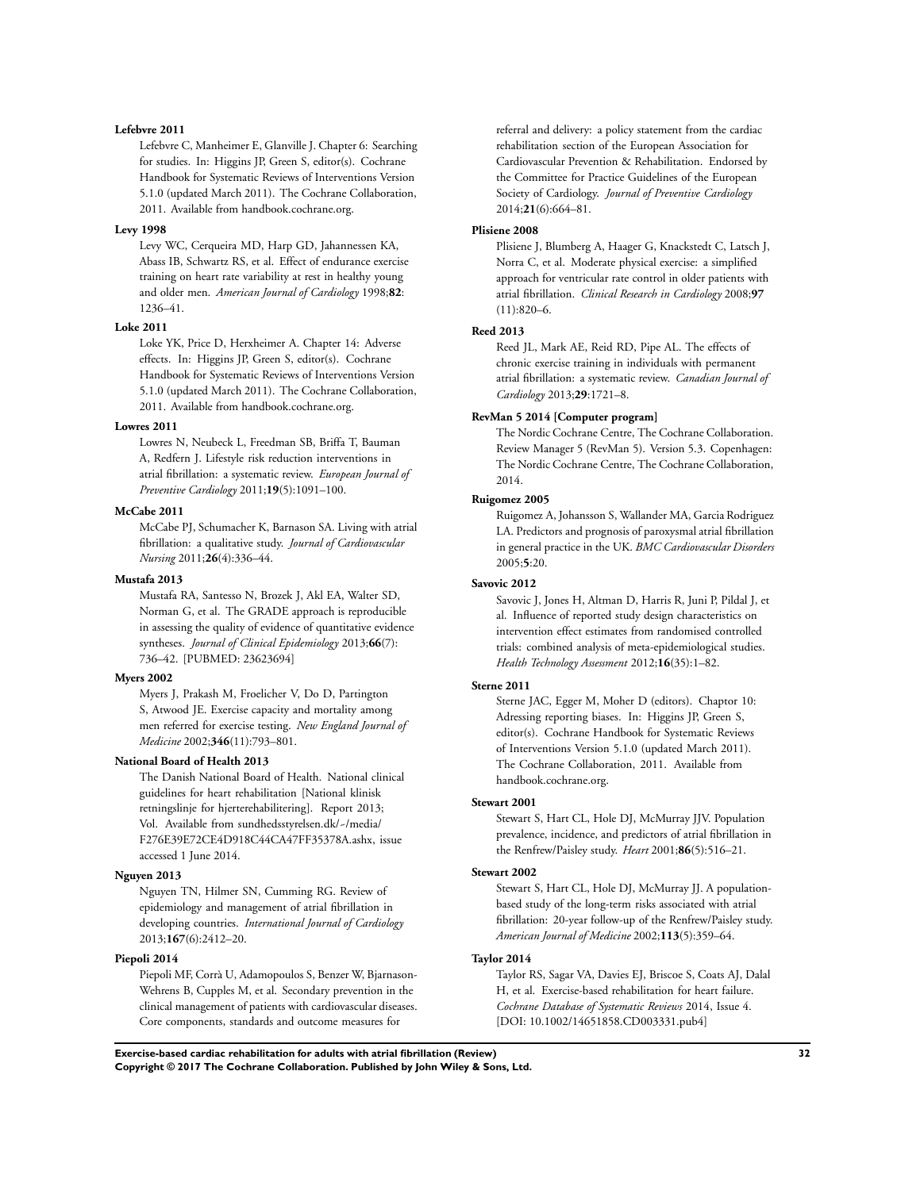**Lefebvre 2011**

Lefebvre C, Manheimer E, Glanville J. Chapter 6: Searching for studies. In: Higgins JP, Green S, editor(s). Cochrane Handbook for Systematic Reviews of Interventions Version 5.1.0 (updated March 2011). The Cochrane Collaboration, 2011. Available from handbook.cochrane.org.

**Levy 1998**

Levy WC, Cerqueira MD, Harp GD, Jahannessen KA, Abass IB, Schwartz RS, et al. Effect of endurance exercise training on heart rate variability at rest in healthy young and older men. *American Journal of Cardiology* 1998;**82**: 1236–41.

**Loke 2011**

Loke YK, Price D, Herxheimer A. Chapter 14: Adverse effects. In: Higgins JP, Green S, editor(s). Cochrane Handbook for Systematic Reviews of Interventions Version 5.1.0 (updated March 2011). The Cochrane Collaboration, 2011. Available from handbook.cochrane.org.

**Lowres 2011**

Lowres N, Neubeck L, Freedman SB, Briffa T, Bauman A, Redfern J. Lifestyle risk reduction interventions in atrial fibrillation: a systematic review. *European Journal of Preventive Cardiology* 2011;**19**(5):1091–100.

**McCabe 2011**

McCabe PJ, Schumacher K, Barnason SA. Living with atrial fibrillation: a qualitative study. *Journal of Cardiovascular Nursing* 2011;**26**(4):336–44.

**Mustafa 2013**

Mustafa RA, Santesso N, Brozek J, Akl EA, Walter SD, Norman G, et al. The GRADE approach is reproducible in assessing the quality of evidence of quantitative evidence syntheses. *Journal of Clinical Epidemiology* 2013;**66**(7): 736–42. [PUBMED: 23623694]

**Myers 2002**

Myers J, Prakash M, Froelicher V, Do D, Partington S, Atwood JE. Exercise capacity and mortality among men referred for exercise testing. *New England Journal of Medicine* 2002;**346**(11):793–801.

**National Board of Health 2013**

The Danish National Board of Health. National clinical guidelines for heart rehabilitation [National klinisk retningslinje for hjerterehabilitering]. Report 2013; Vol. Available from sundhedsstyrelsen.dk/~/media/F276E39E72CE4D918C44CA47FF35378A.ashx, issue accessed 1 June 2014.

**Nguyen 2013**

Nguyen TN, Hilmer SN, Cumming RG. Review of epidemiology and management of atrial fibrillation in developing countries. *International Journal of Cardiology* 2013;**167**(6):2412–20.

**Piepoli 2014**

Piepoli MF, Corrà U, Adamopoulos S, Benzer W, Bjarnason-Wehrens B, Cupples M, et al. Secondary prevention in the clinical management of patients with cardiovascular diseases. Core components, standards and outcome measures for referral and delivery: a policy statement from the cardiac rehabilitation section of the European Association for Cardiovascular Prevention & Rehabilitation. Endorsed by the Committee for Practice Guidelines of the European Society of Cardiology. *Journal of Preventive Cardiology* 2014;**21**(6):664–81.

**Plisiene 2008**

Plisiene J, Blumberg A, Haager G, Knackstedt C, Latsch J, Norra C, et al. Moderate physical exercise: a simplified approach for ventricular rate control in older patients with atrial fibrillation. *Clinical Research in Cardiology* 2008;**97** (11):820–6.

**Reed 2013**

Reed JL, Mark AE, Reid RD, Pipe AL. The effects of chronic exercise training in individuals with permanent atrial fibrillation: a systematic review. *Canadian Journal of Cardiology* 2013;**29**:1721–8.

**RevMan 5 2014 [Computer program]**

The Nordic Cochrane Centre, The Cochrane Collaboration. Review Manager 5 (RevMan 5). Version 5.3. Copenhagen: The Nordic Cochrane Centre, The Cochrane Collaboration, 2014.

**Ruigomez 2005**

Ruigomez A, Johansson S, Wallander MA, Garcia Rodriguez LA. Predictors and prognosis of paroxysmal atrial fibrillation in general practice in the UK. *BMC Cardiovascular Disorders* 2005;**5**:20.

**Savovic 2012**

Savovic J, Jones H, Altman D, Harris R, Juni P, Pildal J, et al. Influence of reported study design characteristics on intervention effect estimates from randomised controlled trials: combined analysis of meta-epidemiological studies. *Health Technology Assessment* 2012;**16**(35):1–82.

**Sterne 2011**

Sterne JAC, Egger M, Moher D (editors). Chaptor 10: Adressing reporting biases. In: Higgins JP, Green S, editor(s). Cochrane Handbook for Systematic Reviews of Interventions Version 5.1.0 (updated March 2011). The Cochrane Collaboration, 2011. Available from handbook.cochrane.org.

**Stewart 2001**

Stewart S, Hart CL, Hole DJ, McMurray JJV. Population prevalence, incidence, and predictors of atrial fibrillation in the Renfrew/Paisley study. *Heart* 2001;**86**(5):516–21.

**Stewart 2002**

Stewart S, Hart CL, Hole DJ, McMurray JJ. A population-based study of the long-term risks associated with atrial fibrillation: 20-year follow-up of the Renfrew/Paisley study. *American Journal of Medicine* 2002;**113**(5):359–64.

**Taylor 2014**

Taylor RS, Sagar VA, Davies EJ, Briscoe S, Coats AJ, Dalal H, et al. Exercise-based rehabilitation for heart failure. *Cochrane Database of Systematic Reviews* 2014, Issue 4. [DOI: 10.1002/14651858.CD003331.pub4]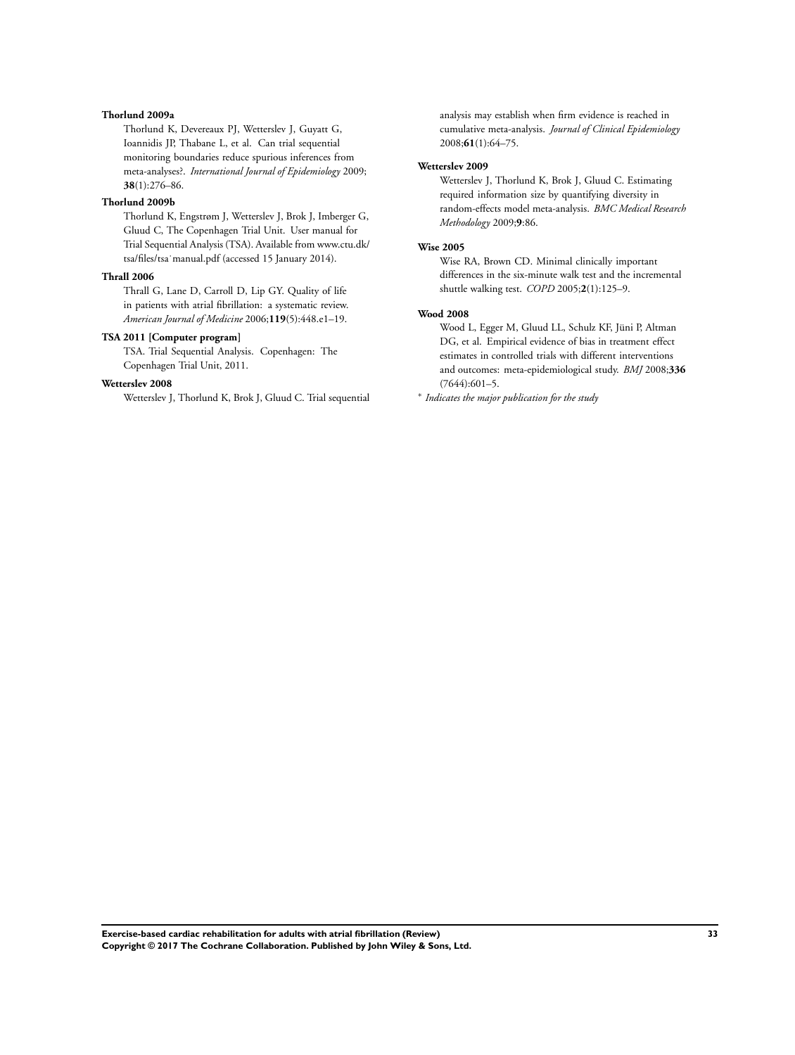**Thorlund 2009a**

Thorlund K, Devereaux PJ, Wetterslev J, Guyatt G, Ioannidis JP, Thabane L, et al. Can trial sequential monitoring boundaries reduce spurious inferences from meta-analyses?. *International Journal of Epidemiology* 2009; **38**(1):276–86.

**Thorlund 2009b**

Thorlund K, Engstrøm J, Wetterslev J, Brok J, Imberger G, Gluud C, The Copenhagen Trial Unit. User manual for Trial Sequential Analysis (TSA). Available from www.ctu.dk/tsa/files/tsa˙manual.pdf (accessed 15 January 2014).

**Thrall 2006**

Thrall G, Lane D, Carroll D, Lip GY. Quality of life in patients with atrial fibrillation: a systematic review. *American Journal of Medicine* 2006;**119**(5):448.e1–19.

**TSA 2011 [Computer program]**

TSA. Trial Sequential Analysis. Copenhagen: The Copenhagen Trial Unit, 2011.

**Wetterslev 2008**

Wetterslev J, Thorlund K, Brok J, Gluud C. Trial sequential analysis may establish when firm evidence is reached in cumulative meta-analysis. *Journal of Clinical Epidemiology* 2008;**61**(1):64–75.

**Wetterslev 2009**

Wetterslev J, Thorlund K, Brok J, Gluud C. Estimating required information size by quantifying diversity in random-effects model meta-analysis. *BMC Medical Research Methodology* 2009;**9**:86.

**Wise 2005**

Wise RA, Brown CD. Minimal clinically important differences in the six-minute walk test and the incremental shuttle walking test. *COPD* 2005;**2**(1):125–9.

**Wood 2008**

Wood L, Egger M, Gluud LL, Schulz KF, Jüni P, Altman DG, et al. Empirical evidence of bias in treatment effect estimates in controlled trials with different interventions and outcomes: meta-epidemiological study. *BMJ* 2008;**336** (7644):601–5.

* *Indicates the major publication for the study*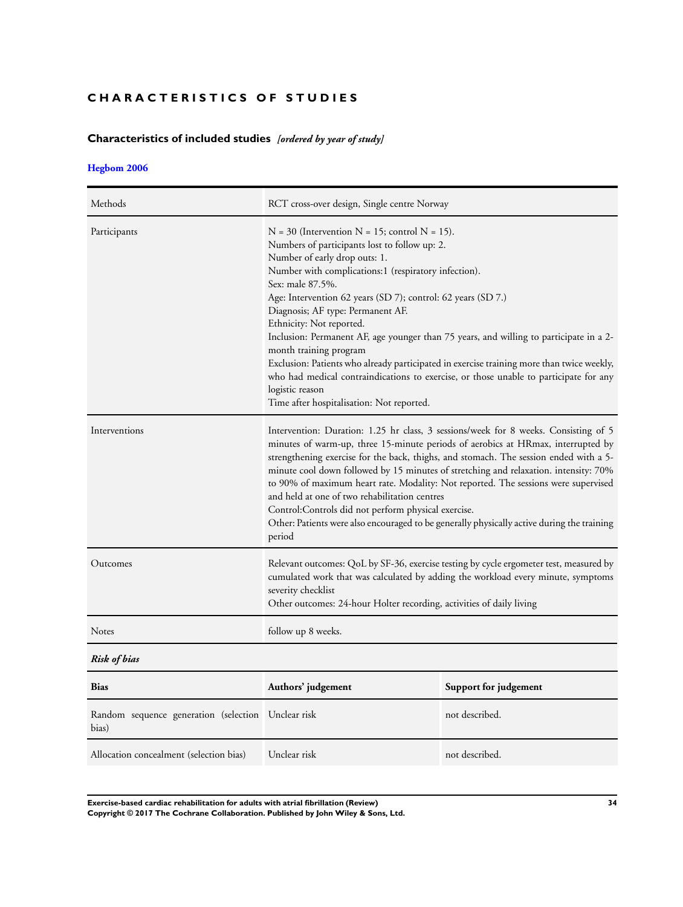# CHARACTERISTICS OF STUDIES

## Characteristics of included studies *[ordered by year of study]*

### Hegbom 2006

| | |
|---|---|
| Methods | RCT cross-over design, Single centre Norway |
| Participants | N = 30 (Intervention N = 15; control N = 15).<br>Numbers of participants lost to follow up: 2.<br>Number of early drop outs: 1.<br>Number with complications:1 (respiratory infection).<br>Sex: male 87.5%.<br>Age: Intervention 62 years (SD 7); control: 62 years (SD 7.)<br>Diagnosis; AF type: Permanent AF.<br>Ethnicity: Not reported.<br>Inclusion: Permanent AF, age younger than 75 years, and willing to participate in a 2-month training program<br>Exclusion: Patients who already participated in exercise training more than twice weekly, who had medical contraindications to exercise, or those unable to participate for any logistic reason<br>Time after hospitalisation: Not reported. |
| Interventions | Intervention: Duration: 1.25 hr class, 3 sessions/week for 8 weeks. Consisting of 5 minutes of warm-up, three 15-minute periods of aerobics at HRmax, interrupted by strengthening exercise for the back, thighs, and stomach. The session ended with a 5-minute cool down followed by 15 minutes of stretching and relaxation. intensity: 70% to 90% of maximum heart rate. Modality: Not reported. The sessions were supervised and held at one of two rehabilitation centres<br>Control:Controls did not perform physical exercise.<br>Other: Patients were also encouraged to be generally physically active during the training period |
| Outcomes | Relevant outcomes: QoL by SF-36, exercise testing by cycle ergometer test, measured by cumulated work that was calculated by adding the workload every minute, symptoms severity checklist<br>Other outcomes: 24-hour Holter recording, activities of daily living |
| Notes | follow up 8 weeks. |

***Risk of bias***

| Bias | Authors' judgement | Support for judgement |
|---|---|---|
| Random sequence generation (selection bias) | Unclear risk | not described. |
| Allocation concealment (selection bias) | Unclear risk | not described. |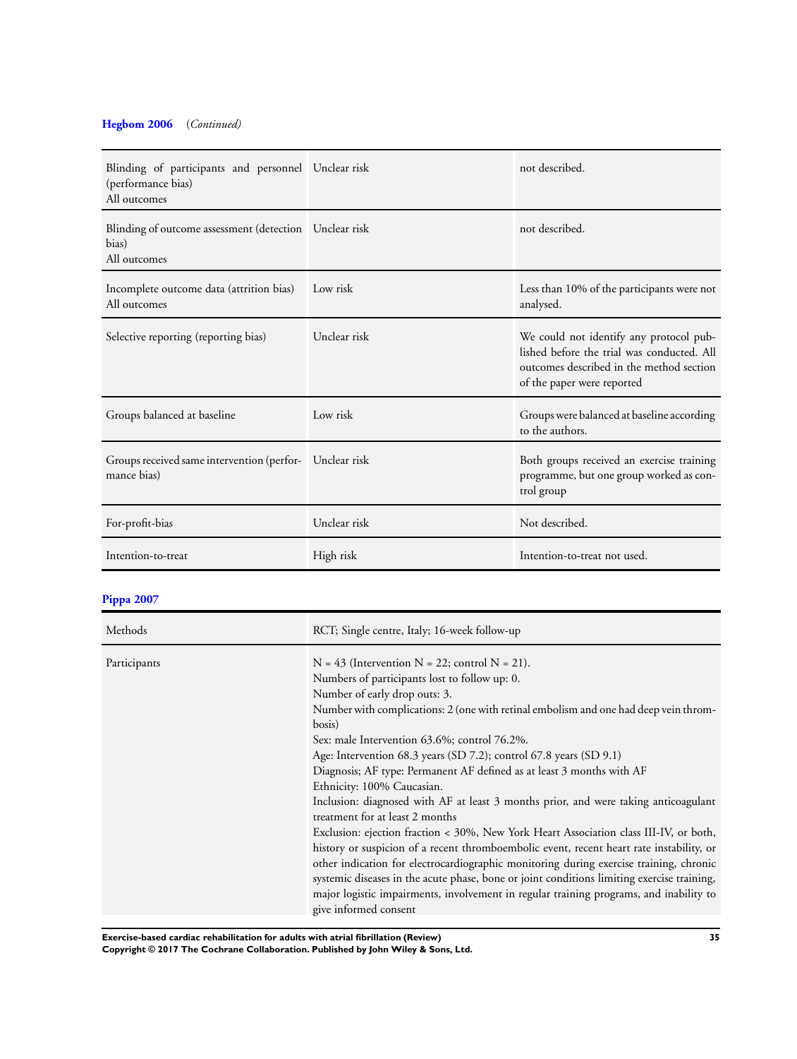**Hegbom 2006** *(Continued)*

| | | |
|---|---|---|
| Blinding of participants and personnel (performance bias)<br>All outcomes | Unclear risk | not described. |
| Blinding of outcome assessment (detection bias)<br>All outcomes | Unclear risk | not described. |
| Incomplete outcome data (attrition bias)<br>All outcomes | Low risk | Less than 10% of the participants were not analysed. |
| Selective reporting (reporting bias) | Unclear risk | We could not identify any protocol published before the trial was conducted. All outcomes described in the method section of the paper were reported |
| Groups balanced at baseline | Low risk | Groups were balanced at baseline according to the authors. |
| Groups received same intervention (performance bias) | Unclear risk | Both groups received an exercise training programme, but one group worked as control group |
| For-profit-bias | Unclear risk | Not described. |
| Intention-to-treat | High risk | Intention-to-treat not used. |

**Pippa 2007**

| | |
|---|---|
| Methods | RCT; Single centre, Italy; 16-week follow-up |
| Participants | N = 43 (Intervention N = 22; control N = 21).<br>Numbers of participants lost to follow up: 0.<br>Number of early drop outs: 3.<br>Number with complications: 2 (one with retinal embolism and one had deep vein thrombosis)<br>Sex: male Intervention 63.6%; control 76.2%.<br>Age: Intervention 68.3 years (SD 7.2); control 67.8 years (SD 9.1)<br>Diagnosis; AF type: Permanent AF defined as at least 3 months with AF<br>Ethnicity: 100% Caucasian.<br>Inclusion: diagnosed with AF at least 3 months prior, and were taking anticoagulant treatment for at least 2 months<br>Exclusion: ejection fraction < 30%, New York Heart Association class III-IV, or both, history or suspicion of a recent thromboembolic event, recent heart rate instability, or other indication for electrocardiographic monitoring during exercise training, chronic systemic diseases in the acute phase, bone or joint conditions limiting exercise training, major logistic impairments, involvement in regular training programs, and inability to give informed consent |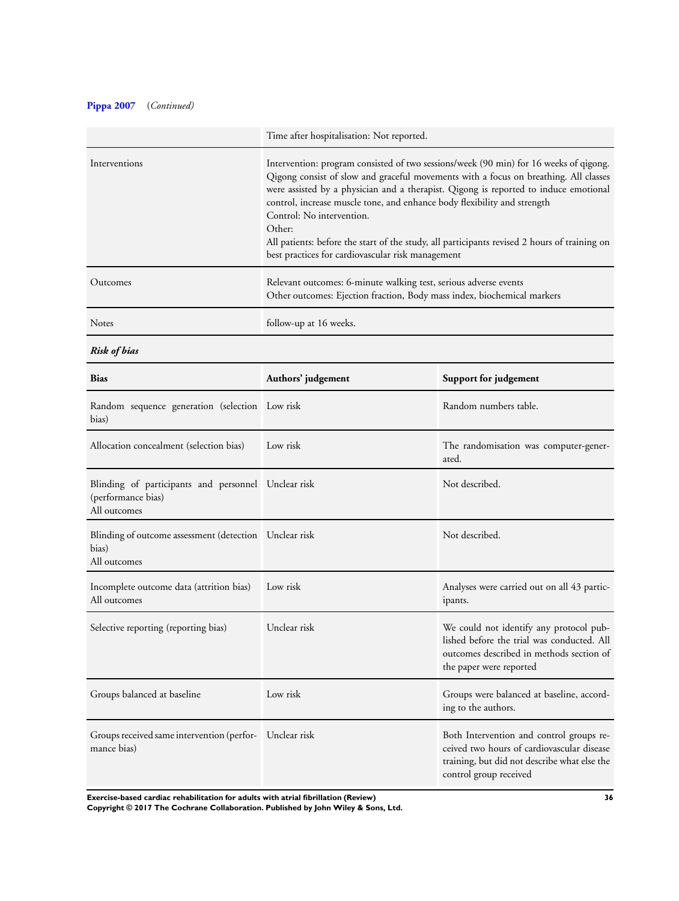**Pippa 2007** (*Continued*)

| | |
|---|---|
| | Time after hospitalisation: Not reported. |
| Interventions | Intervention: program consisted of two sessions/week (90 min) for 16 weeks of qigong. Qigong consist of slow and graceful movements with a focus on breathing. All classes were assisted by a physician and a therapist. Qigong is reported to induce emotional control, increase muscle tone, and enhance body flexibility and strength<br>Control: No intervention.<br>Other:<br>All patients: before the start of the study, all participants revised 2 hours of training on best practices for cardiovascular risk management |
| Outcomes | Relevant outcomes: 6-minute walking test, serious adverse events<br>Other outcomes: Ejection fraction, Body mass index, biochemical markers |
| Notes | follow-up at 16 weeks. |

***Risk of bias***

| Bias | Authors' judgement | Support for judgement |
|---|---|---|
| Random sequence generation (selection bias) | Low risk | Random numbers table. |
| Allocation concealment (selection bias) | Low risk | The randomisation was computer-generated. |
| Blinding of participants and personnel (performance bias)<br>All outcomes | Unclear risk | Not described. |
| Blinding of outcome assessment (detection bias)<br>All outcomes | Unclear risk | Not described. |
| Incomplete outcome data (attrition bias)<br>All outcomes | Low risk | Analyses were carried out on all 43 participants. |
| Selective reporting (reporting bias) | Unclear risk | We could not identify any protocol published before the trial was conducted. All outcomes described in methods section of the paper were reported |
| Groups balanced at baseline | Low risk | Groups were balanced at baseline, according to the authors. |
| Groups received same intervention (performance bias) | Unclear risk | Both Intervention and control groups received two hours of cardiovascular disease training, but did not describe what else the control group received |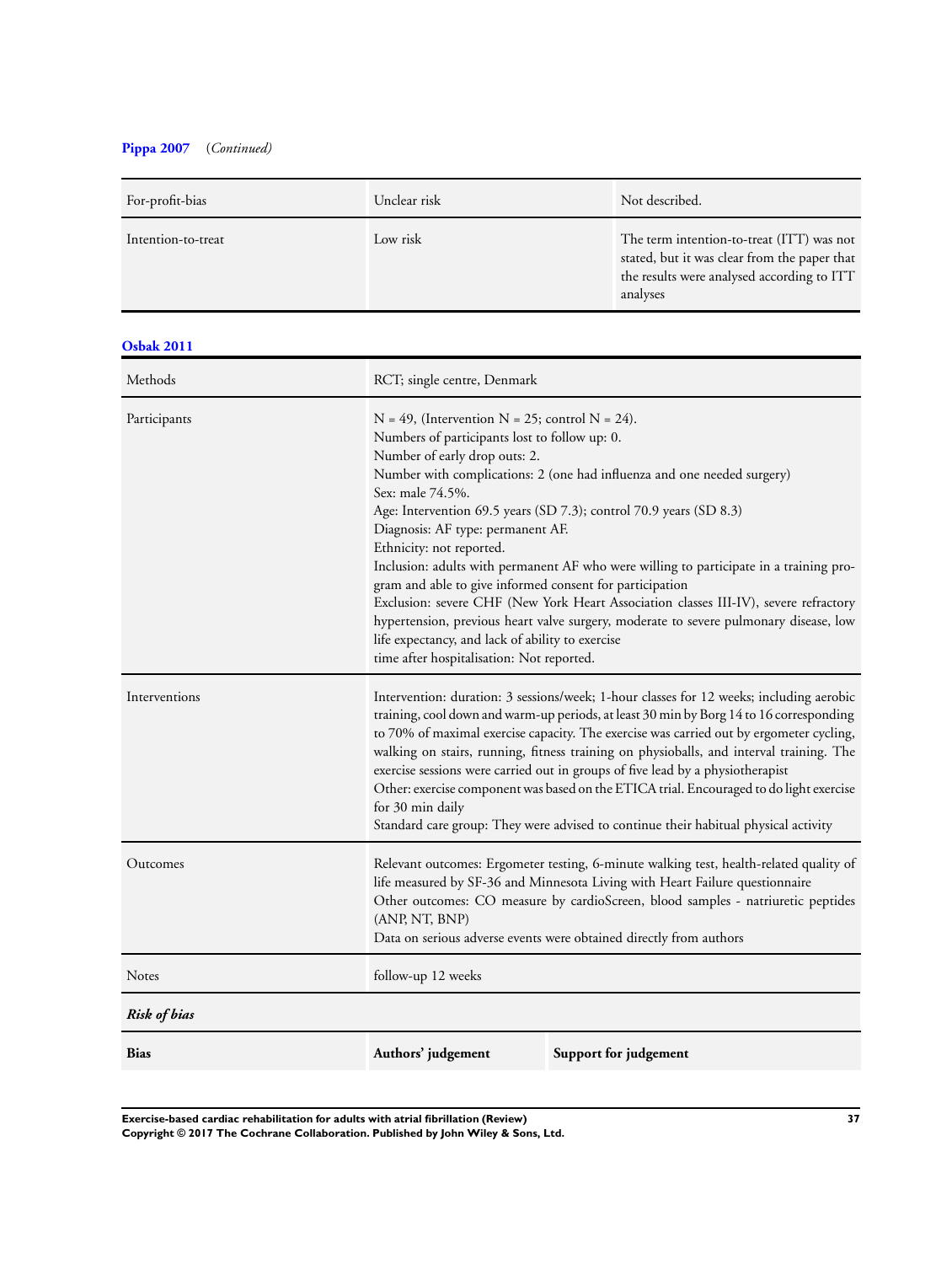**Pippa 2007** (*Continued)*

| | | |
|---|---|---|
| For-profit-bias | Unclear risk | Not described. |
| Intention-to-treat | Low risk | The term intention-to-treat (ITT) was not stated, but it was clear from the paper that the results were analysed according to ITT analyses |

**Osbak 2011**

| | |
|---|---|
| Methods | RCT; single centre, Denmark |
| Participants | N = 49, (Intervention N = 25; control N = 24).<br>Numbers of participants lost to follow up: 0.<br>Number of early drop outs: 2.<br>Number with complications: 2 (one had influenza and one needed surgery)<br>Sex: male 74.5%.<br>Age: Intervention 69.5 years (SD 7.3); control 70.9 years (SD 8.3)<br>Diagnosis: AF type: permanent AF.<br>Ethnicity: not reported.<br>Inclusion: adults with permanent AF who were willing to participate in a training program and able to give informed consent for participation<br>Exclusion: severe CHF (New York Heart Association classes III-IV), severe refractory hypertension, previous heart valve surgery, moderate to severe pulmonary disease, low life expectancy, and lack of ability to exercise<br>time after hospitalisation: Not reported. |
| Interventions | Intervention: duration: 3 sessions/week; 1-hour classes for 12 weeks; including aerobic training, cool down and warm-up periods, at least 30 min by Borg 14 to 16 corresponding to 70% of maximal exercise capacity. The exercise was carried out by ergometer cycling, walking on stairs, running, fitness training on physioballs, and interval training. The exercise sessions were carried out in groups of five lead by a physiotherapist<br>Other: exercise component was based on the ETICA trial. Encouraged to do light exercise for 30 min daily<br>Standard care group: They were advised to continue their habitual physical activity |
| Outcomes | Relevant outcomes: Ergometer testing, 6-minute walking test, health-related quality of life measured by SF-36 and Minnesota Living with Heart Failure questionnaire<br>Other outcomes: CO measure by cardioScreen, blood samples - natriuretic peptides (ANP, NT, BNP)<br>Data on serious adverse events were obtained directly from authors |
| Notes | follow-up 12 weeks |

***Risk of bias***

| Bias | Authors' judgement | Support for judgement |
|---|---|---|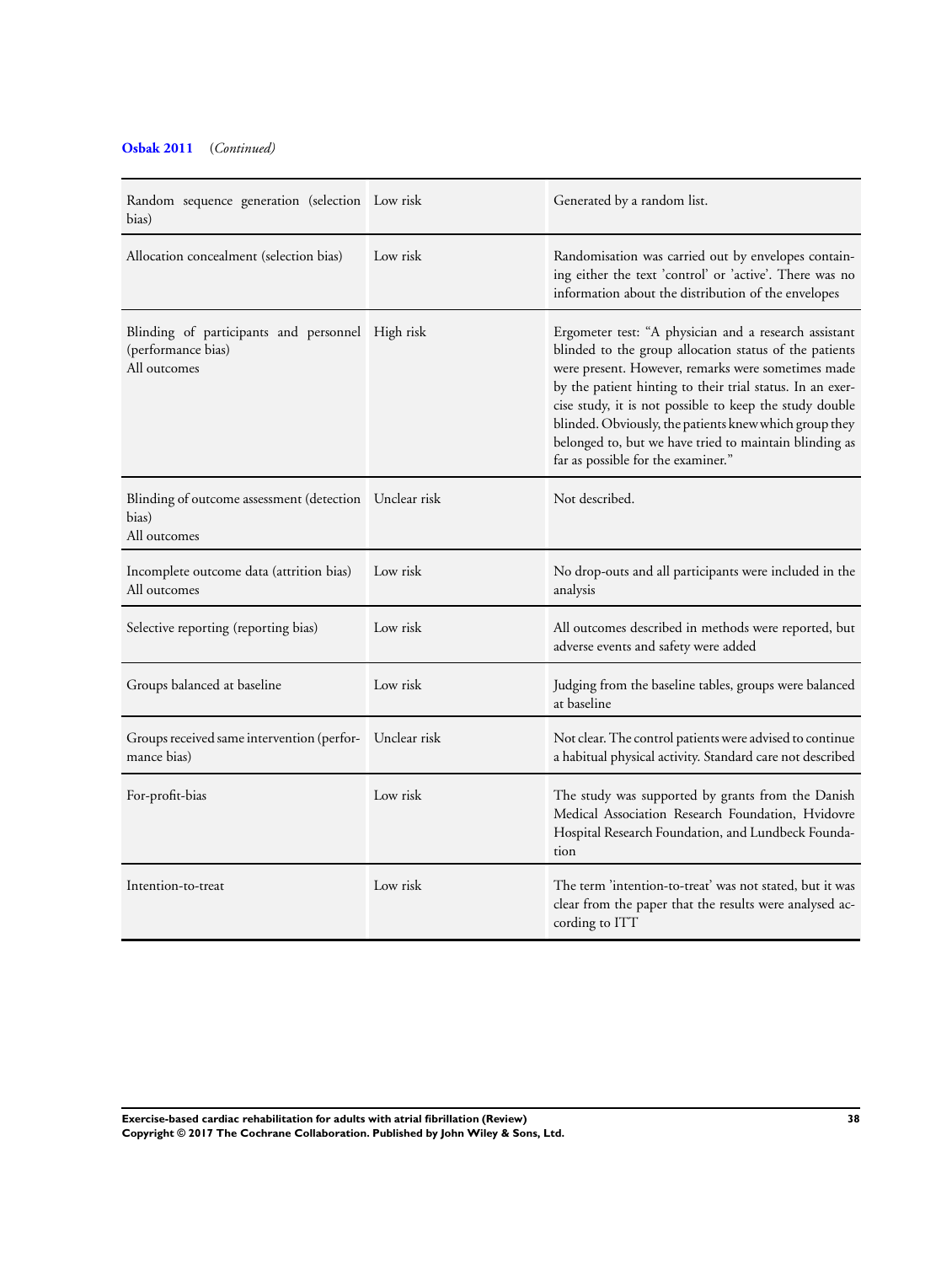**Osbak 2011** (*Continued*)

| | | |
|---|---|---|
| Random sequence generation (selection bias) | Low risk | Generated by a random list. |
| Allocation concealment (selection bias) | Low risk | Randomisation was carried out by envelopes containing either the text 'control' or 'active'. There was no information about the distribution of the envelopes |
| Blinding of participants and personnel (performance bias)<br>All outcomes | High risk | Ergometer test: "A physician and a research assistant blinded to the group allocation status of the patients were present. However, remarks were sometimes made by the patient hinting to their trial status. In an exercise study, it is not possible to keep the study double blinded. Obviously, the patients knew which group they belonged to, but we have tried to maintain blinding as far as possible for the examiner." |
| Blinding of outcome assessment (detection bias)<br>All outcomes | Unclear risk | Not described. |
| Incomplete outcome data (attrition bias)<br>All outcomes | Low risk | No drop-outs and all participants were included in the analysis |
| Selective reporting (reporting bias) | Low risk | All outcomes described in methods were reported, but adverse events and safety were added |
| Groups balanced at baseline | Low risk | Judging from the baseline tables, groups were balanced at baseline |
| Groups received same intervention (performance bias) | Unclear risk | Not clear. The control patients were advised to continue a habitual physical activity. Standard care not described |
| For-profit-bias | Low risk | The study was supported by grants from the Danish Medical Association Research Foundation, Hvidovre Hospital Research Foundation, and Lundbeck Foundation |
| Intention-to-treat | Low risk | The term 'intention-to-treat' was not stated, but it was clear from the paper that the results were analysed according to ITT |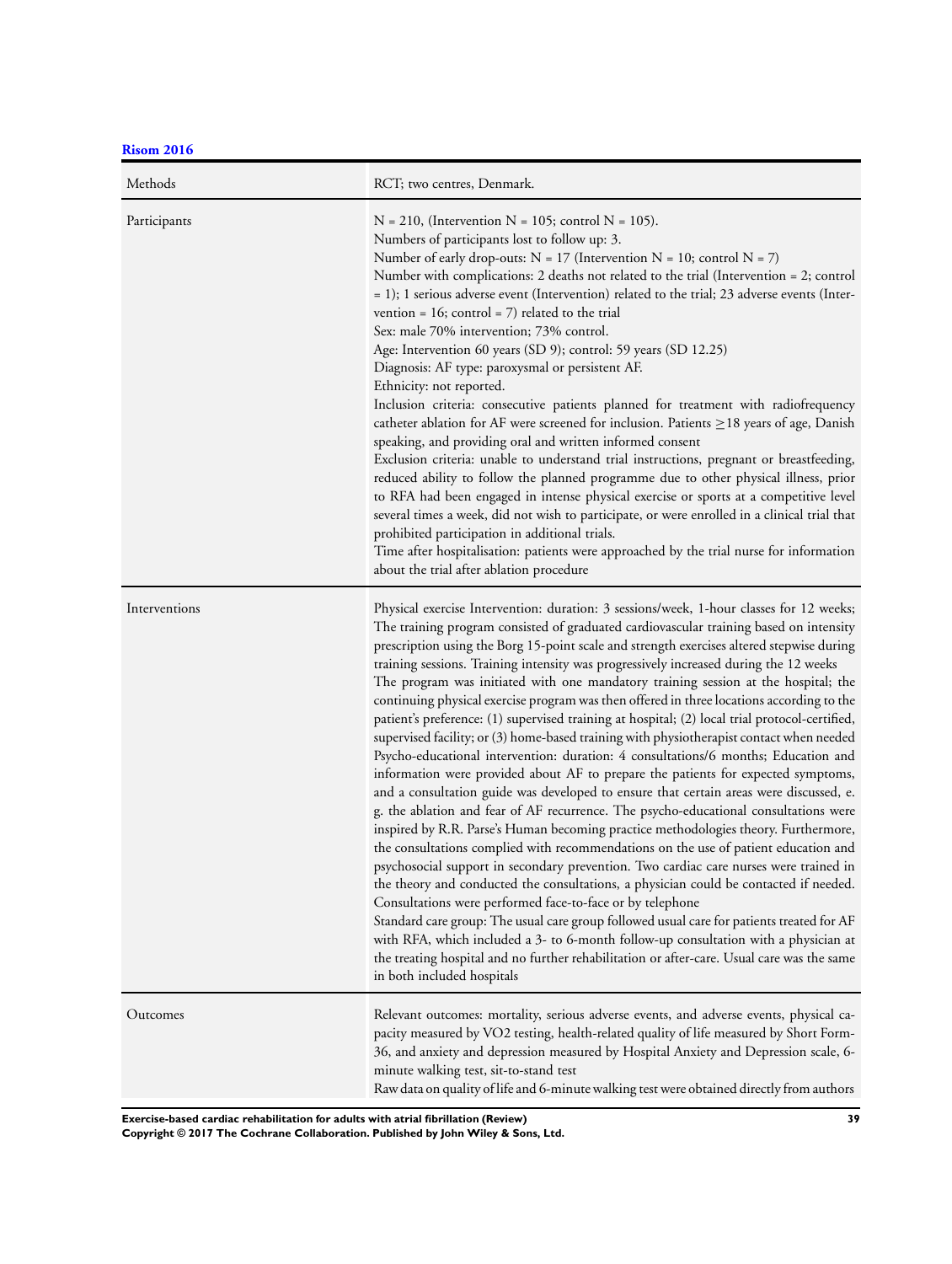**Risom 2016**

| Methods | RCT; two centres, Denmark. |
|---|---|
| Participants | N = 210, (Intervention N = 105; control N = 105).<br>Numbers of participants lost to follow up: 3.<br>Number of early drop-outs: N = 17 (Intervention N = 10; control N = 7)<br>Number with complications: 2 deaths not related to the trial (Intervention = 2; control = 1); 1 serious adverse event (Intervention) related to the trial; 23 adverse events (Intervention = 16; control = 7) related to the trial<br>Sex: male 70% intervention; 73% control.<br>Age: Intervention 60 years (SD 9); control: 59 years (SD 12.25)<br>Diagnosis: AF type: paroxysmal or persistent AF.<br>Ethnicity: not reported.<br>Inclusion criteria: consecutive patients planned for treatment with radiofrequency catheter ablation for AF were screened for inclusion. Patients ≥18 years of age, Danish speaking, and providing oral and written informed consent<br>Exclusion criteria: unable to understand trial instructions, pregnant or breastfeeding, reduced ability to follow the planned programme due to other physical illness, prior to RFA had been engaged in intense physical exercise or sports at a competitive level several times a week, did not wish to participate, or were enrolled in a clinical trial that prohibited participation in additional trials.<br>Time after hospitalisation: patients were approached by the trial nurse for information about the trial after ablation procedure |
| Interventions | Physical exercise Intervention: duration: 3 sessions/week, 1-hour classes for 12 weeks; The training program consisted of graduated cardiovascular training based on intensity prescription using the Borg 15-point scale and strength exercises altered stepwise during training sessions. Training intensity was progressively increased during the 12 weeks<br>The program was initiated with one mandatory training session at the hospital; the continuing physical exercise program was then offered in three locations according to the patient's preference: (1) supervised training at hospital; (2) local trial protocol-certified, supervised facility; or (3) home-based training with physiotherapist contact when needed<br>Psycho-educational intervention: duration: 4 consultations/6 months; Education and information were provided about AF to prepare the patients for expected symptoms, and a consultation guide was developed to ensure that certain areas were discussed, e.g. the ablation and fear of AF recurrence. The psycho-educational consultations were inspired by R.R. Parse's Human becoming practice methodologies theory. Furthermore, the consultations complied with recommendations on the use of patient education and psychosocial support in secondary prevention. Two cardiac care nurses were trained in the theory and conducted the consultations, a physician could be contacted if needed. Consultations were performed face-to-face or by telephone<br>Standard care group: The usual care group followed usual care for patients treated for AF with RFA, which included a 3- to 6-month follow-up consultation with a physician at the treating hospital and no further rehabilitation or after-care. Usual care was the same in both included hospitals |
| Outcomes | Relevant outcomes: mortality, serious adverse events, and adverse events, physical capacity measured by VO2 testing, health-related quality of life measured by Short Form-36, and anxiety and depression measured by Hospital Anxiety and Depression scale, 6-minute walking test, sit-to-stand test<br>Raw data on quality of life and 6-minute walking test were obtained directly from authors |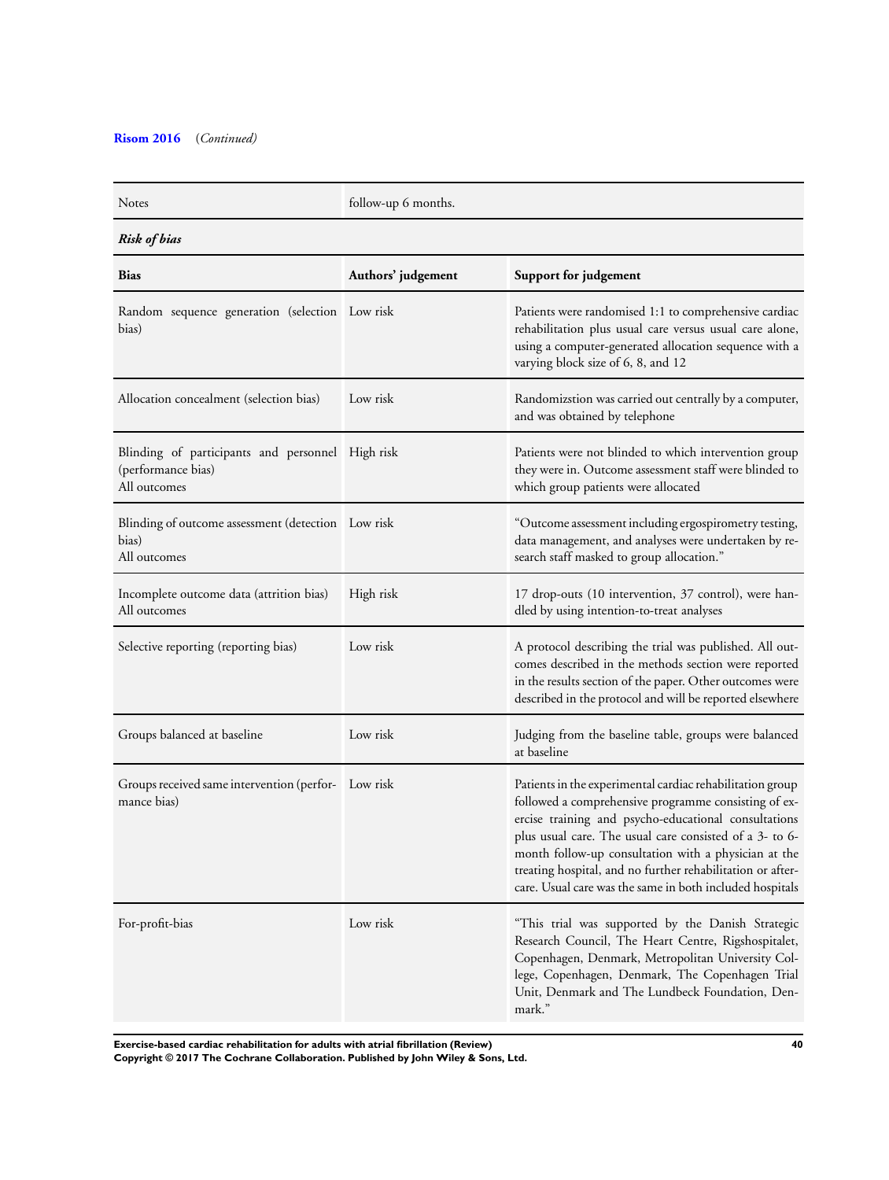**Risom 2016** (*Continued*)

| Notes | follow-up 6 months. | |
|---|---|---|
| ***Risk of bias*** | | |
| **Bias** | **Authors' judgement** | **Support for judgement** |
| Random sequence generation (selection bias) | Low risk | Patients were randomised 1:1 to comprehensive cardiac rehabilitation plus usual care versus usual care alone, using a computer-generated allocation sequence with a varying block size of 6, 8, and 12 |
| Allocation concealment (selection bias) | Low risk | Randomizstion was carried out centrally by a computer, and was obtained by telephone |
| Blinding of participants and personnel (performance bias)<br>All outcomes | High risk | Patients were not blinded to which intervention group they were in. Outcome assessment staff were blinded to which group patients were allocated |
| Blinding of outcome assessment (detection bias)<br>All outcomes | Low risk | "Outcome assessment including ergospirometry testing, data management, and analyses were undertaken by research staff masked to group allocation." |
| Incomplete outcome data (attrition bias)<br>All outcomes | High risk | 17 drop-outs (10 intervention, 37 control), were handled by using intention-to-treat analyses |
| Selective reporting (reporting bias) | Low risk | A protocol describing the trial was published. All outcomes described in the methods section were reported in the results section of the paper. Other outcomes were described in the protocol and will be reported elsewhere |
| Groups balanced at baseline | Low risk | Judging from the baseline table, groups were balanced at baseline |
| Groups received same intervention (performance bias) | Low risk | Patients in the experimental cardiac rehabilitation group followed a comprehensive programme consisting of exercise training and psycho-educational consultations plus usual care. The usual care consisted of a 3- to 6-month follow-up consultation with a physician at the treating hospital, and no further rehabilitation or aftercare. Usual care was the same in both included hospitals |
| For-profit-bias | Low risk | "This trial was supported by the Danish Strategic Research Council, The Heart Centre, Rigshospitalet, Copenhagen, Denmark, Metropolitan University College, Copenhagen, Denmark, The Copenhagen Trial Unit, Denmark and The Lundbeck Foundation, Denmark." |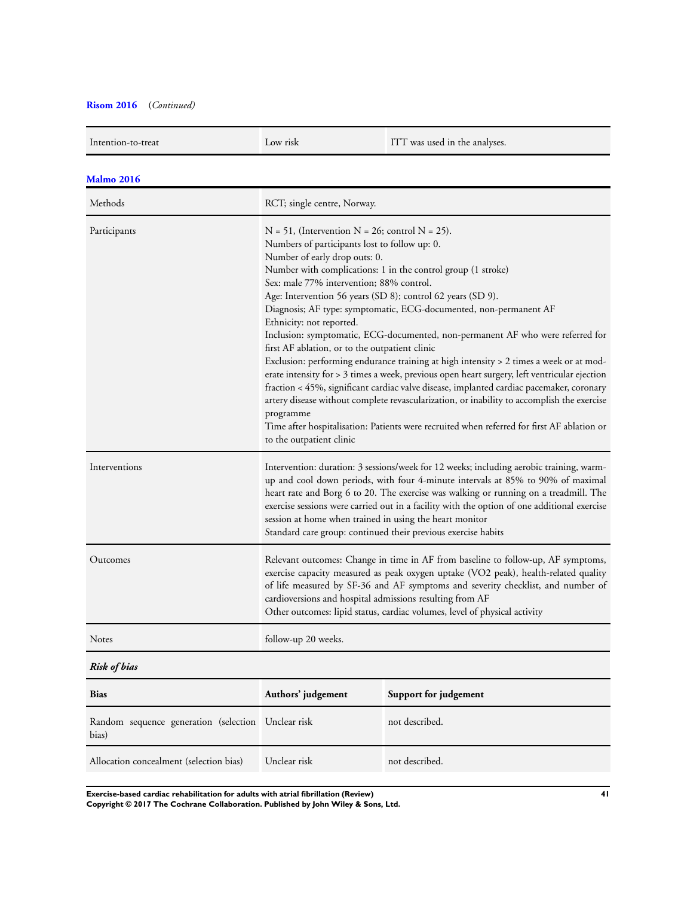**Risom 2016** (*Continued*)

| | | |
|---|---|---|
| Intention-to-treat | Low risk | ITT was used in the analyses. |

**Malmo 2016**

| | |
|---|---|
| Methods | RCT; single centre, Norway. |
| Participants | N = 51, (Intervention N = 26; control N = 25).<br>Numbers of participants lost to follow up: 0.<br>Number of early drop outs: 0.<br>Number with complications: 1 in the control group (1 stroke)<br>Sex: male 77% intervention; 88% control.<br>Age: Intervention 56 years (SD 8); control 62 years (SD 9).<br>Diagnosis; AF type: symptomatic, ECG-documented, non-permanent AF<br>Ethnicity: not reported.<br>Inclusion: symptomatic, ECG-documented, non-permanent AF who were referred for first AF ablation, or to the outpatient clinic<br>Exclusion: performing endurance training at high intensity > 2 times a week or at moderate intensity for > 3 times a week, previous open heart surgery, left ventricular ejection fraction < 45%, significant cardiac valve disease, implanted cardiac pacemaker, coronary artery disease without complete revascularization, or inability to accomplish the exercise programme<br>Time after hospitalisation: Patients were recruited when referred for first AF ablation or to the outpatient clinic |
| Interventions | Intervention: duration: 3 sessions/week for 12 weeks; including aerobic training, warm-up and cool down periods, with four 4-minute intervals at 85% to 90% of maximal heart rate and Borg 6 to 20. The exercise was walking or running on a treadmill. The exercise sessions were carried out in a facility with the option of one additional exercise session at home when trained in using the heart monitor<br>Standard care group: continued their previous exercise habits |
| Outcomes | Relevant outcomes: Change in time in AF from baseline to follow-up, AF symptoms, exercise capacity measured as peak oxygen uptake (VO2 peak), health-related quality of life measured by SF-36 and AF symptoms and severity checklist, and number of cardioversions and hospital admissions resulting from AF<br>Other outcomes: lipid status, cardiac volumes, level of physical activity |
| Notes | follow-up 20 weeks. |

***Risk of bias***

| **Bias** | **Authors' judgement** | **Support for judgement** |
|---|---|---|
| Random sequence generation (selection bias) | Unclear risk | not described. |
| Allocation concealment (selection bias) | Unclear risk | not described. |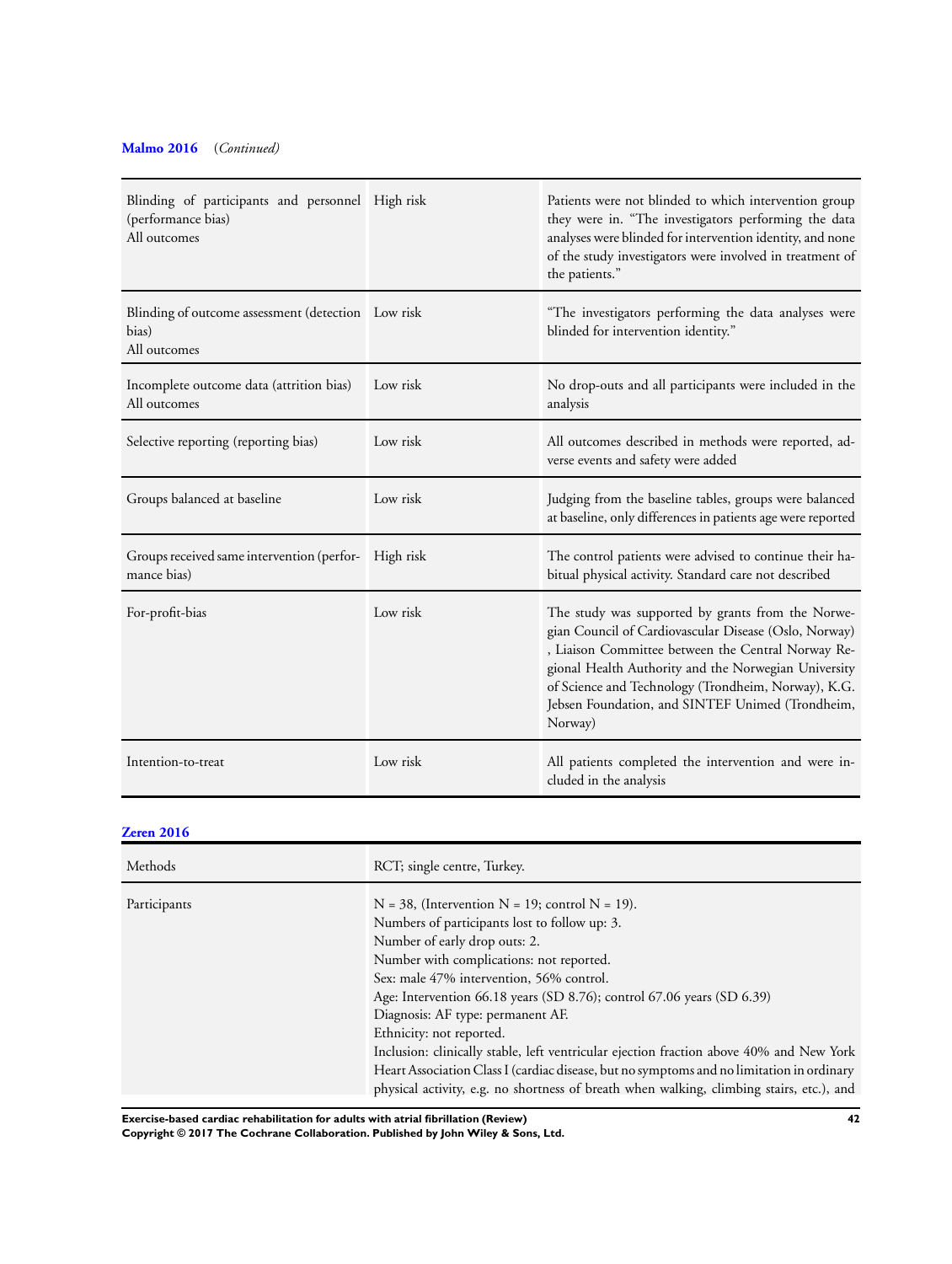**Malmo 2016** *(Continued)*

| | | |
|---|---|---|
| Blinding of participants and personnel (performance bias)<br>All outcomes | High risk | Patients were not blinded to which intervention group they were in. "The investigators performing the data analyses were blinded for intervention identity, and none of the study investigators were involved in treatment of the patients." |
| Blinding of outcome assessment (detection bias)<br>All outcomes | Low risk | "The investigators performing the data analyses were blinded for intervention identity." |
| Incomplete outcome data (attrition bias)<br>All outcomes | Low risk | No drop-outs and all participants were included in the analysis |
| Selective reporting (reporting bias) | Low risk | All outcomes described in methods were reported, adverse events and safety were added |
| Groups balanced at baseline | Low risk | Judging from the baseline tables, groups were balanced at baseline, only differences in patients age were reported |
| Groups received same intervention (performance bias) | High risk | The control patients were advised to continue their habitual physical activity. Standard care not described |
| For-profit-bias | Low risk | The study was supported by grants from the Norwegian Council of Cardiovascular Disease (Oslo, Norway), Liaison Committee between the Central Norway Regional Health Authority and the Norwegian University of Science and Technology (Trondheim, Norway), K.G. Jebsen Foundation, and SINTEF Unimed (Trondheim, Norway) |
| Intention-to-treat | Low risk | All patients completed the intervention and were included in the analysis |

**Zeren 2016**

| | |
|---|---|
| Methods | RCT; single centre, Turkey. |
| Participants | N = 38, (Intervention N = 19; control N = 19).<br>Numbers of participants lost to follow up: 3.<br>Number of early drop outs: 2.<br>Number with complications: not reported.<br>Sex: male 47% intervention, 56% control.<br>Age: Intervention 66.18 years (SD 8.76); control 67.06 years (SD 6.39)<br>Diagnosis: AF type: permanent AF.<br>Ethnicity: not reported.<br>Inclusion: clinically stable, left ventricular ejection fraction above 40% and New York Heart Association Class I (cardiac disease, but no symptoms and no limitation in ordinary physical activity, e.g. no shortness of breath when walking, climbing stairs, etc.), and |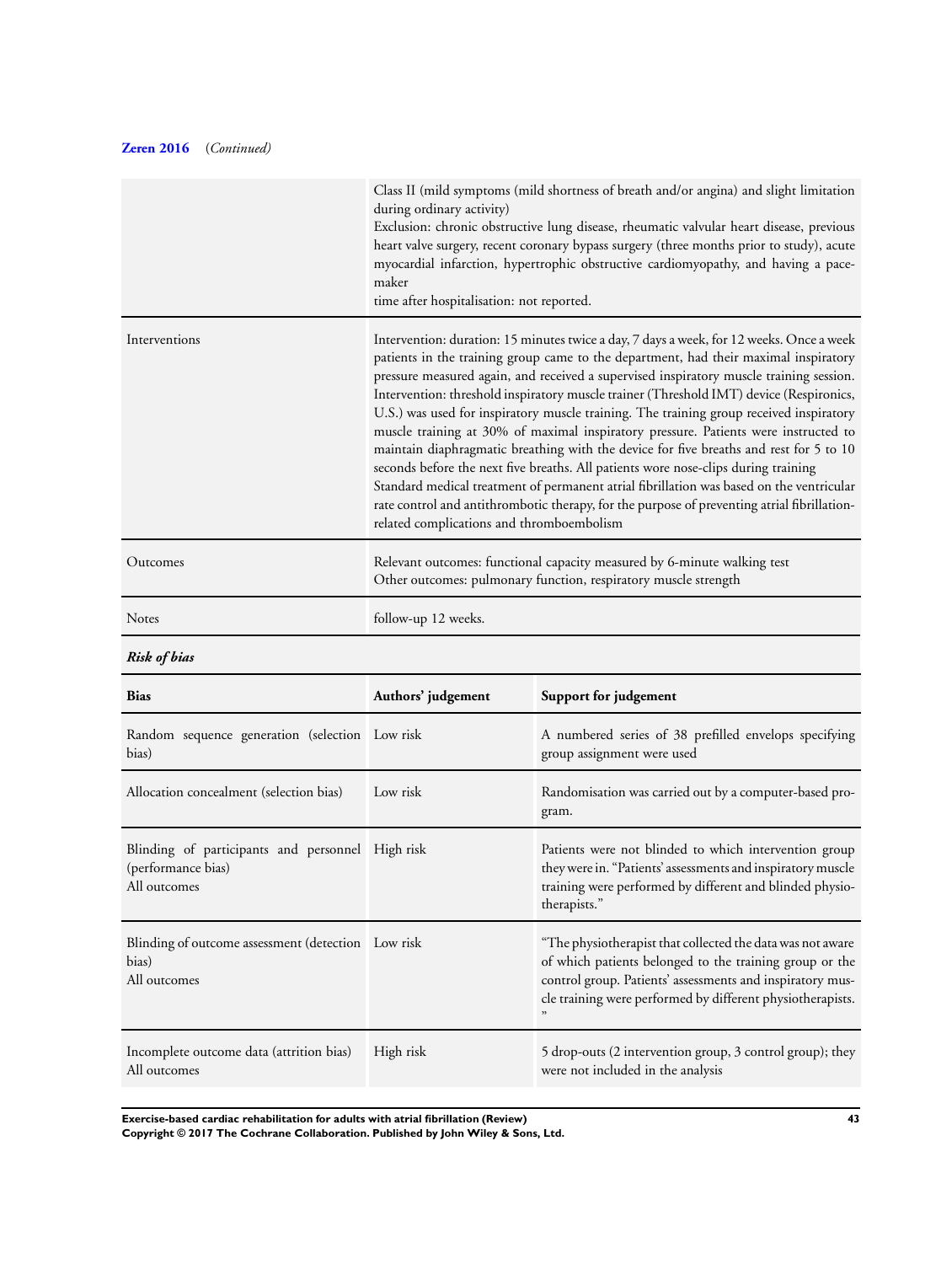**Zeren 2016** (*Continued*)

| | |
|---|---|
| | Class II (mild symptoms (mild shortness of breath and/or angina) and slight limitation during ordinary activity)<br>Exclusion: chronic obstructive lung disease, rheumatic valvular heart disease, previous heart valve surgery, recent coronary bypass surgery (three months prior to study), acute myocardial infarction, hypertrophic obstructive cardiomyopathy, and having a pacemaker<br>time after hospitalisation: not reported. |
| Interventions | Intervention: duration: 15 minutes twice a day, 7 days a week, for 12 weeks. Once a week patients in the training group came to the department, had their maximal inspiratory pressure measured again, and received a supervised inspiratory muscle training session.<br>Intervention: threshold inspiratory muscle trainer (Threshold IMT) device (Respironics, U.S.) was used for inspiratory muscle training. The training group received inspiratory muscle training at 30% of maximal inspiratory pressure. Patients were instructed to maintain diaphragmatic breathing with the device for five breaths and rest for 5 to 10 seconds before the next five breaths. All patients wore nose-clips during training<br>Standard medical treatment of permanent atrial fibrillation was based on the ventricular rate control and antithrombotic therapy, for the purpose of preventing atrial fibrillation-related complications and thromboembolism |
| Outcomes | Relevant outcomes: functional capacity measured by 6-minute walking test<br>Other outcomes: pulmonary function, respiratory muscle strength |
| Notes | follow-up 12 weeks. |

***Risk of bias***

| Bias | Authors' judgement | Support for judgement |
|---|---|---|
| Random sequence generation (selection bias) | Low risk | A numbered series of 38 prefilled envelops specifying group assignment were used |
| Allocation concealment (selection bias) | Low risk | Randomisation was carried out by a computer-based program. |
| Blinding of participants and personnel (performance bias)<br>All outcomes | High risk | Patients were not blinded to which intervention group they were in. "Patients' assessments and inspiratory muscle training were performed by different and blinded physiotherapists." |
| Blinding of outcome assessment (detection bias)<br>All outcomes | Low risk | "The physiotherapist that collected the data was not aware of which patients belonged to the training group or the control group. Patients' assessments and inspiratory muscle training were performed by different physiotherapists. " |
| Incomplete outcome data (attrition bias)<br>All outcomes | High risk | 5 drop-outs (2 intervention group, 3 control group); they were not included in the analysis |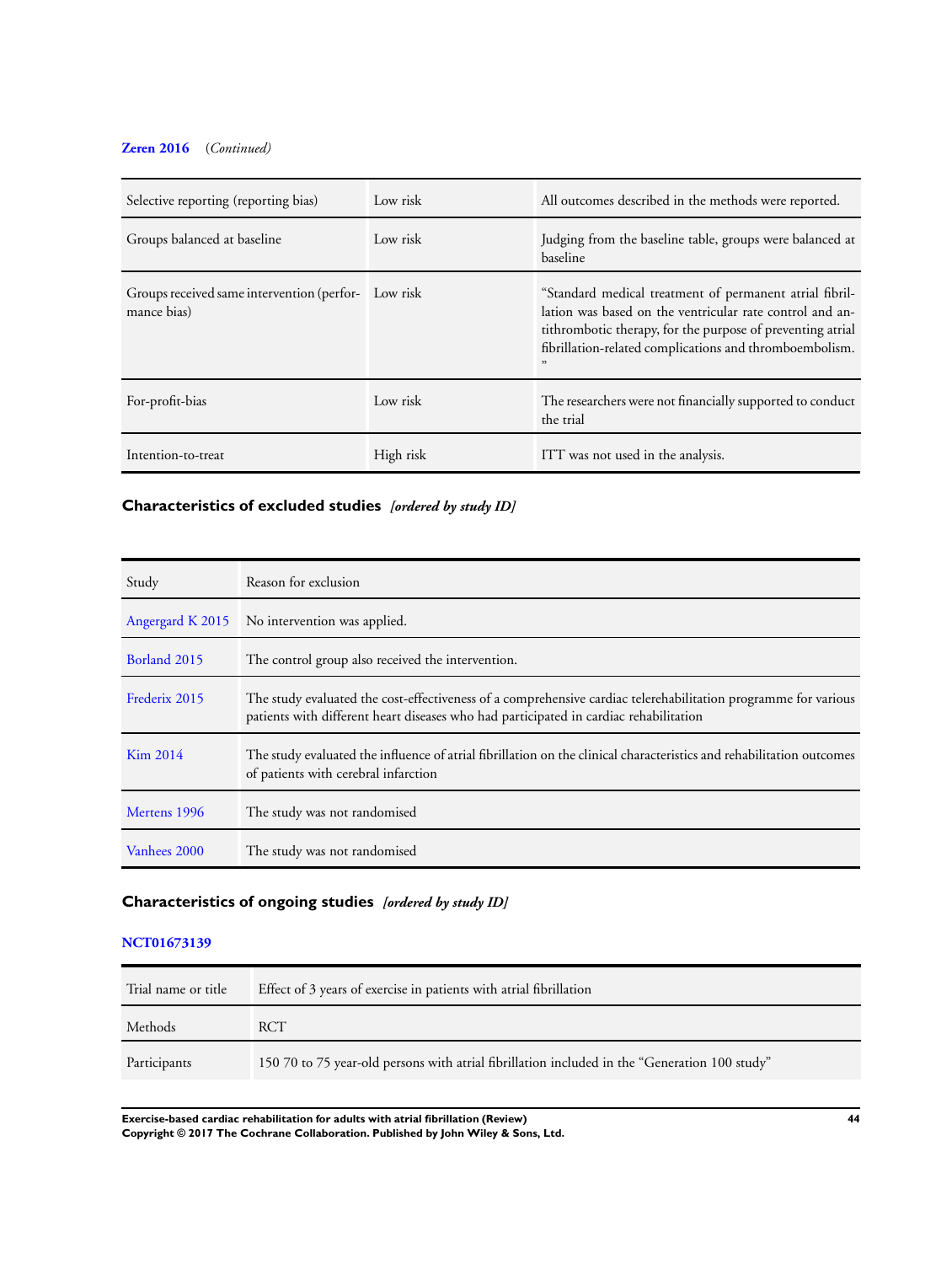**Zeren 2016** *(Continued)*

| | | |
|---|---|---|
| Selective reporting (reporting bias) | Low risk | All outcomes described in the methods were reported. |
| Groups balanced at baseline | Low risk | Judging from the baseline table, groups were balanced at baseline |
| Groups received same intervention (performance bias) | Low risk | "Standard medical treatment of permanent atrial fibrillation was based on the ventricular rate control and antithrombotic therapy, for the purpose of preventing atrial fibrillation-related complications and thromboembolism." |
| For-profit-bias | Low risk | The researchers were not financially supported to conduct the trial |
| Intention-to-treat | High risk | ITT was not used in the analysis. |

## Characteristics of excluded studies *[ordered by study ID]*

| Study | Reason for exclusion |
|---|---|
| Angergard K 2015 | No intervention was applied. |
| Borland 2015 | The control group also received the intervention. |
| Frederix 2015 | The study evaluated the cost-effectiveness of a comprehensive cardiac telerehabilitation programme for various patients with different heart diseases who had participated in cardiac rehabilitation |
| Kim 2014 | The study evaluated the influence of atrial fibrillation on the clinical characteristics and rehabilitation outcomes of patients with cerebral infarction |
| Mertens 1996 | The study was not randomised |
| Vanhees 2000 | The study was not randomised |

## Characteristics of ongoing studies *[ordered by study ID]*

**NCT01673139**

| | |
|---|---|
| Trial name or title | Effect of 3 years of exercise in patients with atrial fibrillation |
| Methods | RCT |
| Participants | 150 70 to 75 year-old persons with atrial fibrillation included in the "Generation 100 study" |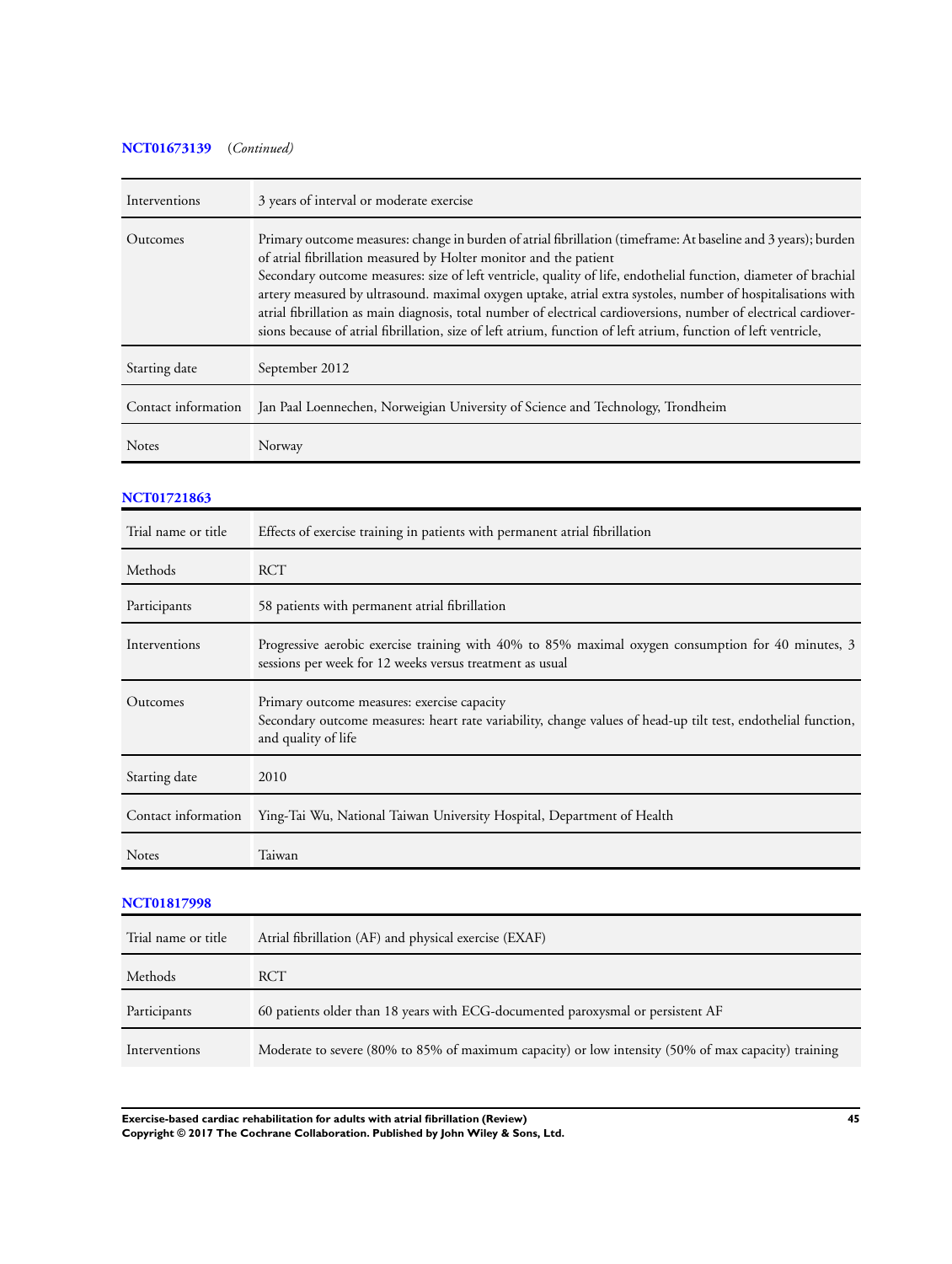**NCT01673139** (*Continued*)

| | |
|---|---|
| Interventions | 3 years of interval or moderate exercise |
| Outcomes | Primary outcome measures: change in burden of atrial fibrillation (timeframe: At baseline and 3 years); burden of atrial fibrillation measured by Holter monitor and the patient<br>Secondary outcome measures: size of left ventricle, quality of life, endothelial function, diameter of brachial artery measured by ultrasound. maximal oxygen uptake, atrial extra systoles, number of hospitalisations with atrial fibrillation as main diagnosis, total number of electrical cardioversions, number of electrical cardioversions because of atrial fibrillation, size of left atrium, function of left atrium, function of left ventricle, |
| Starting date | September 2012 |
| Contact information | Jan Paal Loennechen, Norweigian University of Science and Technology, Trondheim |
| Notes | Norway |

**NCT01721863**

| | |
|---|---|
| Trial name or title | Effects of exercise training in patients with permanent atrial fibrillation |
| Methods | RCT |
| Participants | 58 patients with permanent atrial fibrillation |
| Interventions | Progressive aerobic exercise training with 40% to 85% maximal oxygen consumption for 40 minutes, 3 sessions per week for 12 weeks versus treatment as usual |
| Outcomes | Primary outcome measures: exercise capacity<br>Secondary outcome measures: heart rate variability, change values of head-up tilt test, endothelial function, and quality of life |
| Starting date | 2010 |
| Contact information | Ying-Tai Wu, National Taiwan University Hospital, Department of Health |
| Notes | Taiwan |

**NCT01817998**

| | |
|---|---|
| Trial name or title | Atrial fibrillation (AF) and physical exercise (EXAF) |
| Methods | RCT |
| Participants | 60 patients older than 18 years with ECG-documented paroxysmal or persistent AF |
| Interventions | Moderate to severe (80% to 85% of maximum capacity) or low intensity (50% of max capacity) training |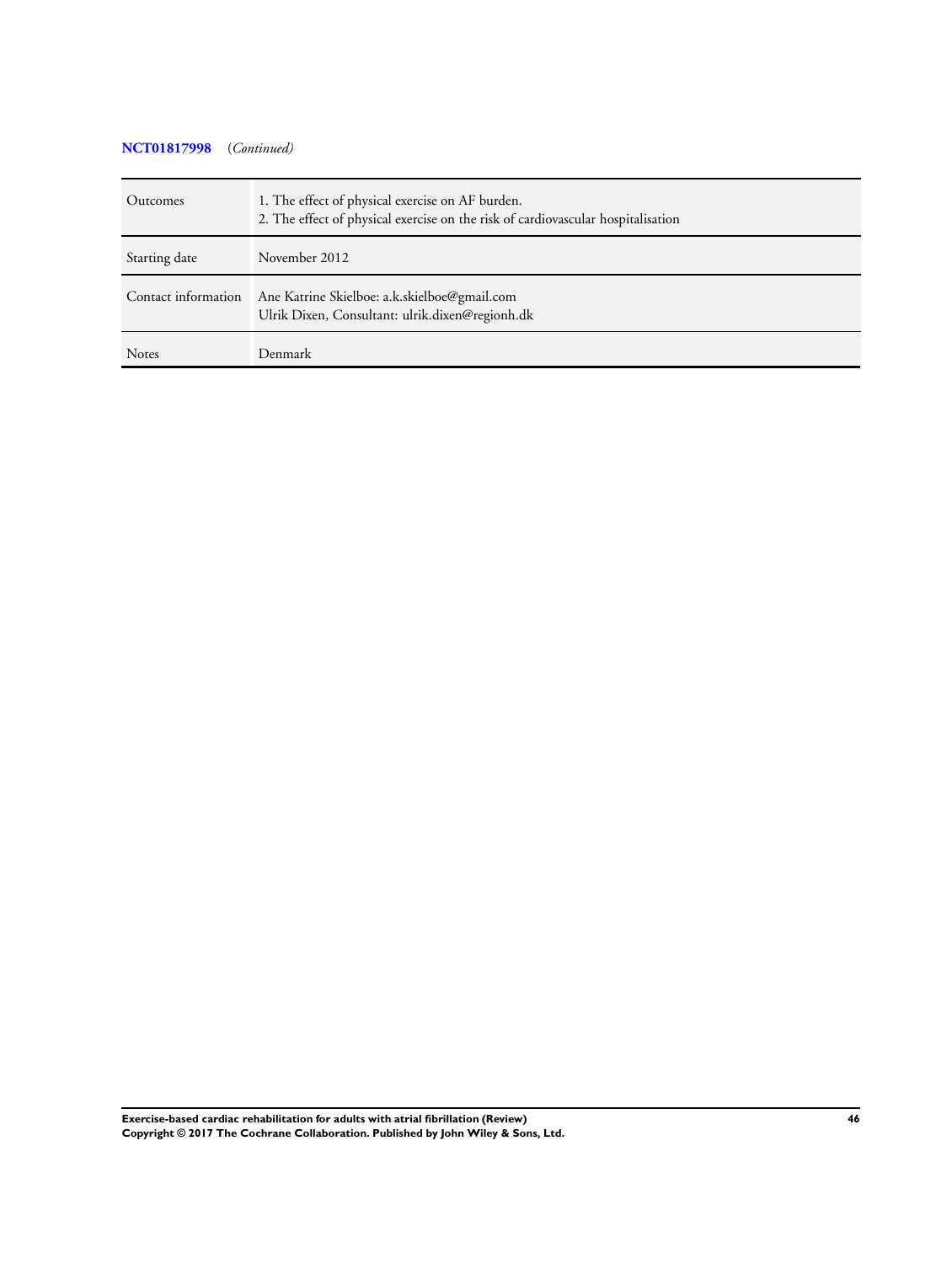**NCT01817998** *(Continued)*

| | |
|---|---|
| Outcomes | 1. The effect of physical exercise on AF burden.<br>2. The effect of physical exercise on the risk of cardiovascular hospitalisation |
| Starting date | November 2012 |
| Contact information | Ane Katrine Skielboe: a.k.skielboe@gmail.com<br>Ulrik Dixen, Consultant: ulrik.dixen@regionh.dk |
| Notes | Denmark |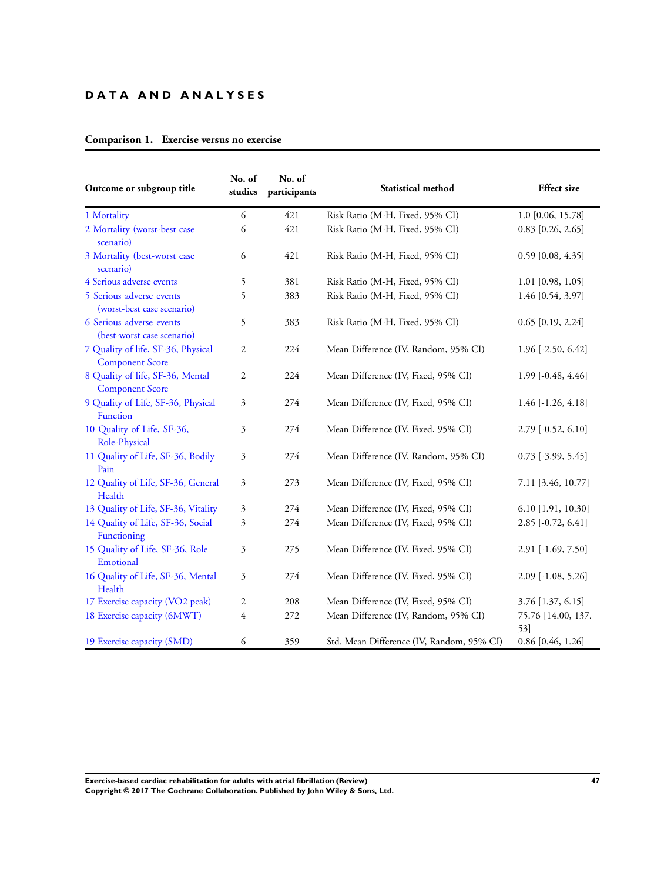# DATA AND ANALYSES

## Comparison 1. Exercise versus no exercise

| Outcome or subgroup title | No. of studies | No. of participants | Statistical method | Effect size |
|---|---|---|---|---|
| 1 Mortality | 6 | 421 | Risk Ratio (M-H, Fixed, 95% CI) | 1.0 [0.06, 15.78] |
| 2 Mortality (worst-best case scenario) | 6 | 421 | Risk Ratio (M-H, Fixed, 95% CI) | 0.83 [0.26, 2.65] |
| 3 Mortality (best-worst case scenario) | 6 | 421 | Risk Ratio (M-H, Fixed, 95% CI) | 0.59 [0.08, 4.35] |
| 4 Serious adverse events | 5 | 381 | Risk Ratio (M-H, Fixed, 95% CI) | 1.01 [0.98, 1.05] |
| 5 Serious adverse events (worst-best case scenario) | 5 | 383 | Risk Ratio (M-H, Fixed, 95% CI) | 1.46 [0.54, 3.97] |
| 6 Serious adverse events (best-worst case scenario) | 5 | 383 | Risk Ratio (M-H, Fixed, 95% CI) | 0.65 [0.19, 2.24] |
| 7 Quality of life, SF-36, Physical Component Score | 2 | 224 | Mean Difference (IV, Random, 95% CI) | 1.96 [-2.50, 6.42] |
| 8 Quality of life, SF-36, Mental Component Score | 2 | 224 | Mean Difference (IV, Fixed, 95% CI) | 1.99 [-0.48, 4.46] |
| 9 Quality of Life, SF-36, Physical Function | 3 | 274 | Mean Difference (IV, Fixed, 95% CI) | 1.46 [-1.26, 4.18] |
| 10 Quality of Life, SF-36, Role-Physical | 3 | 274 | Mean Difference (IV, Fixed, 95% CI) | 2.79 [-0.52, 6.10] |
| 11 Quality of Life, SF-36, Bodily Pain | 3 | 274 | Mean Difference (IV, Random, 95% CI) | 0.73 [-3.99, 5.45] |
| 12 Quality of Life, SF-36, General Health | 3 | 273 | Mean Difference (IV, Fixed, 95% CI) | 7.11 [3.46, 10.77] |
| 13 Quality of Life, SF-36, Vitality | 3 | 274 | Mean Difference (IV, Fixed, 95% CI) | 6.10 [1.91, 10.30] |
| 14 Quality of Life, SF-36, Social Functioning | 3 | 274 | Mean Difference (IV, Fixed, 95% CI) | 2.85 [-0.72, 6.41] |
| 15 Quality of Life, SF-36, Role Emotional | 3 | 275 | Mean Difference (IV, Fixed, 95% CI) | 2.91 [-1.69, 7.50] |
| 16 Quality of Life, SF-36, Mental Health | 3 | 274 | Mean Difference (IV, Fixed, 95% CI) | 2.09 [-1.08, 5.26] |
| 17 Exercise capacity (VO2 peak) | 2 | 208 | Mean Difference (IV, Fixed, 95% CI) | 3.76 [1.37, 6.15] |
| 18 Exercise capacity (6MWT) | 4 | 272 | Mean Difference (IV, Random, 95% CI) | 75.76 [14.00, 137.53] |
| 19 Exercise capacity (SMD) | 6 | 359 | Std. Mean Difference (IV, Random, 95% CI) | 0.86 [0.46, 1.26] |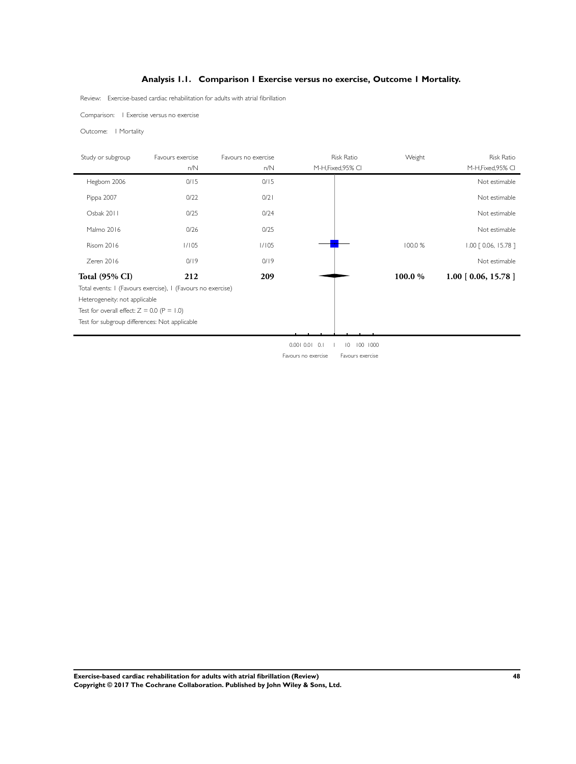## Analysis 1.1. Comparison 1 Exercise versus no exercise, Outcome 1 Mortality.

Review: Exercise-based cardiac rehabilitation for adults with atrial fibrillation

Comparison: 1 Exercise versus no exercise

Outcome: 1 Mortality

| Study or subgroup | Favours exercise | Favours no exercise | Risk Ratio | Weight | Risk Ratio |
|---|---|---|---|---|---|
| | n/N | n/N | M-H,Fixed,95% CI | | M-H,Fixed,95% CI |
| Hegbom 2006 | 0/15 | 0/15 | | | Not estimable |
| Pippa 2007 | 0/22 | 0/21 | | | Not estimable |
| Osbak 2011 | 0/25 | 0/24 | | | Not estimable |
| Malmo 2016 | 0/26 | 0/25 | | | Not estimable |
| Risom 2016 | 1/105 | 1/105 | | 100.0 % | 1.00 [ 0.06, 15.78 ] |
| Zeren 2016 | 0/19 | 0/19 | | | Not estimable |
| **Total (95% CI)** | **212** | **209** | | **100.0 %** | **1.00 [ 0.06, 15.78 ]** |

Total events: 1 (Favours exercise), 1 (Favours no exercise)

Heterogeneity: not applicable

Test for overall effect: Z = 0.0 (P = 1.0)

Test for subgroup differences: Not applicable

0.001 0.01 0.1 1 10 100 1000

Favours no exercise Favours exercise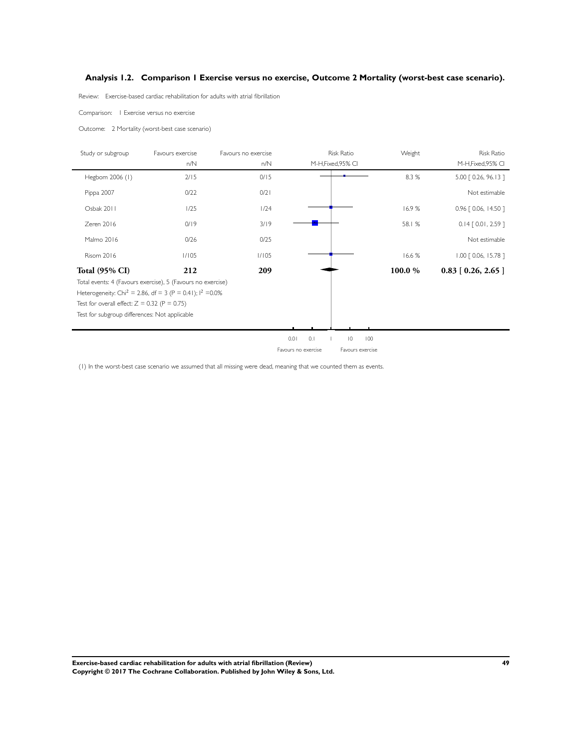### Analysis 1.2. Comparison 1 Exercise versus no exercise, Outcome 2 Mortality (worst-best case scenario).

Review: Exercise-based cardiac rehabilitation for adults with atrial fibrillation

Comparison: 1 Exercise versus no exercise

Outcome: 2 Mortality (worst-best case scenario)

| Study or subgroup | Favours exercise n/N | Favours no exercise n/N | Risk Ratio M-H,Fixed,95% CI | Weight | Risk Ratio M-H,Fixed,95% CI |
|---|---|---|---|---|---|
| Hegbom 2006 (1) | 2/15 | 0/15 | | 8.3 % | 5.00 [ 0.26, 96.13 ] |
| Pippa 2007 | 0/22 | 0/21 | | | Not estimable |
| Osbak 2011 | 1/25 | 1/24 | | 16.9 % | 0.96 [ 0.06, 14.50 ] |
| Zeren 2016 | 0/19 | 3/19 | | 58.1 % | 0.14 [ 0.01, 2.59 ] |
| Malmo 2016 | 0/26 | 0/25 | | | Not estimable |
| Risom 2016 | 1/105 | 1/105 | | 16.6 % | 1.00 [ 0.06, 15.78 ] |
| **Total (95% CI)** | **212** | **209** | | **100.0 %** | **0.83 [ 0.26, 2.65 ]** |

Total events: 4 (Favours exercise), 5 (Favours no exercise)

Heterogeneity: $Chi^2 = 2.86$, df = 3 (P = 0.41); $I^2 = 0.0\%$

Test for overall effect: Z = 0.32 (P = 0.75)

Test for subgroup differences: Not applicable

0.01 0.1 1 10 100

Favours no exercise Favours exercise

(1) In the worst-best case scenario we assumed that all missing were dead, meaning that we counted them as events.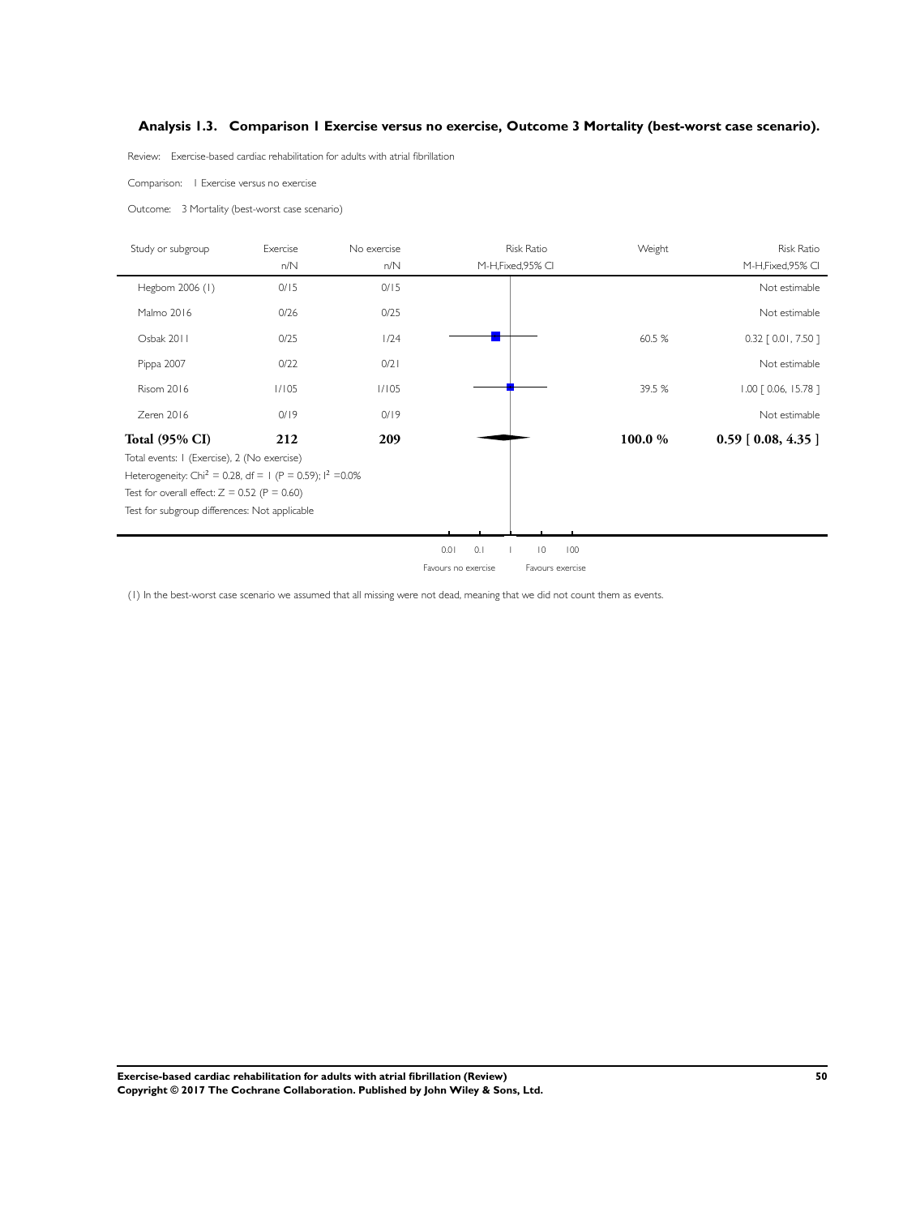## Analysis 1.3. Comparison 1 Exercise versus no exercise, Outcome 3 Mortality (best-worst case scenario).

Review: Exercise-based cardiac rehabilitation for adults with atrial fibrillation

Comparison: 1 Exercise versus no exercise

Outcome: 3 Mortality (best-worst case scenario)

| Study or subgroup | Exercise n/N | No exercise n/N | Risk Ratio M-H,Fixed,95% CI | Weight | Risk Ratio M-H,Fixed,95% CI |
|---|---|---|---|---|---|
| Hegbom 2006 (1) | 0/15 | 0/15 | | | Not estimable |
| Malmo 2016 | 0/26 | 0/25 | | | Not estimable |
| Osbak 2011 | 0/25 | 1/24 | | 60.5 % | 0.32 [ 0.01, 7.50 ] |
| Pippa 2007 | 0/22 | 0/21 | | | Not estimable |
| Risom 2016 | 1/105 | 1/105 | | 39.5 % | 1.00 [ 0.06, 15.78 ] |
| Zeren 2016 | 0/19 | 0/19 | | | Not estimable |
| **Total (95% CI)** | **212** | **209** | | **100.0 %** | **0.59 [ 0.08, 4.35 ]** |

Total events: 1 (Exercise), 2 (No exercise)

Heterogeneity: $Chi^2 = 0.28$, df = 1 (P = 0.59); $I^2 = 0.0\%$

Test for overall effect: Z = 0.52 (P = 0.60)

Test for subgroup differences: Not applicable

0.01 0.1 1 10 100

Favours no exercise Favours exercise

(1) In the best-worst case scenario we assumed that all missing were not dead, meaning that we did not count them as events.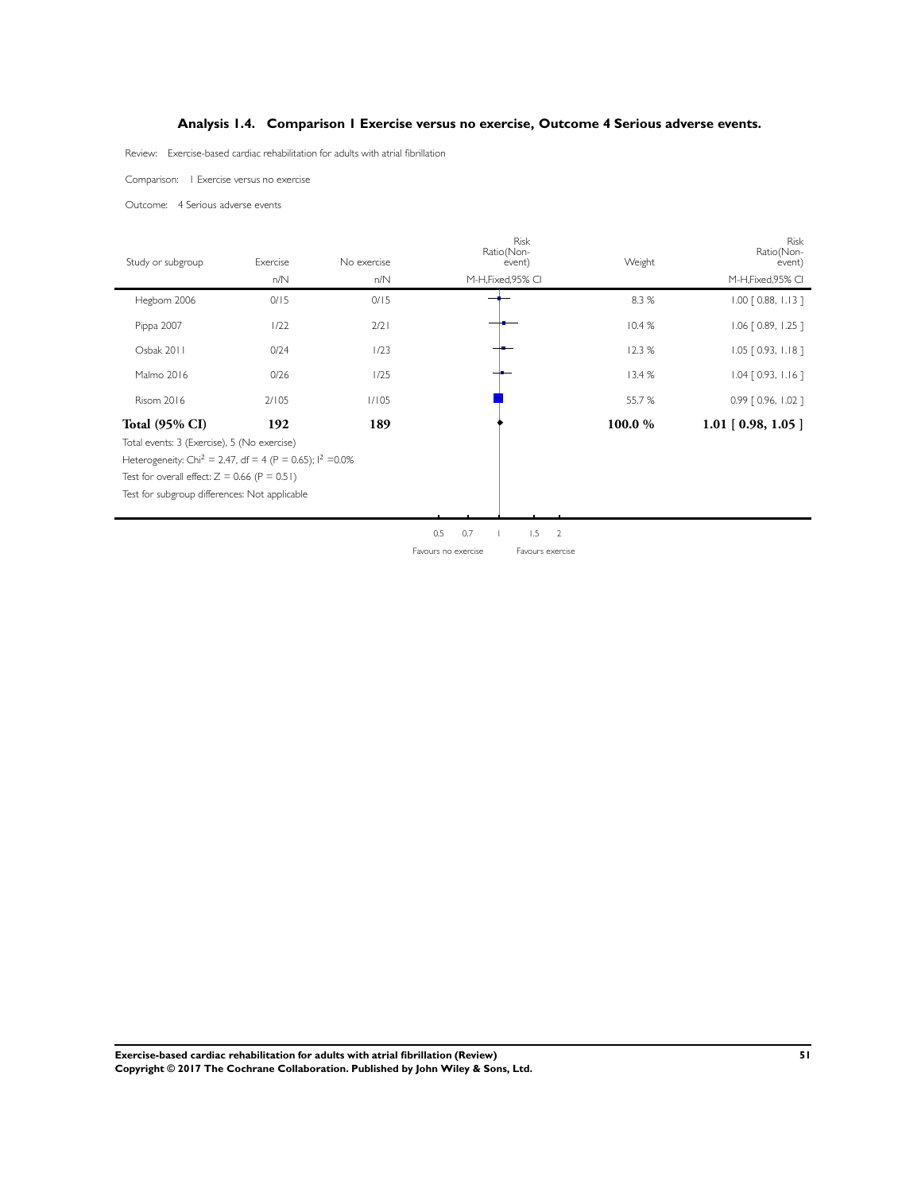## Analysis 1.4. Comparison 1 Exercise versus no exercise, Outcome 4 Serious adverse events.

Review: Exercise-based cardiac rehabilitation for adults with atrial fibrillation

Comparison: 1 Exercise versus no exercise

Outcome: 4 Serious adverse events

| Study or subgroup | Exercise | No exercise | Risk Ratio(Non-event) | Weight | Risk Ratio(Non-event) |
|---|---|---|---|---|---|
| | n/N | n/N | M-H,Fixed,95% CI | | M-H,Fixed,95% CI |
| Hegbom 2006 | 0/15 | 0/15 | | 8.3 % | 1.00 [ 0.88, 1.13 ] |
| Pippa 2007 | 1/22 | 2/21 | | 10.4 % | 1.06 [ 0.89, 1.25 ] |
| Osbak 2011 | 0/24 | 1/23 | | 12.3 % | 1.05 [ 0.93, 1.18 ] |
| Malmo 2016 | 0/26 | 1/25 | | 13.4 % | 1.04 [ 0.93, 1.16 ] |
| Risom 2016 | 2/105 | 1/105 | | 55.7 % | 0.99 [ 0.96, 1.02 ] |
| **Total (95% CI)** | **192** | **189** | | **100.0 %** | **1.01 [ 0.98, 1.05 ]** |

Total events: 3 (Exercise), 5 (No exercise)

Heterogeneity: $Chi^2 = 2.47$, df = 4 (P = 0.65); $I^2 = 0.0\%$

Test for overall effect: Z = 0.66 (P = 0.51)

Test for subgroup differences: Not applicable

0.5 0.7 1 1.5 2

Favours no exercise | Favours exercise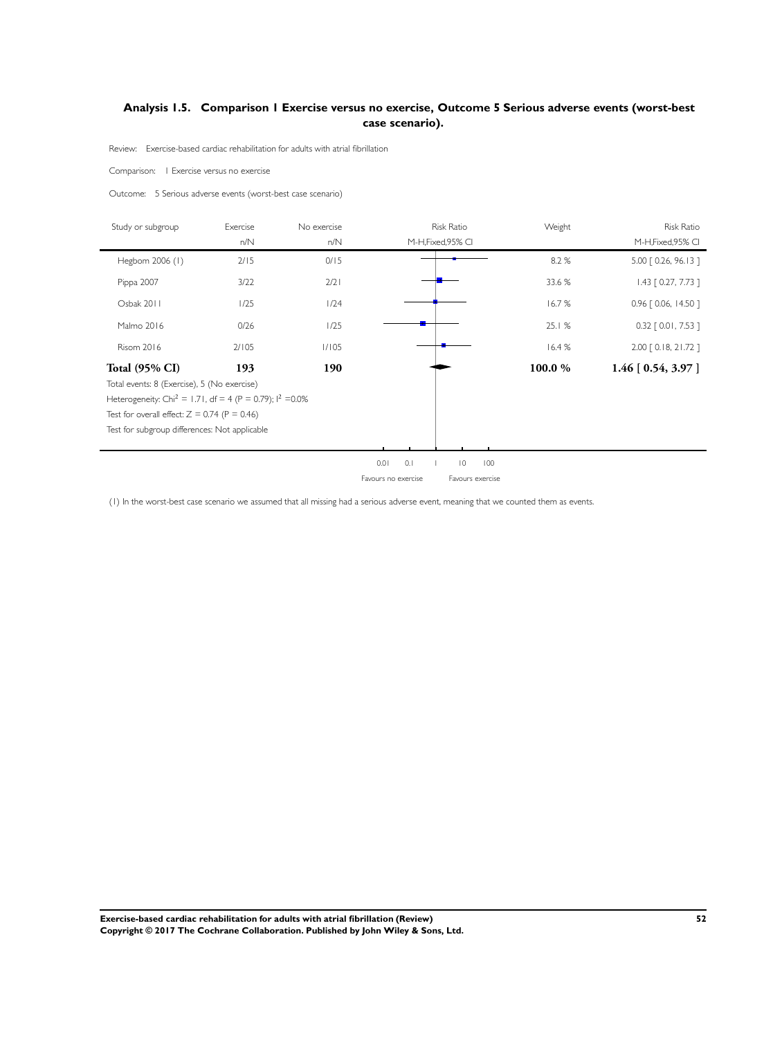### Analysis 1.5. Comparison 1 Exercise versus no exercise, Outcome 5 Serious adverse events (worst-best case scenario).

Review: Exercise-based cardiac rehabilitation for adults with atrial fibrillation

Comparison: 1 Exercise versus no exercise

Outcome: 5 Serious adverse events (worst-best case scenario)

| Study or subgroup | Exercise n/N | No exercise n/N | Risk Ratio M-H,Fixed,95% CI | Weight | Risk Ratio M-H,Fixed,95% CI |
|---|---|---|---|---|---|
| Hegbom 2006 (1) | 2/15 | 0/15 | | 8.2 % | 5.00 [ 0.26, 96.13 ] |
| Pippa 2007 | 3/22 | 2/21 | | 33.6 % | 1.43 [ 0.27, 7.73 ] |
| Osbak 2011 | 1/25 | 1/24 | | 16.7 % | 0.96 [ 0.06, 14.50 ] |
| Malmo 2016 | 0/26 | 1/25 | | 25.1 % | 0.32 [ 0.01, 7.53 ] |
| Risom 2016 | 2/105 | 1/105 | | 16.4 % | 2.00 [ 0.18, 21.72 ] |
| **Total (95% CI)** | **193** | **190** | | **100.0 %** | **1.46 [ 0.54, 3.97 ]** |

Total events: 8 (Exercise), 5 (No exercise)

Heterogeneity: $Chi^2 = 1.71$, df = 4 (P = 0.79); $I^2 = 0.0\%$

Test for overall effect: Z = 0.74 (P = 0.46)

Test for subgroup differences: Not applicable

0.01 0.1 1 10 100

Favours no exercise Favours exercise

(1) In the worst-best case scenario we assumed that all missing had a serious adverse event, meaning that we counted them as events.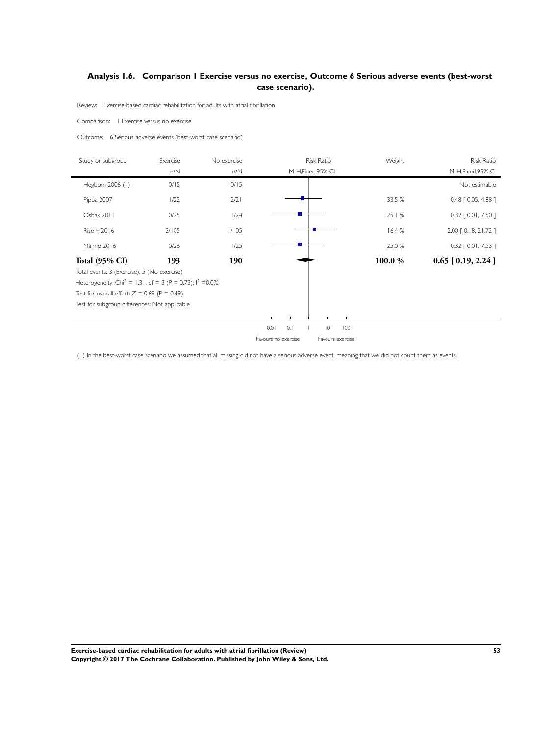## Analysis 1.6. Comparison 1 Exercise versus no exercise, Outcome 6 Serious adverse events (best-worst case scenario).

Review: Exercise-based cardiac rehabilitation for adults with atrial fibrillation

Comparison: 1 Exercise versus no exercise

Outcome: 6 Serious adverse events (best-worst case scenario)

| Study or subgroup | Exercise n/N | No exercise n/N | Risk Ratio M-H,Fixed,95% CI | Weight | Risk Ratio M-H,Fixed,95% CI |
|---|---|---|---|---|---|
| Hegbom 2006 (1) | 0/15 | 0/15 | | | Not estimable |
| Pippa 2007 | 1/22 | 2/21 | | 33.5 % | 0.48 [ 0.05, 4.88 ] |
| Osbak 2011 | 0/25 | 1/24 | | 25.1 % | 0.32 [ 0.01, 7.50 ] |
| Risom 2016 | 2/105 | 1/105 | | 16.4 % | 2.00 [ 0.18, 21.72 ] |
| Malmo 2016 | 0/26 | 1/25 | | 25.0 % | 0.32 [ 0.01, 7.53 ] |
| **Total (95% CI)** | **193** | **190** | | **100.0 %** | **0.65 [ 0.19, 2.24 ]** |

Total events: 3 (Exercise), 5 (No exercise)

Heterogeneity: $Chi^2 = 1.31$, df = 3 (P = 0.73); $I^2 = 0.0\%$

Test for overall effect: Z = 0.69 (P = 0.49)

Test for subgroup differences: Not applicable

0.01 0.1 1 10 100

Favours no exercise Favours exercise

(1) In the best-worst case scenario we assumed that all missing did not have a serious adverse event, meaning that we did not count them as events.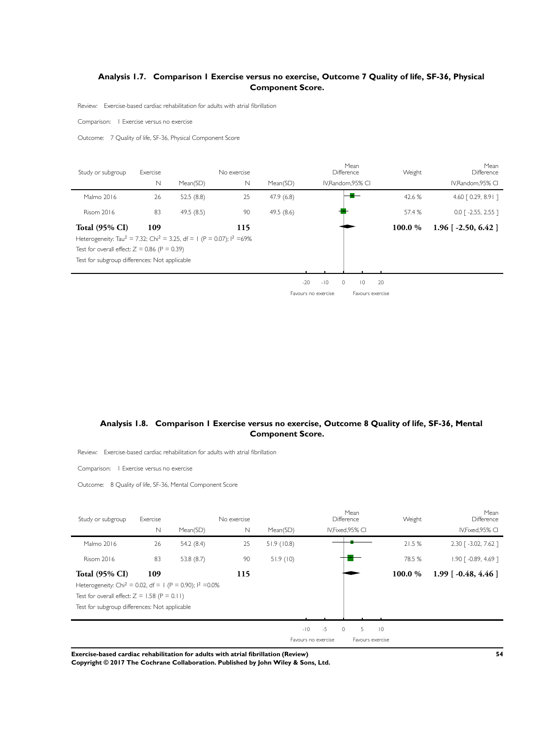### Analysis 1.7. Comparison 1 Exercise versus no exercise, Outcome 7 Quality of life, SF-36, Physical Component Score.

Review: Exercise-based cardiac rehabilitation for adults with atrial fibrillation

Comparison: 1 Exercise versus no exercise

Outcome: 7 Quality of life, SF-36, Physical Component Score

| Study or subgroup | Exercise N | Mean(SD) | No exercise N | Mean(SD) | Mean Difference IV,Random,95% CI | Weight | Mean Difference IV,Random,95% CI |
|---|---|---|---|---|---|---|---|
| Malmo 2016 | 26 | 52.5 (8.8) | 25 | 47.9 (6.8) | | 42.6 % | 4.60 [ 0.29, 8.91 ] |
| Risom 2016 | 83 | 49.5 (8.5) | 90 | 49.5 (8.6) | | 57.4 % | 0.0 [ -2.55, 2.55 ] |
| **Total (95% CI)** | **109** | | **115** | | | **100.0 %** | **1.96 [ -2.50, 6.42 ]** |

Heterogeneity: $Tau^2 = 7.32$; $Chi^2 = 3.25$, df = 1 (P = 0.07); $I^2$ =69%

Test for overall effect: Z = 0.86 (P = 0.39)

Test for subgroup differences: Not applicable

-20 -10 0 10 20

Favours no exercise Favours exercise

### Analysis 1.8. Comparison 1 Exercise versus no exercise, Outcome 8 Quality of life, SF-36, Mental Component Score.

Review: Exercise-based cardiac rehabilitation for adults with atrial fibrillation

Comparison: 1 Exercise versus no exercise

Outcome: 8 Quality of life, SF-36, Mental Component Score

| Study or subgroup | Exercise N | Mean(SD) | No exercise N | Mean(SD) | Mean Difference IV,Fixed,95% CI | Weight | Mean Difference IV,Fixed,95% CI |
|---|---|---|---|---|---|---|---|
| Malmo 2016 | 26 | 54.2 (8.4) | 25 | 51.9 (10.8) | | 21.5 % | 2.30 [ -3.02, 7.62 ] |
| Risom 2016 | 83 | 53.8 (8.7) | 90 | 51.9 (10) | | 78.5 % | 1.90 [ -0.89, 4.69 ] |
| **Total (95% CI)** | **109** | | **115** | | | **100.0 %** | **1.99 [ -0.48, 4.46 ]** |

Heterogeneity: $Chi^2 = 0.02$, df = 1 (P = 0.90); $I^2$ =0.0%

Test for overall effect: Z = 1.58 (P = 0.11)

Test for subgroup differences: Not applicable

-10 -5 0 5 10

Favours no exercise Favours exercise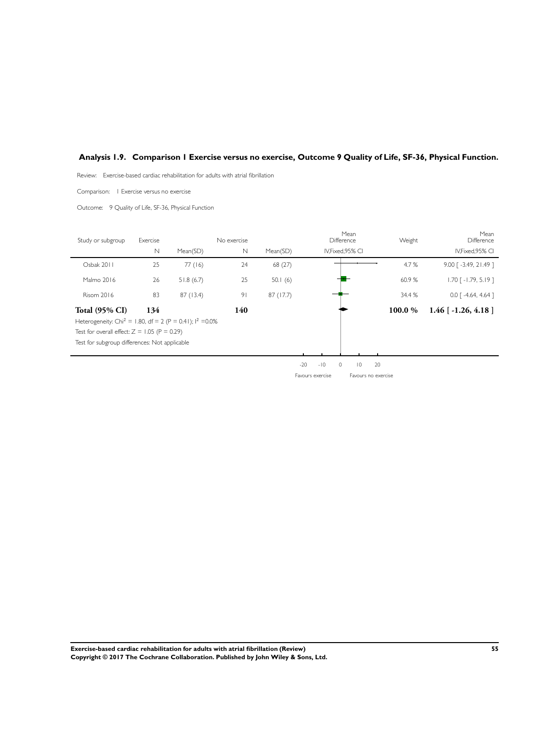## Analysis 1.9. Comparison 1 Exercise versus no exercise, Outcome 9 Quality of Life, SF-36, Physical Function.

Review: Exercise-based cardiac rehabilitation for adults with atrial fibrillation

Comparison: 1 Exercise versus no exercise

Outcome: 9 Quality of Life, SF-36, Physical Function

| Study or subgroup | Exercise N | Mean(SD) | No exercise N | Mean(SD) | Mean Difference IV,Fixed,95% CI | Weight | Mean Difference IV,Fixed,95% CI |
|---|---|---|---|---|---|---|---|
| Osbak 2011 | 25 | 77 (16) | 24 | 68 (27) | | 4.7 % | 9.00 [ -3.49, 21.49 ] |
| Malmo 2016 | 26 | 51.8 (6.7) | 25 | 50.1 (6) | | 60.9 % | 1.70 [ -1.79, 5.19 ] |
| Risom 2016 | 83 | 87 (13.4) | 91 | 87 (17.7) | | 34.4 % | 0.0 [ -4.64, 4.64 ] |
| **Total (95% CI)** | **134** | | **140** | | | **100.0 %** | **1.46 [ -1.26, 4.18 ]** |

Heterogeneity: $Chi^2 = 1.80$, df = 2 (P = 0.41); $I^2 = 0.0\%$

Test for overall effect: Z = 1.05 (P = 0.29)

Test for subgroup differences: Not applicable

-20 -10 0 10 20

Favours exercise Favours no exercise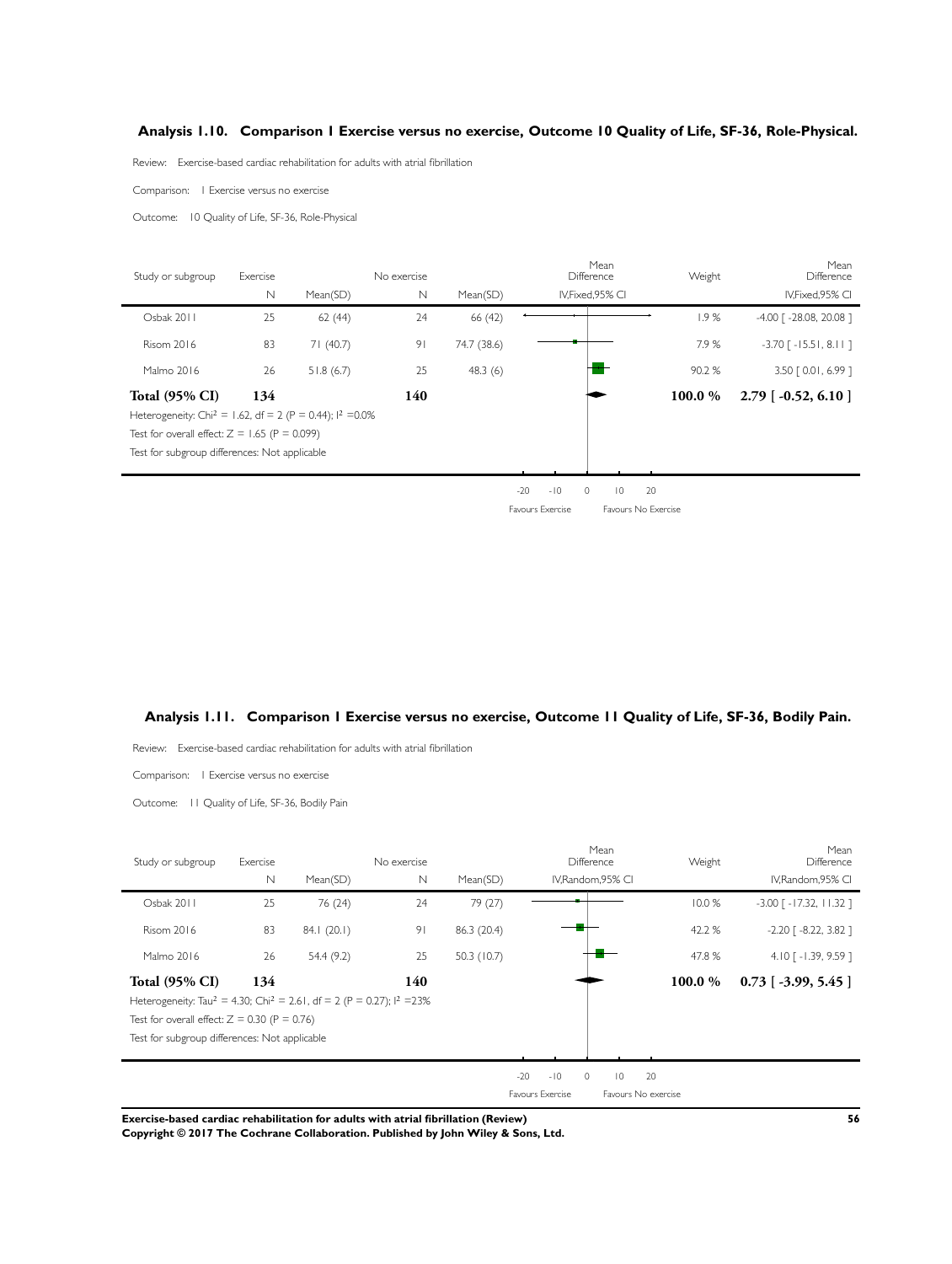### Analysis 1.10. Comparison 1 Exercise versus no exercise, Outcome 10 Quality of Life, SF-36, Role-Physical.

Review: Exercise-based cardiac rehabilitation for adults with atrial fibrillation

Comparison: 1 Exercise versus no exercise

Outcome: 10 Quality of Life, SF-36, Role-Physical

| Study or subgroup | Exercise N | Mean(SD) | No exercise N | Mean(SD) | Mean Difference IV,Fixed,95% CI | Weight | Mean Difference IV,Fixed,95% CI |
|---|---|---|---|---|---|---|---|
| Osbak 2011 | 25 | 62 (44) | 24 | 66 (42) | | 1.9 % | -4.00 [ -28.08, 20.08 ] |
| Risom 2016 | 83 | 71 (40.7) | 91 | 74.7 (38.6) | | 7.9 % | -3.70 [ -15.51, 8.11 ] |
| Malmo 2016 | 26 | 51.8 (6.7) | 25 | 48.3 (6) | | 90.2 % | 3.50 [ 0.01, 6.99 ] |
| **Total (95% CI)** | **134** | | **140** | | | **100.0 %** | **2.79 [ -0.52, 6.10 ]** |

Heterogeneity: Chi$^2$ = 1.62, df = 2 (P = 0.44); I$^2$ =0.0%

Test for overall effect: Z = 1.65 (P = 0.099)

Test for subgroup differences: Not applicable

-20 -10 0 10 20

Favours Exercise Favours No Exercise

### Analysis 1.11. Comparison 1 Exercise versus no exercise, Outcome 11 Quality of Life, SF-36, Bodily Pain.

Review: Exercise-based cardiac rehabilitation for adults with atrial fibrillation

Comparison: 1 Exercise versus no exercise

Outcome: 11 Quality of Life, SF-36, Bodily Pain

| Study or subgroup | Exercise N | Mean(SD) | No exercise N | Mean(SD) | Mean Difference IV,Random,95% CI | Weight | Mean Difference IV,Random,95% CI |
|---|---|---|---|---|---|---|---|
| Osbak 2011 | 25 | 76 (24) | 24 | 79 (27) | | 10.0 % | -3.00 [ -17.32, 11.32 ] |
| Risom 2016 | 83 | 84.1 (20.1) | 91 | 86.3 (20.4) | | 42.2 % | -2.20 [ -8.22, 3.82 ] |
| Malmo 2016 | 26 | 54.4 (9.2) | 25 | 50.3 (10.7) | | 47.8 % | 4.10 [ -1.39, 9.59 ] |
| **Total (95% CI)** | **134** | | **140** | | | **100.0 %** | **0.73 [ -3.99, 5.45 ]** |

Heterogeneity: Tau$^2$ = 4.30; Chi$^2$ = 2.61, df = 2 (P = 0.27); I$^2$ =23%

Test for overall effect: Z = 0.30 (P = 0.76)

Test for subgroup differences: Not applicable

-20 -10 0 10 20

Favours Exercise Favours No exercise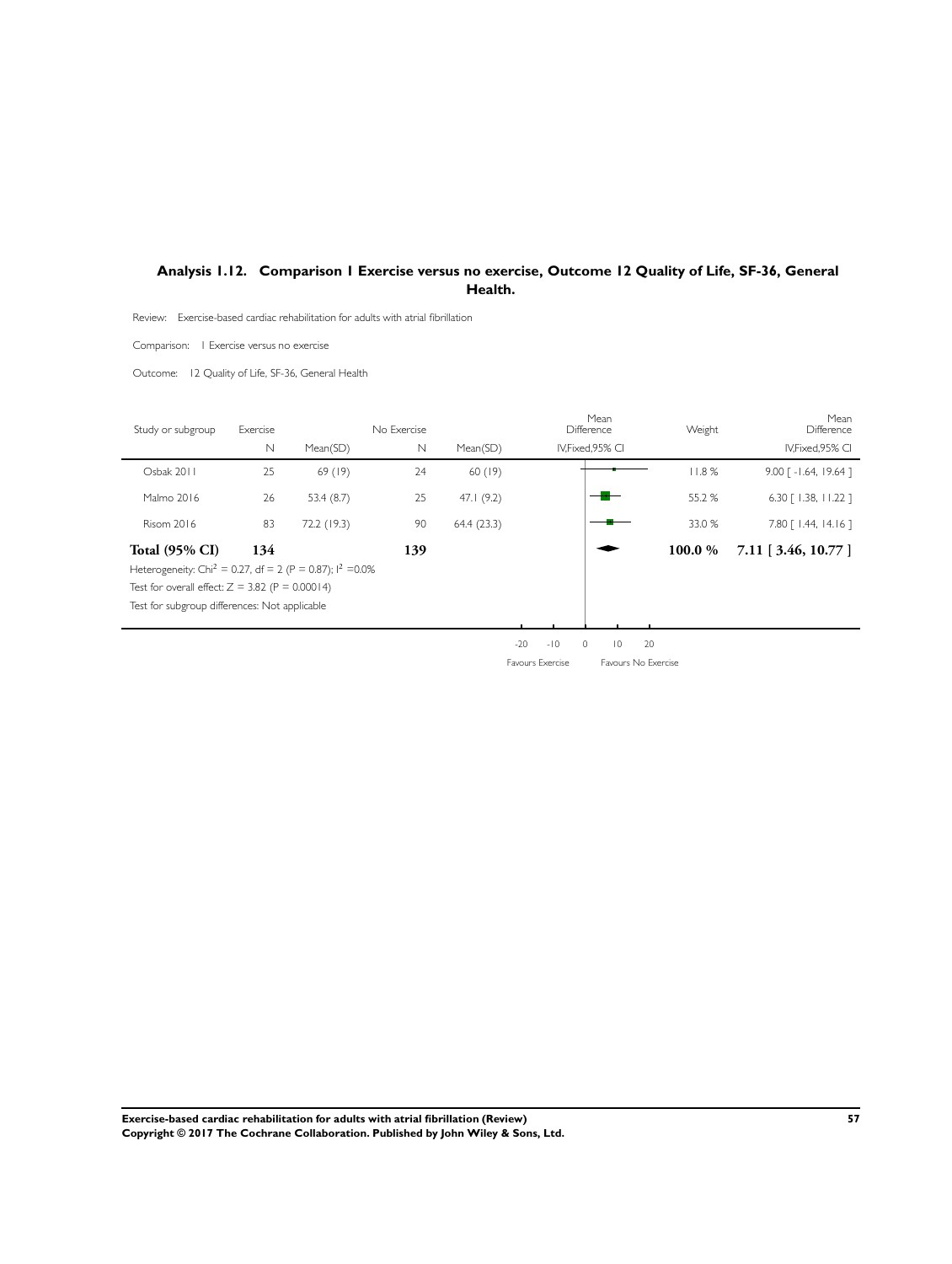## Analysis 1.12. Comparison 1 Exercise versus no exercise, Outcome 12 Quality of Life, SF-36, General Health.

Review: Exercise-based cardiac rehabilitation for adults with atrial fibrillation

Comparison: 1 Exercise versus no exercise

Outcome: 12 Quality of Life, SF-36, General Health

| Study or subgroup | Exercise N | Exercise Mean(SD) | No Exercise N | No Exercise Mean(SD) | Mean Difference IV,Fixed,95% CI | Weight | Mean Difference IV,Fixed,95% CI |
|---|---|---|---|---|---|---|---|
| Osbak 2011 | 25 | 69 (19) | 24 | 60 (19) | | 11.8 % | 9.00 [ -1.64, 19.64 ] |
| Malmo 2016 | 26 | 53.4 (8.7) | 25 | 47.1 (9.2) | | 55.2 % | 6.30 [ 1.38, 11.22 ] |
| Risom 2016 | 83 | 72.2 (19.3) | 90 | 64.4 (23.3) | | 33.0 % | 7.80 [ 1.44, 14.16 ] |
| **Total (95% CI)** | **134** | | **139** | | | **100.0 %** | **7.11 [ 3.46, 10.77 ]** |

Heterogeneity: $Chi^2 = 0.27$, $df = 2$ ($P = 0.87$); $I^2 = 0.0\%$

Test for overall effect: $Z = 3.82$ ($P = 0.00014$)

Test for subgroup differences: Not applicable

-20 -10 0 10 20

Favours Exercise | Favours No Exercise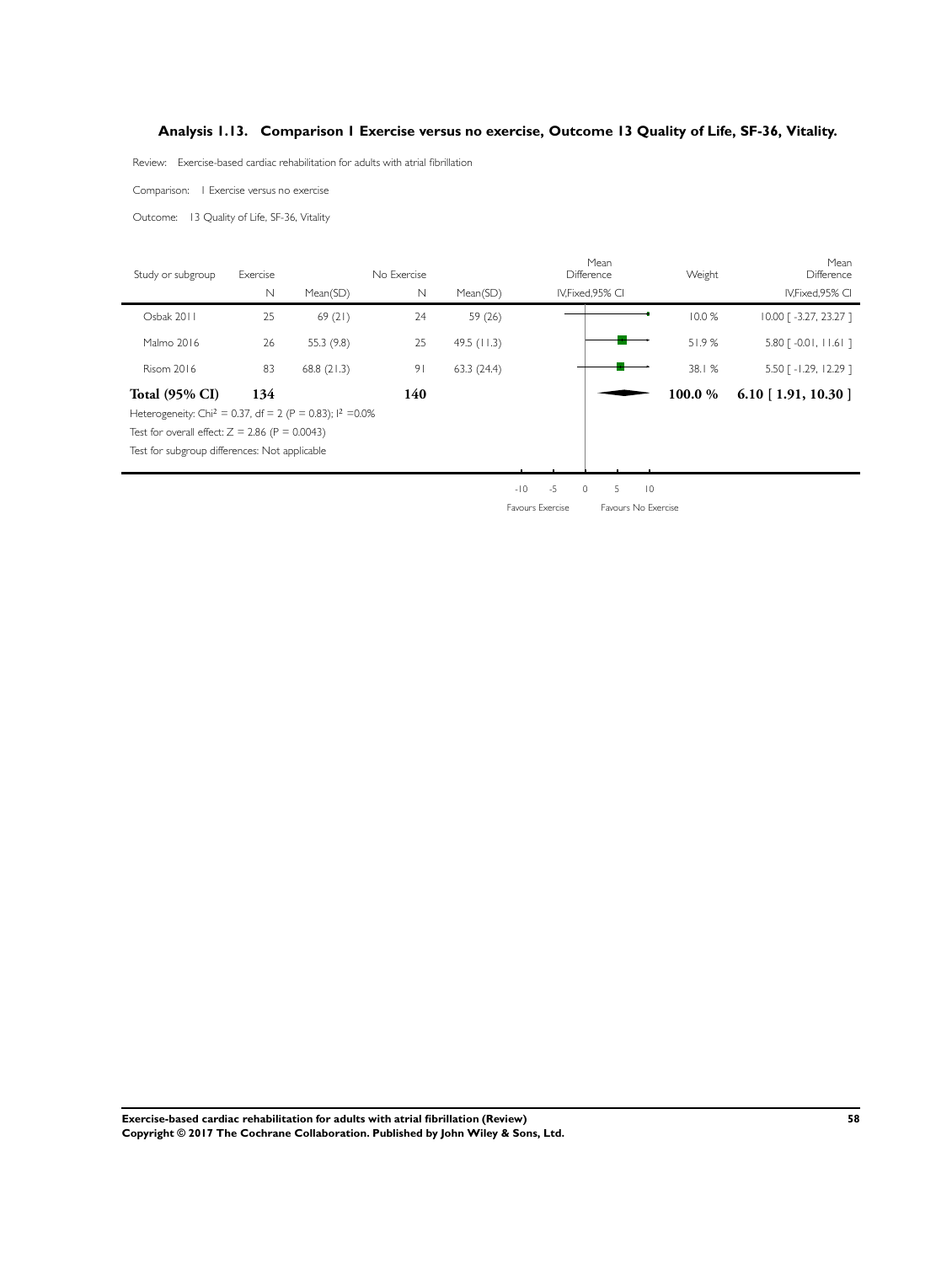## Analysis 1.13. Comparison 1 Exercise versus no exercise, Outcome 13 Quality of Life, SF-36, Vitality.

Review: Exercise-based cardiac rehabilitation for adults with atrial fibrillation

Comparison: 1 Exercise versus no exercise

Outcome: 13 Quality of Life, SF-36, Vitality

| Study or subgroup | Exercise | | No Exercise | | Mean Difference | Weight | Mean Difference |
|---|---|---|---|---|---|---|---|
| | N | Mean(SD) | N | Mean(SD) | IV,Fixed,95% CI | | IV,Fixed,95% CI |
| Osbak 2011 | 25 | 69 (21) | 24 | 59 (26) | | 10.0 % | 10.00 [ -3.27, 23.27 ] |
| Malmo 2016 | 26 | 55.3 (9.8) | 25 | 49.5 (11.3) | | 51.9 % | 5.80 [ -0.01, 11.61 ] |
| Risom 2016 | 83 | 68.8 (21.3) | 91 | 63.3 (24.4) | | 38.1 % | 5.50 [ -1.29, 12.29 ] |
| **Total (95% CI)** | **134** | | **140** | | | **100.0 %** | **6.10 [ 1.91, 10.30 ]** |

Heterogeneity: $Chi^2 = 0.37$, $df = 2$ ($P = 0.83$); $I^2 = 0.0\%$

Test for overall effect: $Z = 2.86$ ($P = 0.0043$)

Test for subgroup differences: Not applicable

-10 -5 0 5 10

Favours Exercise Favours No Exercise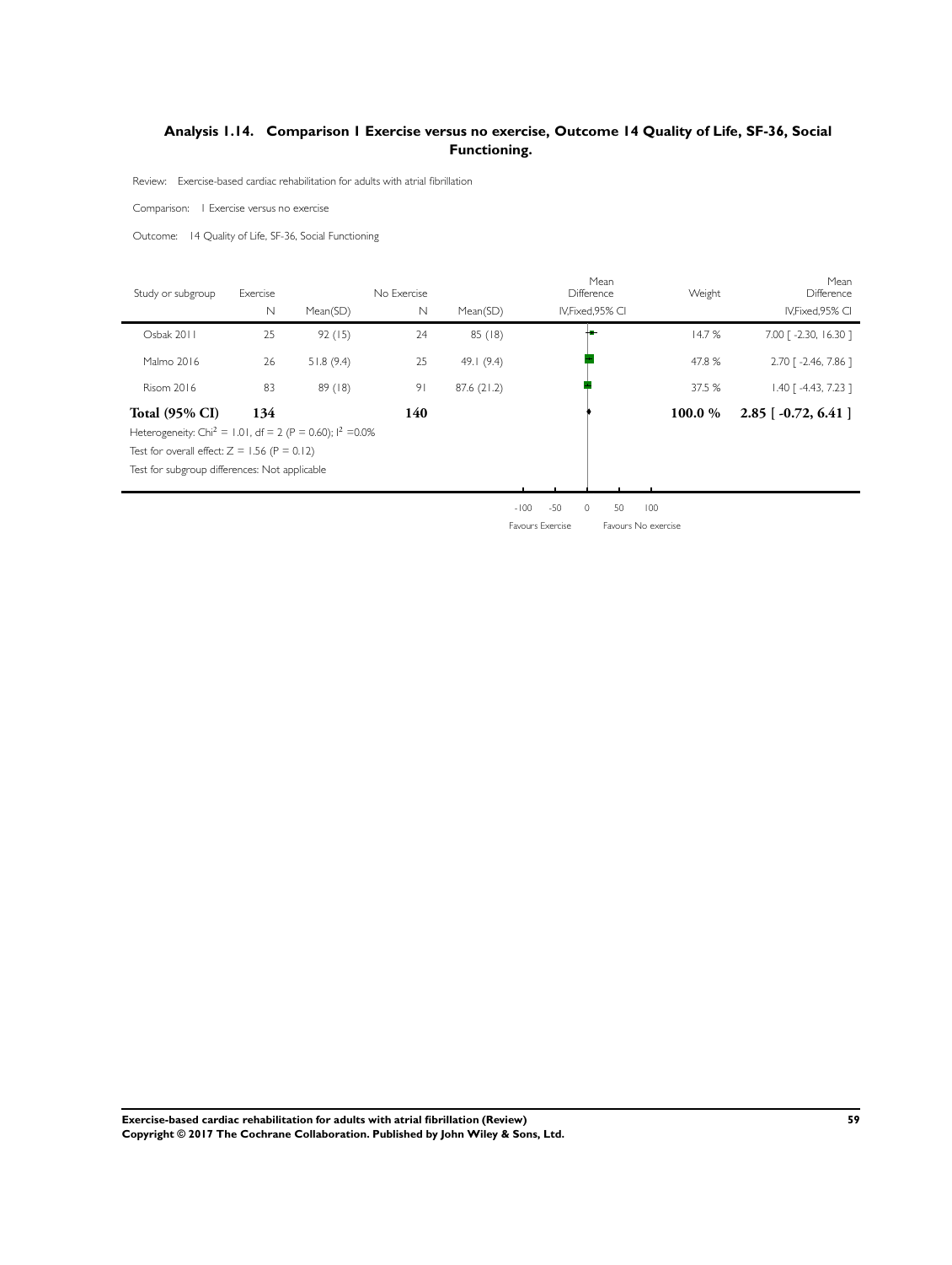## Analysis 1.14. Comparison 1 Exercise versus no exercise, Outcome 14 Quality of Life, SF-36, Social Functioning.

Review: Exercise-based cardiac rehabilitation for adults with atrial fibrillation

Comparison: 1 Exercise versus no exercise

Outcome: 14 Quality of Life, SF-36, Social Functioning

| Study or subgroup | Exercise N | Mean(SD) | No Exercise N | Mean(SD) | Mean Difference IV,Fixed,95% CI | Weight | Mean Difference IV,Fixed,95% CI |
|---|---|---|---|---|---|---|---|
| Osbak 2011 | 25 | 92 (15) | 24 | 85 (18) | | 14.7 % | 7.00 [ -2.30, 16.30 ] |
| Malmo 2016 | 26 | 51.8 (9.4) | 25 | 49.1 (9.4) | | 47.8 % | 2.70 [ -2.46, 7.86 ] |
| Risom 2016 | 83 | 89 (18) | 91 | 87.6 (21.2) | | 37.5 % | 1.40 [ -4.43, 7.23 ] |
| **Total (95% CI)** | **134** | | **140** | | | **100.0 %** | **2.85 [ -0.72, 6.41 ]** |

Heterogeneity: $Chi^2 = 1.01$, df = 2 (P = 0.60); $I^2 = 0.0\%$

Test for overall effect: Z = 1.56 (P = 0.12)

Test for subgroup differences: Not applicable

-100 -50 0 50 100

Favours Exercise Favours No exercise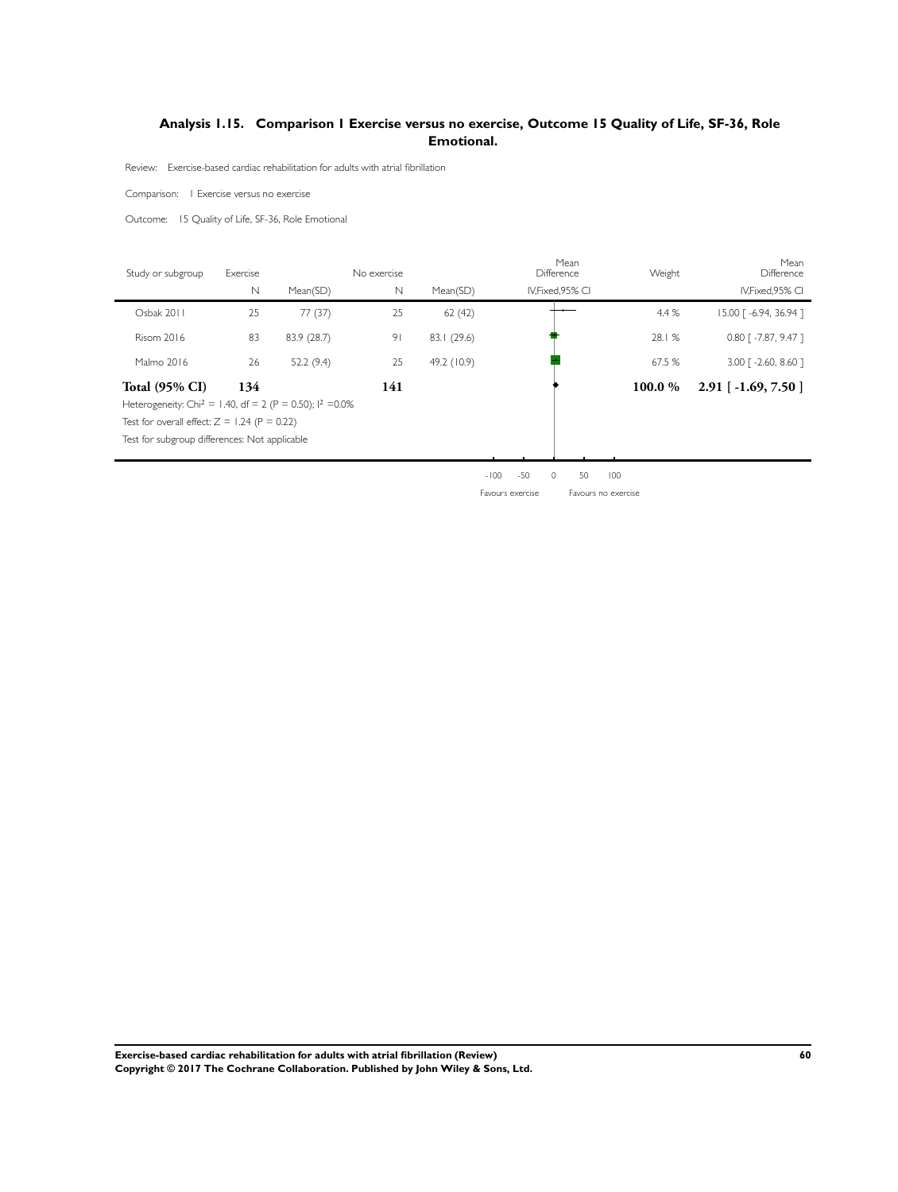### Analysis 1.15. Comparison 1 Exercise versus no exercise, Outcome 15 Quality of Life, SF-36, Role Emotional.

Review: Exercise-based cardiac rehabilitation for adults with atrial fibrillation

Comparison: 1 Exercise versus no exercise

Outcome: 15 Quality of Life, SF-36, Role Emotional

| Study or subgroup | Exercise | | No exercise | | Mean Difference | Weight | Mean Difference |
|---|---|---|---|---|---|---|---|
| | N | Mean(SD) | N | Mean(SD) | IV,Fixed,95% CI | | IV,Fixed,95% CI |
| Osbak 2011 | 25 | 77 (37) | 25 | 62 (42) | | 4.4 % | 15.00 [ -6.94, 36.94 ] |
| Risom 2016 | 83 | 83.9 (28.7) | 91 | 83.1 (29.6) | | 28.1 % | 0.80 [ -7.87, 9.47 ] |
| Malmo 2016 | 26 | 52.2 (9.4) | 25 | 49.2 (10.9) | | 67.5 % | 3.00 [ -2.60, 8.60 ] |
| **Total (95% CI)** | **134** | | **141** | | | **100.0 %** | **2.91 [ -1.69, 7.50 ]** |

Heterogeneity: $Chi^2 = 1.40$, df = 2 (P = 0.50); $I^2$ =0.0%

Test for overall effect: Z = 1.24 (P = 0.22)

Test for subgroup differences: Not applicable

-100 -50 0 50 100

Favours exercise Favours no exercise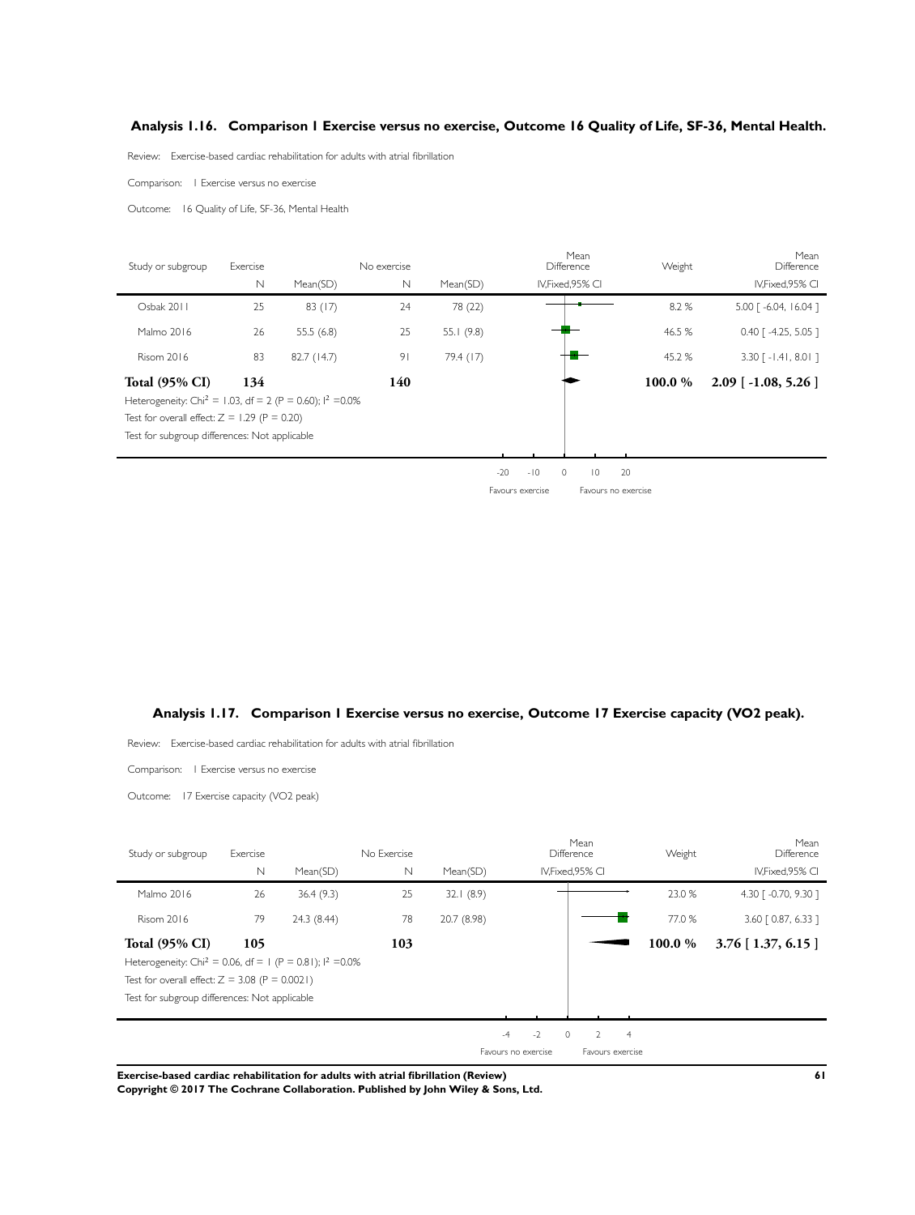## Analysis 1.16. Comparison 1 Exercise versus no exercise, Outcome 16 Quality of Life, SF-36, Mental Health.

Review: Exercise-based cardiac rehabilitation for adults with atrial fibrillation

Comparison: 1 Exercise versus no exercise

Outcome: 16 Quality of Life, SF-36, Mental Health

| Study or subgroup | Exercise N | Exercise Mean(SD) | No exercise N | No exercise Mean(SD) | Mean Difference IV,Fixed,95% CI | Weight | Mean Difference IV,Fixed,95% CI |
|---|---|---|---|---|---|---|---|
| Osbak 2011 | 25 | 83 (17) | 24 | 78 (22) | | 8.2 % | 5.00 [ -6.04, 16.04 ] |
| Malmo 2016 | 26 | 55.5 (6.8) | 25 | 55.1 (9.8) | | 46.5 % | 0.40 [ -4.25, 5.05 ] |
| Risom 2016 | 83 | 82.7 (14.7) | 91 | 79.4 (17) | | 45.2 % | 3.30 [ -1.41, 8.01 ] |
| **Total (95% CI)** | **134** | | **140** | | | **100.0 %** | **2.09 [ -1.08, 5.26 ]** |

Heterogeneity: $Chi^2 = 1.03$, df = 2 (P = 0.60); $I^2 = 0.0\%$

Test for overall effect: Z = 1.29 (P = 0.20)

Test for subgroup differences: Not applicable

-20 -10 0 10 20

Favours exercise Favours no exercise

## Analysis 1.17. Comparison 1 Exercise versus no exercise, Outcome 17 Exercise capacity (VO2 peak).

Review: Exercise-based cardiac rehabilitation for adults with atrial fibrillation

Comparison: 1 Exercise versus no exercise

Outcome: 17 Exercise capacity (VO2 peak)

| Study or subgroup | Exercise N | Exercise Mean(SD) | No Exercise N | No Exercise Mean(SD) | Mean Difference IV,Fixed,95% CI | Weight | Mean Difference IV,Fixed,95% CI |
|---|---|---|---|---|---|---|---|
| Malmo 2016 | 26 | 36.4 (9.3) | 25 | 32.1 (8.9) | | 23.0 % | 4.30 [ -0.70, 9.30 ] |
| Risom 2016 | 79 | 24.3 (8.44) | 78 | 20.7 (8.98) | | 77.0 % | 3.60 [ 0.87, 6.33 ] |
| **Total (95% CI)** | **105** | | **103** | | | **100.0 %** | **3.76 [ 1.37, 6.15 ]** |

Heterogeneity: $Chi^2 = 0.06$, df = 1 (P = 0.81); $I^2 = 0.0\%$

Test for overall effect: Z = 3.08 (P = 0.0021)

Test for subgroup differences: Not applicable

-4 -2 0 2 4

Favours no exercise Favours exercise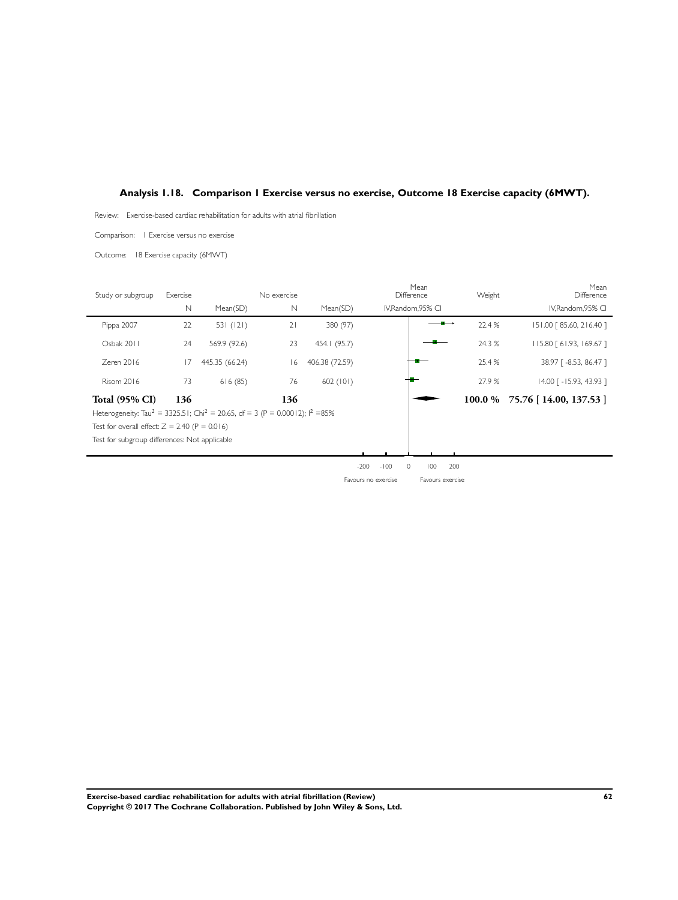## Analysis 1.18. Comparison 1 Exercise versus no exercise, Outcome 18 Exercise capacity (6MWT).

Review: Exercise-based cardiac rehabilitation for adults with atrial fibrillation

Comparison: 1 Exercise versus no exercise

Outcome: 18 Exercise capacity (6MWT)

| Study or subgroup | Exercise | | No exercise | | Mean Difference | Weight | Mean Difference |
|---|---|---|---|---|---|---|---|
| | N | Mean(SD) | N | Mean(SD) | IV,Random,95% CI | | IV,Random,95% CI |
| Pippa 2007 | 22 | 531 (121) | 21 | 380 (97) | | 22.4 % | 151.00 [ 85.60, 216.40 ] |
| Osbak 2011 | 24 | 569.9 (92.6) | 23 | 454.1 (95.7) | | 24.3 % | 115.80 [ 61.93, 169.67 ] |
| Zeren 2016 | 17 | 445.35 (66.24) | 16 | 406.38 (72.59) | | 25.4 % | 38.97 [ -8.53, 86.47 ] |
| Risom 2016 | 73 | 616 (85) | 76 | 602 (101) | | 27.9 % | 14.00 [ -15.93, 43.93 ] |
| **Total (95% CI)** | **136** | | **136** | | | **100.0 %** | **75.76 [ 14.00, 137.53 ]** |

Heterogeneity: $Tau^2 = 3325.51$; $Chi^2 = 20.65$, df = 3 (P = 0.00012); $I^2 = 85\%$

Test for overall effect: Z = 2.40 (P = 0.016)

Test for subgroup differences: Not applicable

-200 -100 0 100 200

Favours no exercise | Favours exercise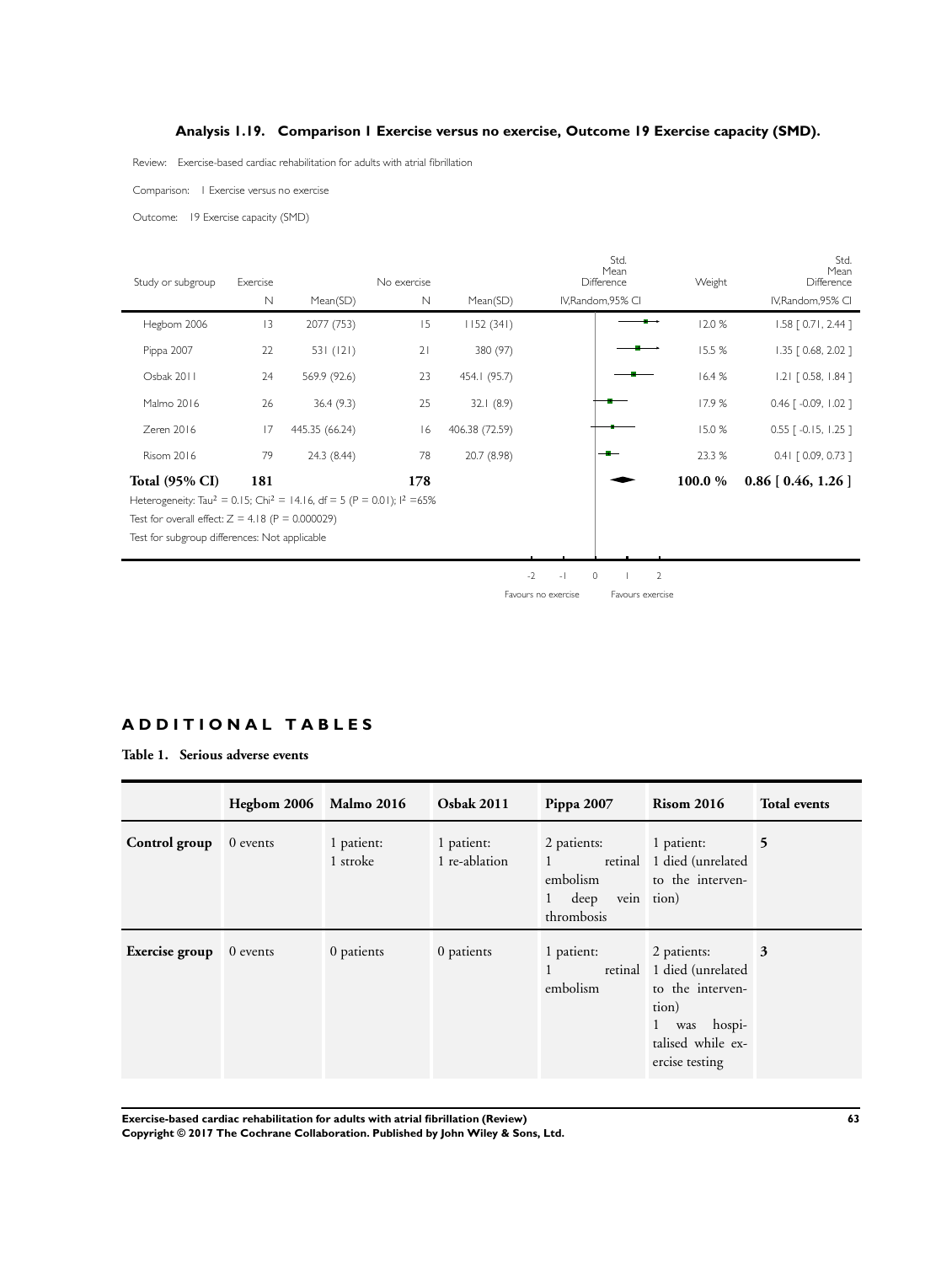### Analysis 1.19. Comparison 1 Exercise versus no exercise, Outcome 19 Exercise capacity (SMD).

Review: Exercise-based cardiac rehabilitation for adults with atrial fibrillation

Comparison: 1 Exercise versus no exercise

Outcome: 19 Exercise capacity (SMD)

| Study or subgroup | Exercise | | No exercise | | Std. Mean Difference | Weight | Std. Mean Difference |
|---|---|---|---|---|---|---|---|
| | N | Mean(SD) | N | Mean(SD) | IV,Random,95% CI | | IV,Random,95% CI |
| Hegbom 2006 | 13 | 2077 (753) | 15 | 1152 (341) | | 12.0 % | 1.58 [ 0.71, 2.44 ] |
| Pippa 2007 | 22 | 531 (121) | 21 | 380 (97) | | 15.5 % | 1.35 [ 0.68, 2.02 ] |
| Osbak 2011 | 24 | 569.9 (92.6) | 23 | 454.1 (95.7) | | 16.4 % | 1.21 [ 0.58, 1.84 ] |
| Malmo 2016 | 26 | 36.4 (9.3) | 25 | 32.1 (8.9) | | 17.9 % | 0.46 [ -0.09, 1.02 ] |
| Zeren 2016 | 17 | 445.35 (66.24) | 16 | 406.38 (72.59) | | 15.0 % | 0.55 [ -0.15, 1.25 ] |
| Risom 2016 | 79 | 24.3 (8.44) | 78 | 20.7 (8.98) | | 23.3 % | 0.41 [ 0.09, 0.73 ] |
| **Total (95% CI)** | **181** | | **178** | | | **100.0 %** | **0.86 [ 0.46, 1.26 ]** |

Heterogeneity: $Tau^2 = 0.15$; $Chi^2 = 14.16$, df = 5 (P = 0.01); $I^2 = 65\%$

Test for overall effect: Z = 4.18 (P = 0.000029)

Test for subgroup differences: Not applicable

-2 -1 0 1 2

Favours no exercise Favours exercise

## ADDITIONAL TABLES

### Table 1. Serious adverse events

| | Hegbom 2006 | Malmo 2016 | Osbak 2011 | Pippa 2007 | Risom 2016 | Total events |
|---|---|---|---|---|---|---|
| **Control group** | 0 events | 1 patient: 1 stroke | 1 patient: 1 re-ablation | 2 patients: 1 retinal embolism 1 deep vein thrombosis | 1 patient: 1 died (unrelated to the intervention) | **5** |
| **Exercise group** | 0 events | 0 patients | 0 patients | 1 patient: 1 retinal embolism | 2 patients: 1 died (unrelated to the intervention) 1 was hospitalised while exercise testing | **3** |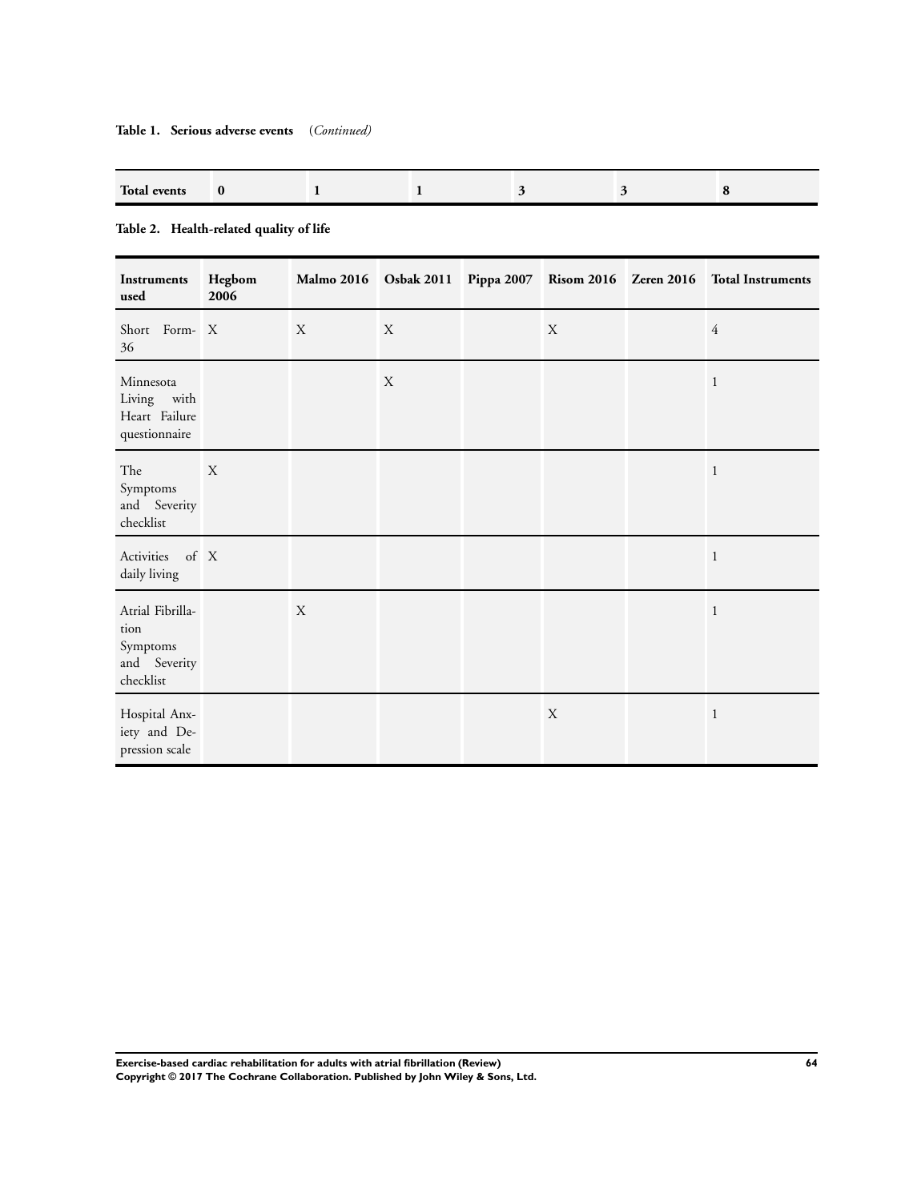**Table 1. Serious adverse events** *(Continued)*

| Total events | 0 | 1 | 1 | 3 | 3 | 8 |
|---|---|---|---|---|---|---|

**Table 2. Health-related quality of life**

| Instruments used | Hegbom 2006 | Malmo 2016 | Osbak 2011 | Pippa 2007 | Risom 2016 | Zeren 2016 | Total Instruments |
|---|---|---|---|---|---|---|---|
| Short Form-36 | X | X | X | | X | | 4 |
| Minnesota Living with Heart Failure questionnaire | | | X | | | | 1 |
| The Symptoms and Severity checklist | X | | | | | | 1 |
| Activities of daily living | X | | | | | | 1 |
| Atrial Fibrillation Symptoms and Severity checklist | | X | | | | | 1 |
| Hospital Anxiety and Depression scale | | | | | X | | 1 |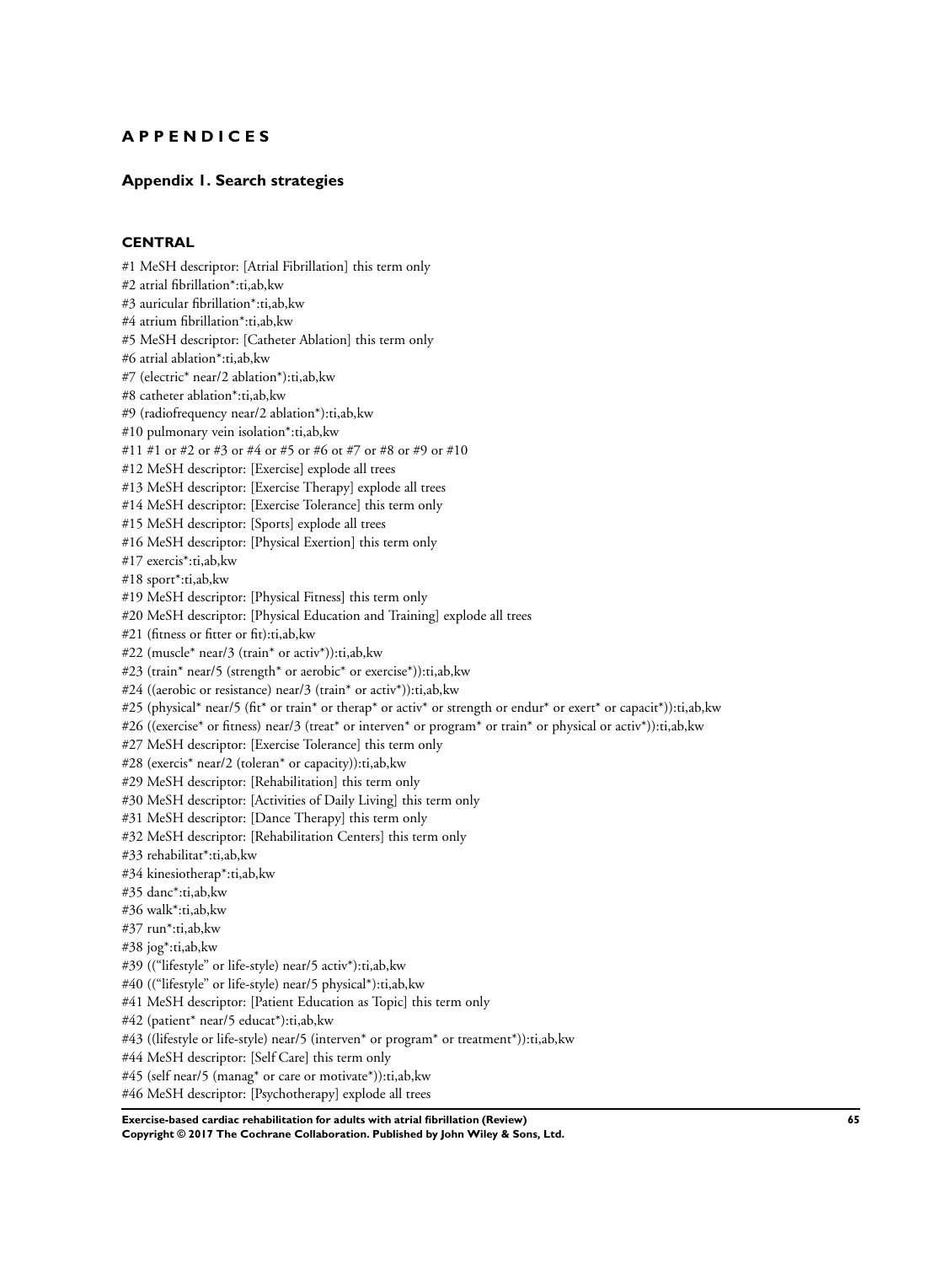# APPENDICES

## Appendix 1. Search strategies

### CENTRAL

#1 MeSH descriptor: [Atrial Fibrillation] this term only
#2 atrial fibrillation*:ti,ab,kw
#3 auricular fibrillation*:ti,ab,kw
#4 atrium fibrillation*:ti,ab,kw
#5 MeSH descriptor: [Catheter Ablation] this term only
#6 atrial ablation*:ti,ab,kw
#7 (electric* near/2 ablation*):ti,ab,kw
#8 catheter ablation*:ti,ab,kw
#9 (radiofrequency near/2 ablation*):ti,ab,kw
#10 pulmonary vein isolation*:ti,ab,kw
#11 #1 or #2 or #3 or #4 or #5 or #6 ot #7 or #8 or #9 or #10
#12 MeSH descriptor: [Exercise] explode all trees
#13 MeSH descriptor: [Exercise Therapy] explode all trees
#14 MeSH descriptor: [Exercise Tolerance] this term only
#15 MeSH descriptor: [Sports] explode all trees
#16 MeSH descriptor: [Physical Exertion] this term only
#17 exercis*:ti,ab,kw
#18 sport*:ti,ab,kw
#19 MeSH descriptor: [Physical Fitness] this term only
#20 MeSH descriptor: [Physical Education and Training] explode all trees
#21 (fitness or fitter or fit):ti,ab,kw
#22 (muscle* near/3 (train* or activ*)):ti,ab,kw
#23 (train* near/5 (strength* or aerobic* or exercise*)):ti,ab,kw
#24 ((aerobic or resistance) near/3 (train* or activ*)):ti,ab,kw
#25 (physical* near/5 (fit* or train* or therap* or activ* or strength or endur* or exert* or capacit*)):ti,ab,kw
#26 ((exercise* or fitness) near/3 (treat* or interven* or program* or train* or physical or activ*)):ti,ab,kw
#27 MeSH descriptor: [Exercise Tolerance] this term only
#28 (exercis* near/2 (toleran* or capacity)):ti,ab,kw
#29 MeSH descriptor: [Rehabilitation] this term only
#30 MeSH descriptor: [Activities of Daily Living] this term only
#31 MeSH descriptor: [Dance Therapy] this term only
#32 MeSH descriptor: [Rehabilitation Centers] this term only
#33 rehabilitat*:ti,ab,kw
#34 kinesiotherap*:ti,ab,kw
#35 danc*:ti,ab,kw
#36 walk*:ti,ab,kw
#37 run*:ti,ab,kw
#38 jog*:ti,ab,kw
#39 ((“lifestyle” or life-style) near/5 activ*):ti,ab,kw
#40 ((“lifestyle” or life-style) near/5 physical*):ti,ab,kw
#41 MeSH descriptor: [Patient Education as Topic] this term only
#42 (patient* near/5 educat*):ti,ab,kw
#43 ((lifestyle or life-style) near/5 (interven* or program* or treatment*)):ti,ab,kw
#44 MeSH descriptor: [Self Care] this term only
#45 (self near/5 (manag* or care or motivate*)):ti,ab,kw
#46 MeSH descriptor: [Psychotherapy] explode all trees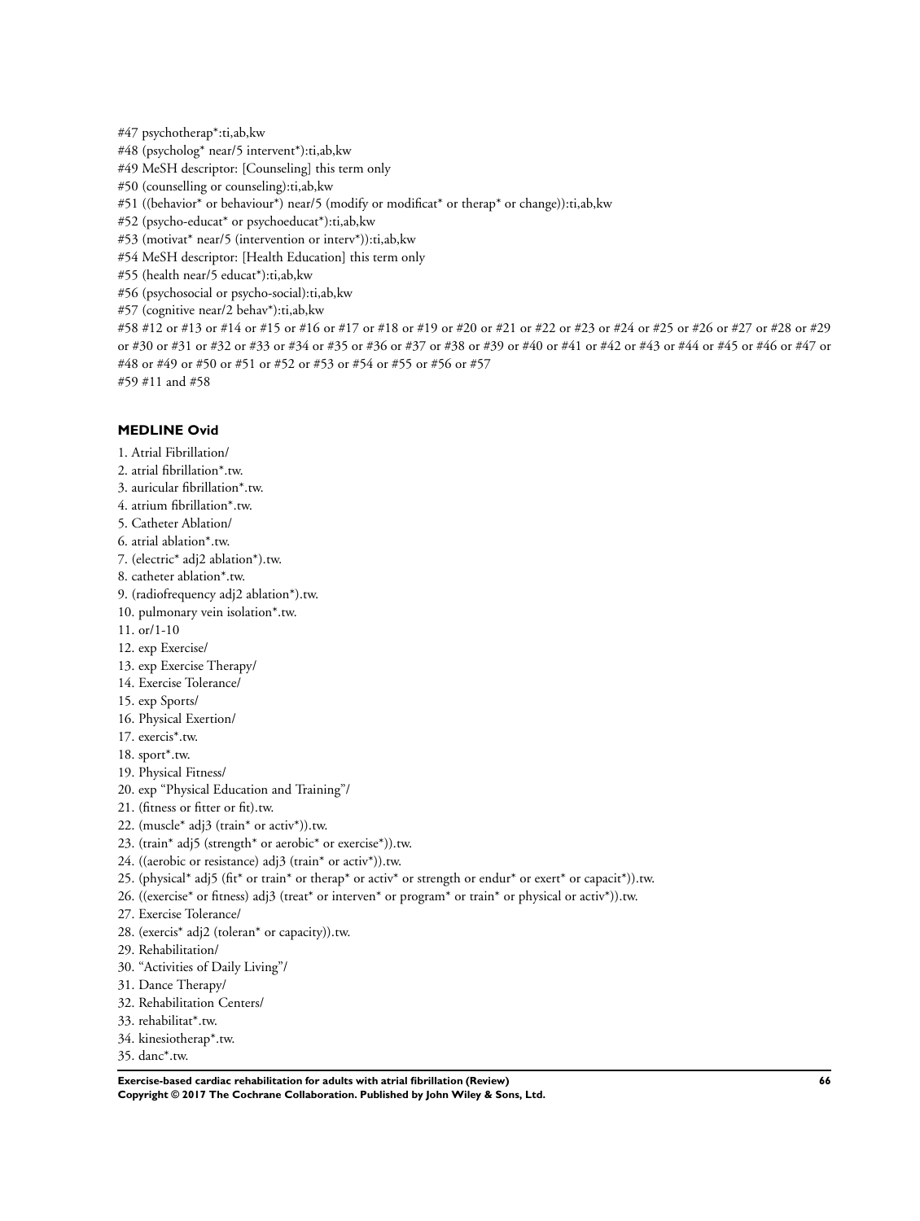#47 psychotherap*:ti,ab,kw
#48 (psycholog* near/5 intervent*):ti,ab,kw
#49 MeSH descriptor: [Counseling] this term only
#50 (counselling or counseling):ti,ab,kw
#51 ((behavior* or behaviour*) near/5 (modify or modificat* or therap* or change)):ti,ab,kw
#52 (psycho-educat* or psychoeducat*):ti,ab,kw
#53 (motivat* near/5 (intervention or interv*)):ti,ab,kw
#54 MeSH descriptor: [Health Education] this term only
#55 (health near/5 educat*):ti,ab,kw
#56 (psychosocial or psycho-social):ti,ab,kw
#57 (cognitive near/2 behav*):ti,ab,kw
#58 #12 or #13 or #14 or #15 or #16 or #17 or #18 or #19 or #20 or #21 or #22 or #23 or #24 or #25 or #26 or #27 or #28 or #29 or #30 or #31 or #32 or #33 or #34 or #35 or #36 or #37 or #38 or #39 or #40 or #41 or #42 or #43 or #44 or #45 or #46 or #47 or #48 or #49 or #50 or #51 or #52 or #53 or #54 or #55 or #56 or #57
#59 #11 and #58

### MEDLINE Ovid

1. Atrial Fibrillation/
2. atrial fibrillation*.tw.
3. auricular fibrillation*.tw.
4. atrium fibrillation*.tw.
5. Catheter Ablation/
6. atrial ablation*.tw.
7. (electric* adj2 ablation*).tw.
8. catheter ablation*.tw.
9. (radiofrequency adj2 ablation*).tw.
10. pulmonary vein isolation*.tw.
11. or/1-10
12. exp Exercise/
13. exp Exercise Therapy/
14. Exercise Tolerance/
15. exp Sports/
16. Physical Exertion/
17. exercis*.tw.
18. sport*.tw.
19. Physical Fitness/
20. exp "Physical Education and Training"/
21. (fitness or fitter or fit).tw.
22. (muscle* adj3 (train* or activ*)).tw.
23. (train* adj5 (strength* or aerobic* or exercise*)).tw.
24. ((aerobic or resistance) adj3 (train* or activ*)).tw.
25. (physical* adj5 (fit* or train* or therap* or activ* or strength or endur* or exert* or capacit*)).tw.
26. ((exercise* or fitness) adj3 (treat* or interven* or program* or train* or physical or activ*)).tw.
27. Exercise Tolerance/
28. (exercis* adj2 (toleran* or capacity)).tw.
29. Rehabilitation/
30. "Activities of Daily Living"/
31. Dance Therapy/
32. Rehabilitation Centers/
33. rehabilitat*.tw.
34. kinesiotherap*.tw.
35. danc*.tw.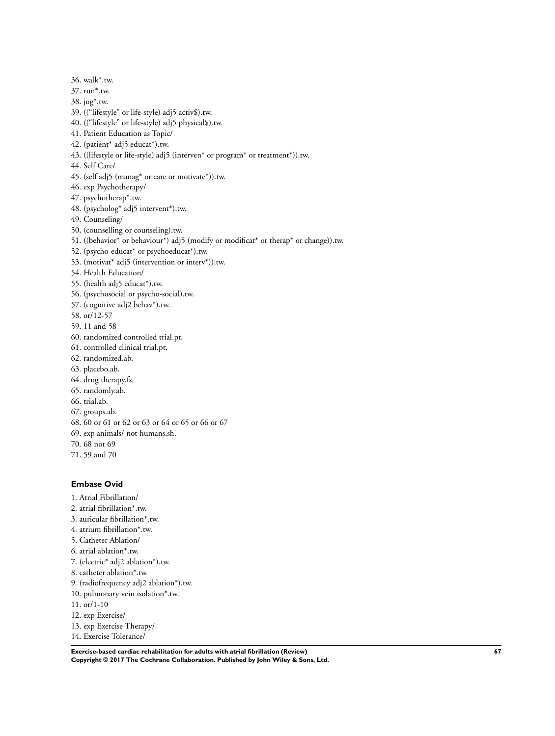36. walk*.tw.
37. run*.tw.
38. jog*.tw.
39. ((“lifestyle” or life-style) adj5 activ$).tw.
40. ((“lifestyle” or life-style) adj5 physical$).tw.
41. Patient Education as Topic/
42. (patient* adj5 educat*).tw.
43. ((lifestyle or life-style) adj5 (interven* or program* or treatment*)).tw.
44. Self Care/
45. (self adj5 (manag* or care or motivate*)).tw.
46. exp Psychotherapy/
47. psychotherap*.tw.
48. (psycholog* adj5 intervent*).tw.
49. Counseling/
50. (counselling or counseling).tw.
51. ((behavior* or behaviour*) adj5 (modify or modificat* or therap* or change)).tw.
52. (psycho-educat* or psychoeducat*).tw.
53. (motivat* adj5 (intervention or interv*)).tw.
54. Health Education/
55. (health adj5 educat*).tw.
56. (psychosocial or psycho-social).tw.
57. (cognitive adj2 behav*).tw.
58. or/12-57
59. 11 and 58
60. randomized controlled trial.pt.
61. controlled clinical trial.pt.
62. randomized.ab.
63. placebo.ab.
64. drug therapy.fs.
65. randomly.ab.
66. trial.ab.
67. groups.ab.
68. 60 or 61 or 62 or 63 or 64 or 65 or 66 or 67
69. exp animals/ not humans.sh.
70. 68 not 69
71. 59 and 70

### Embase Ovid

1. Atrial Fibrillation/
2. atrial fibrillation*.tw.
3. auricular fibrillation*.tw.
4. atrium fibrillation*.tw.
5. Catheter Ablation/
6. atrial ablation*.tw.
7. (electric* adj2 ablation*).tw.
8. catheter ablation*.tw.
9. (radiofrequency adj2 ablation*).tw.
10. pulmonary vein isolation*.tw.
11. or/1-10
12. exp Exercise/
13. exp Exercise Therapy/
14. Exercise Tolerance/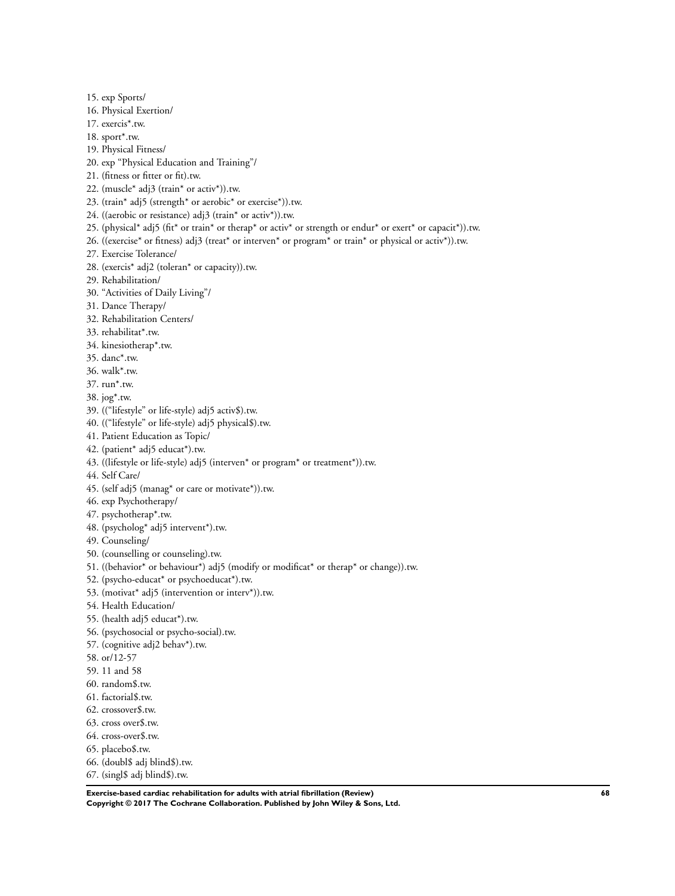15. exp Sports/
16. Physical Exertion/
17. exercis*.tw.
18. sport*.tw.
19. Physical Fitness/
20. exp "Physical Education and Training"/
21. (fitness or fitter or fit).tw.
22. (muscle* adj3 (train* or activ*)).tw.
23. (train* adj5 (strength* or aerobic* or exercise*)).tw.
24. ((aerobic or resistance) adj3 (train* or activ*)).tw.
25. (physical* adj5 (fit* or train* or therap* or activ* or strength or endur* or exert* or capacit*)).tw.
26. ((exercise* or fitness) adj3 (treat* or interven* or program* or train* or physical or activ*)).tw.
27. Exercise Tolerance/
28. (exercis* adj2 (toleran* or capacity)).tw.
29. Rehabilitation/
30. "Activities of Daily Living"/
31. Dance Therapy/
32. Rehabilitation Centers/
33. rehabilitat*.tw.
34. kinesiotherap*.tw.
35. danc*.tw.
36. walk*.tw.
37. run*.tw.
38. jog*.tw.
39. (("lifestyle" or life-style) adj5 activ$).tw.
40. (("lifestyle" or life-style) adj5 physical$).tw.
41. Patient Education as Topic/
42. (patient* adj5 educat*).tw.
43. ((lifestyle or life-style) adj5 (interven* or program* or treatment*)).tw.
44. Self Care/
45. (self adj5 (manag* or care or motivate*)).tw.
46. exp Psychotherapy/
47. psychotherap*.tw.
48. (psycholog* adj5 intervent*).tw.
49. Counseling/
50. (counselling or counseling).tw.
51. ((behavior* or behaviour*) adj5 (modify or modificat* or therap* or change)).tw.
52. (psycho-educat* or psychoeducat*).tw.
53. (motivat* adj5 (intervention or interv*)).tw.
54. Health Education/
55. (health adj5 educat*).tw.
56. (psychosocial or psycho-social).tw.
57. (cognitive adj2 behav*).tw.
58. or/12-57
59. 11 and 58
60. random$.tw.
61. factorial$.tw.
62. crossover$.tw.
63. cross over$.tw.
64. cross-over$.tw.
65. placebo$.tw.
66. (doubl$ adj blind$).tw.
67. (singl$ adj blind$).tw.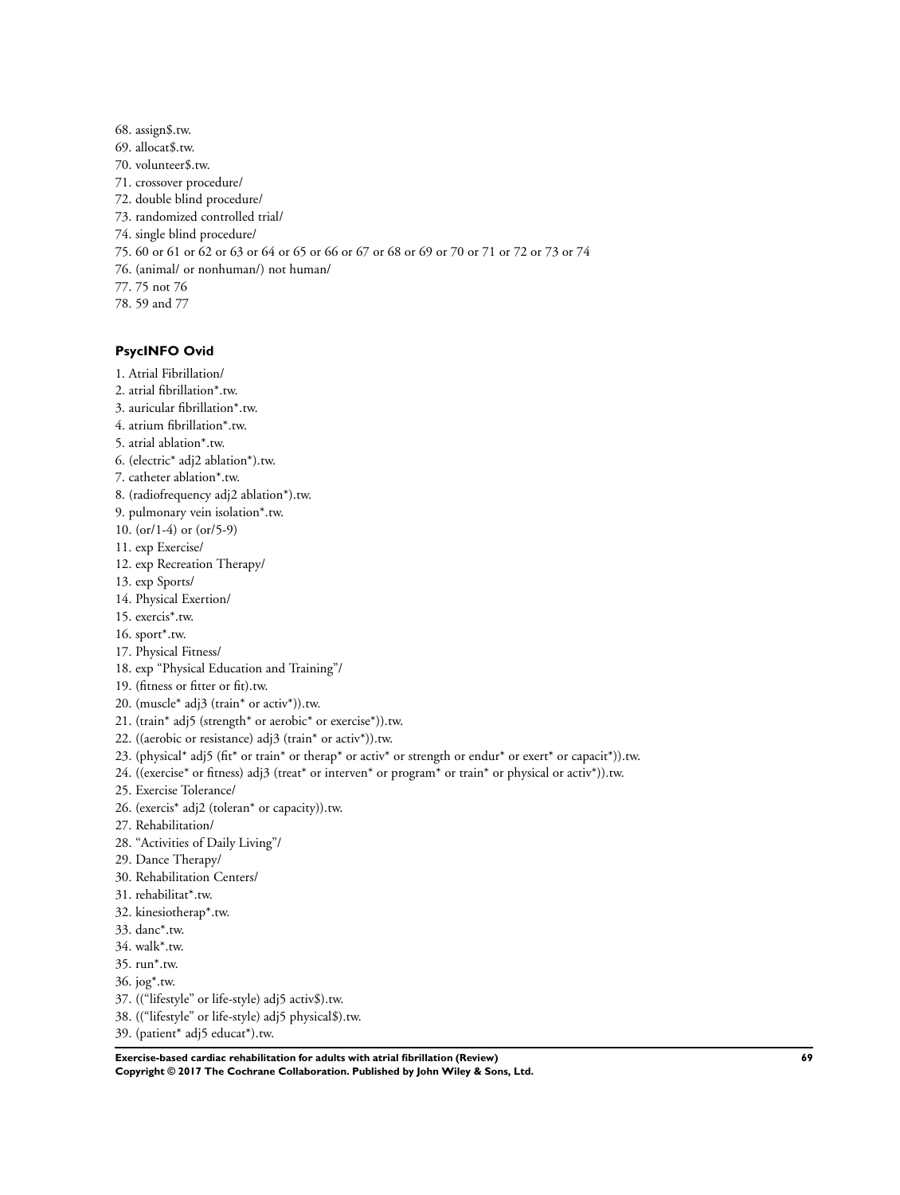68. assign$.tw.
69. allocat$.tw.
70. volunteer$.tw.
71. crossover procedure/
72. double blind procedure/
73. randomized controlled trial/
74. single blind procedure/
75. 60 or 61 or 62 or 63 or 64 or 65 or 66 or 67 or 68 or 69 or 70 or 71 or 72 or 73 or 74
76. (animal/ or nonhuman/) not human/
77. 75 not 76
78. 59 and 77

### PsycINFO Ovid

1. Atrial Fibrillation/
2. atrial fibrillation*.tw.
3. auricular fibrillation*.tw.
4. atrium fibrillation*.tw.
5. atrial ablation*.tw.
6. (electric* adj2 ablation*).tw.
7. catheter ablation*.tw.
8. (radiofrequency adj2 ablation*).tw.
9. pulmonary vein isolation*.tw.
10. (or/1-4) or (or/5-9)
11. exp Exercise/
12. exp Recreation Therapy/
13. exp Sports/
14. Physical Exertion/
15. exercis*.tw.
16. sport*.tw.
17. Physical Fitness/
18. exp "Physical Education and Training"/
19. (fitness or fitter or fit).tw.
20. (muscle* adj3 (train* or activ*)).tw.
21. (train* adj5 (strength* or aerobic* or exercise*)).tw.
22. ((aerobic or resistance) adj3 (train* or activ*)).tw.
23. (physical* adj5 (fit* or train* or therap* or activ* or strength or endur* or exert* or capacit*)).tw.
24. ((exercise* or fitness) adj3 (treat* or interven* or program* or train* or physical or activ*)).tw.
25. Exercise Tolerance/
26. (exercis* adj2 (toleran* or capacity)).tw.
27. Rehabilitation/
28. "Activities of Daily Living"/
29. Dance Therapy/
30. Rehabilitation Centers/
31. rehabilitat*.tw.
32. kinesiotherap*.tw.
33. danc*.tw.
34. walk*.tw.
35. run*.tw.
36. jog*.tw.
37. (("lifestyle" or life-style) adj5 activ$).tw.
38. (("lifestyle" or life-style) adj5 physical$).tw.
39. (patient* adj5 educat*).tw.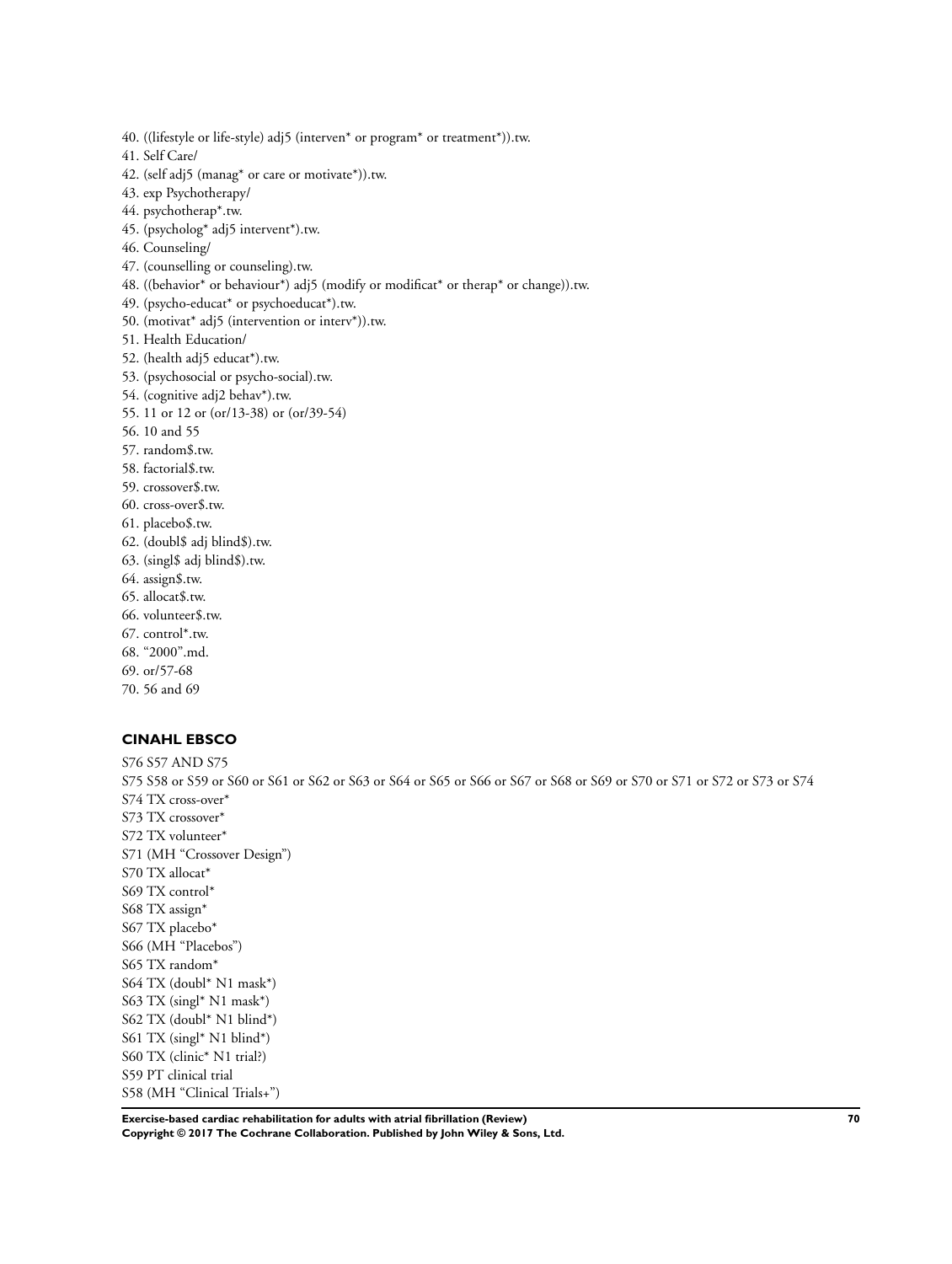40. ((lifestyle or life-style) adj5 (interven* or program* or treatment*)).tw.
41. Self Care/
42. (self adj5 (manag* or care or motivate*)).tw.
43. exp Psychotherapy/
44. psychotherap*.tw.
45. (psycholog* adj5 intervent*).tw.
46. Counseling/
47. (counselling or counseling).tw.
48. ((behavior* or behaviour*) adj5 (modify or modificat* or therap* or change)).tw.
49. (psycho-educat* or psychoeducat*).tw.
50. (motivat* adj5 (intervention or interv*)).tw.
51. Health Education/
52. (health adj5 educat*).tw.
53. (psychosocial or psycho-social).tw.
54. (cognitive adj2 behav*).tw.
55. 11 or 12 or (or/13-38) or (or/39-54)
56. 10 and 55
57. random$.tw.
58. factorial$.tw.
59. crossover$.tw.
60. cross-over$.tw.
61. placebo$.tw.
62. (doubl$ adj blind$).tw.
63. (singl$ adj blind$).tw.
64. assign$.tw.
65. allocat$.tw.
66. volunteer$.tw.
67. control*.tw.
68. "2000".md.
69. or/57-68
70. 56 and 69

### CINAHL EBSCO

S76 S57 AND S75
S75 S58 or S59 or S60 or S61 or S62 or S63 or S64 or S65 or S66 or S67 or S68 or S69 or S70 or S71 or S72 or S73 or S74
S74 TX cross-over*
S73 TX crossover*
S72 TX volunteer*
S71 (MH "Crossover Design")
S70 TX allocat*
S69 TX control*
S68 TX assign*
S67 TX placebo*
S66 (MH "Placebos")
S65 TX random*
S64 TX (doubl* N1 mask*)
S63 TX (singl* N1 mask*)
S62 TX (doubl* N1 blind*)
S61 TX (singl* N1 blind*)
S60 TX (clinic* N1 trial?)
S59 PT clinical trial
S58 (MH "Clinical Trials+")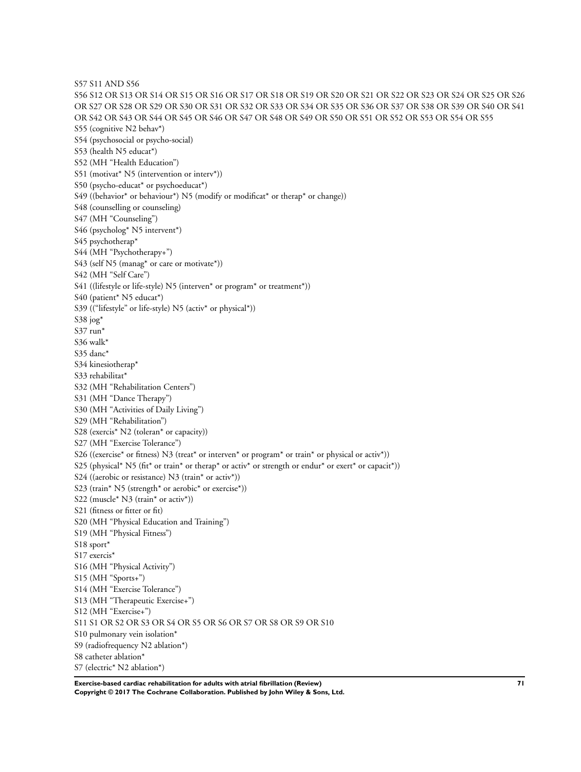S57 S11 AND S56

S56 S12 OR S13 OR S14 OR S15 OR S16 OR S17 OR S18 OR S19 OR S20 OR S21 OR S22 OR S23 OR S24 OR S25 OR S26 OR S27 OR S28 OR S29 OR S30 OR S31 OR S32 OR S33 OR S34 OR S35 OR S36 OR S37 OR S38 OR S39 OR S40 OR S41 OR S42 OR S43 OR S44 OR S45 OR S46 OR S47 OR S48 OR S49 OR S50 OR S51 OR S52 OR S53 OR S54 OR S55

S55 (cognitive N2 behav*)

S54 (psychosocial or psycho-social)

S53 (health N5 educat*)

S52 (MH "Health Education")

S51 (motivat* N5 (intervention or interv*))

S50 (psycho-educat* or psychoeducat*)

S49 ((behavior* or behaviour*) N5 (modify or modificat* or therap* or change))

S48 (counselling or counseling)

S47 (MH "Counseling")

S46 (psycholog* N5 intervent*)

S45 psychotherap*

S44 (MH "Psychotherapy+")

S43 (self N5 (manag* or care or motivate*))

S42 (MH "Self Care")

S41 ((lifestyle or life-style) N5 (interven* or program* or treatment*))

S40 (patient* N5 educat*)

S39 (("lifestyle" or life-style) N5 (activ* or physical*))

S38 jog*

S37 run*

S36 walk*

S35 danc*

S34 kinesiotherap*

S33 rehabilitat*

S32 (MH "Rehabilitation Centers")

S31 (MH "Dance Therapy")

S30 (MH "Activities of Daily Living")

S29 (MH "Rehabilitation")

S28 (exercis* N2 (toleran* or capacity))

S27 (MH "Exercise Tolerance")

S26 ((exercise* or fitness) N3 (treat* or interven* or program* or train* or physical or activ*))

S25 (physical* N5 (fit* or train* or therap* or activ* or strength or endur* or exert* or capacit*))

S24 ((aerobic or resistance) N3 (train* or activ*))

S23 (train* N5 (strength* or aerobic* or exercise*))

S22 (muscle* N3 (train* or activ*))

S21 (fitness or fitter or fit)

S20 (MH "Physical Education and Training")

S19 (MH "Physical Fitness")

S18 sport*

S17 exercis*

S16 (MH "Physical Activity")

S15 (MH "Sports+")

S14 (MH "Exercise Tolerance")

S13 (MH "Therapeutic Exercise+")

S12 (MH "Exercise+")

S11 S1 OR S2 OR S3 OR S4 OR S5 OR S6 OR S7 OR S8 OR S9 OR S10

S10 pulmonary vein isolation*

S9 (radiofrequency N2 ablation*)

S8 catheter ablation*

S7 (electric* N2 ablation*)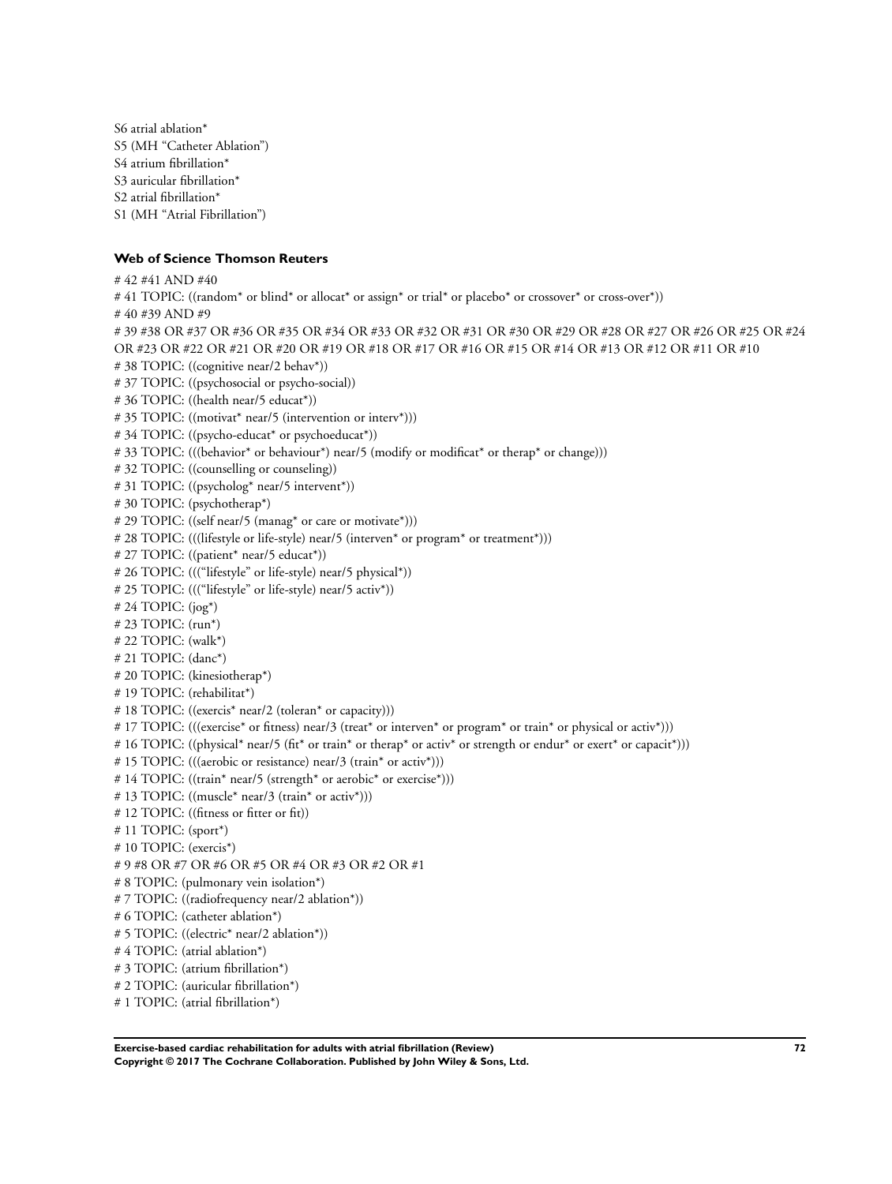S6 atrial ablation*
S5 (MH “Catheter Ablation”)
S4 atrium fibrillation*
S3 auricular fibrillation*
S2 atrial fibrillation*
S1 (MH “Atrial Fibrillation”)

### Web of Science Thomson Reuters

# 42 #41 AND #40
# 41 TOPIC: ((random* or blind* or allocat* or assign* or trial* or placebo* or crossover* or cross-over*))
# 40 #39 AND #9
# 39 #38 OR #37 OR #36 OR #35 OR #34 OR #33 OR #32 OR #31 OR #30 OR #29 OR #28 OR #27 OR #26 OR #25 OR #24 OR #23 OR #22 OR #21 OR #20 OR #19 OR #18 OR #17 OR #16 OR #15 OR #14 OR #13 OR #12 OR #11 OR #10
# 38 TOPIC: ((cognitive near/2 behav*))
# 37 TOPIC: ((psychosocial or psycho-social))
# 36 TOPIC: ((health near/5 educat*))
# 35 TOPIC: ((motivat* near/5 (intervention or interv*)))
# 34 TOPIC: ((psycho-educat* or psychoeducat*))
# 33 TOPIC: (((behavior* or behaviour*) near/5 (modify or modificat* or therap* or change)))
# 32 TOPIC: ((counselling or counseling))
# 31 TOPIC: ((psycholog* near/5 intervent*))
# 30 TOPIC: (psychotherap*)
# 29 TOPIC: ((self near/5 (manag* or care or motivate*)))
# 28 TOPIC: (((lifestyle or life-style) near/5 (interven* or program* or treatment*)))
# 27 TOPIC: ((patient* near/5 educat*))
# 26 TOPIC: (((“lifestyle” or life-style) near/5 physical*))
# 25 TOPIC: (((“lifestyle” or life-style) near/5 activ*))
# 24 TOPIC: (jog*)
# 23 TOPIC: (run*)
# 22 TOPIC: (walk*)
# 21 TOPIC: (danc*)
# 20 TOPIC: (kinesiotherap*)
# 19 TOPIC: (rehabilitat*)
# 18 TOPIC: ((exercis* near/2 (toleran* or capacity)))
# 17 TOPIC: (((exercise* or fitness) near/3 (treat* or interven* or program* or train* or physical or activ*)))
# 16 TOPIC: ((physical* near/5 (fit* or train* or therap* or activ* or strength or endur* or exert* or capacit*)))
# 15 TOPIC: (((aerobic or resistance) near/3 (train* or activ*)))
# 14 TOPIC: ((train* near/5 (strength* or aerobic* or exercise*)))
# 13 TOPIC: ((muscle* near/3 (train* or activ*)))
# 12 TOPIC: ((fitness or fitter or fit))
# 11 TOPIC: (sport*)
# 10 TOPIC: (exercis*)
# 9 #8 OR #7 OR #6 OR #5 OR #4 OR #3 OR #2 OR #1
# 8 TOPIC: (pulmonary vein isolation*)
# 7 TOPIC: ((radiofrequency near/2 ablation*))
# 6 TOPIC: (catheter ablation*)
# 5 TOPIC: ((electric* near/2 ablation*))
# 4 TOPIC: (atrial ablation*)
# 3 TOPIC: (atrium fibrillation*)
# 2 TOPIC: (auricular fibrillation*)
# 1 TOPIC: (atrial fibrillation*)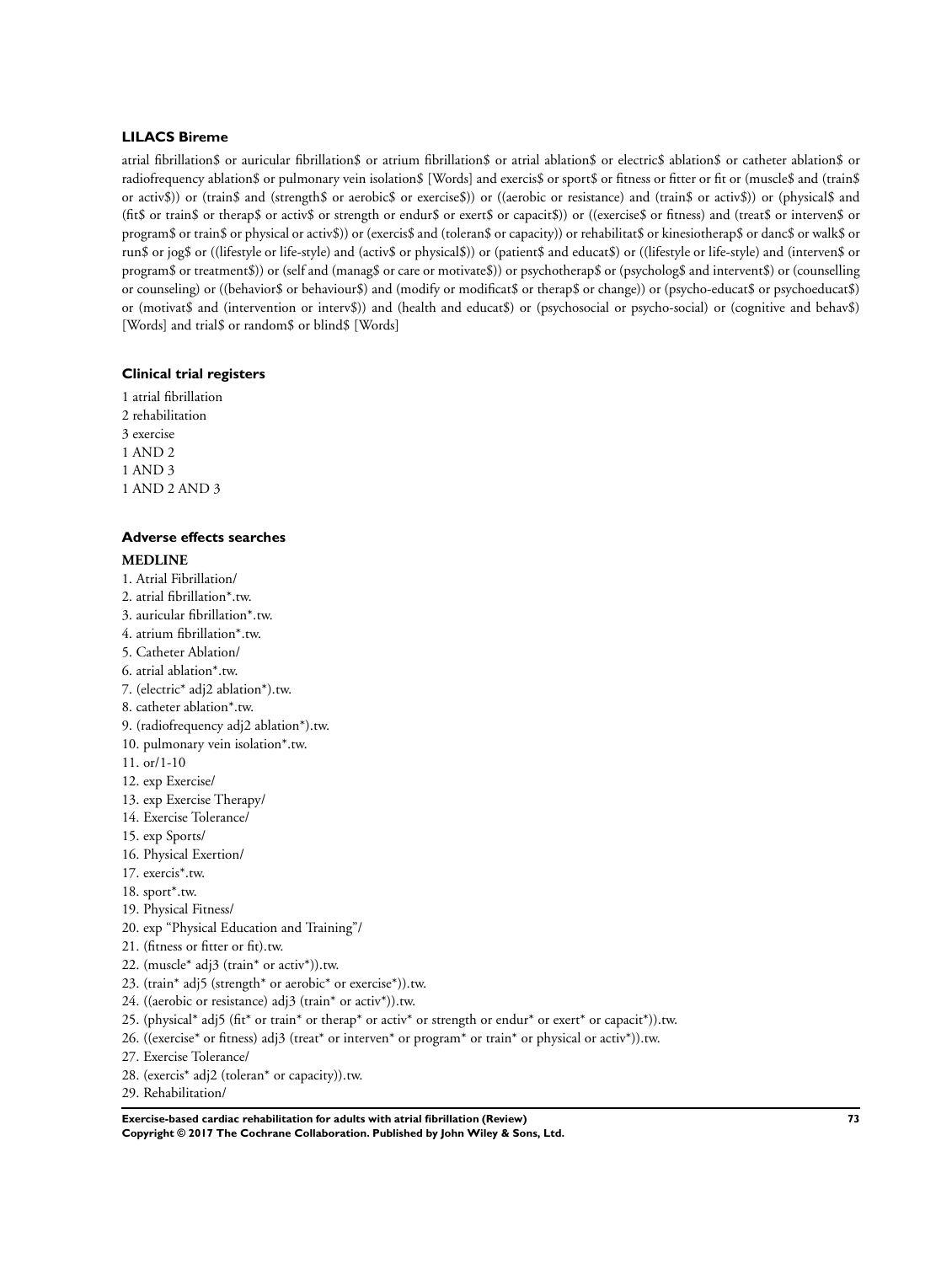### LILACS Bireme

atrial fibrillation$ or auricular fibrillation$ or atrium fibrillation$ or atrial ablation$ or electric$ ablation$ or catheter ablation$ or radiofrequency ablation$ or pulmonary vein isolation$ [Words] and exercis$ or sport$ or fitness or fitter or fit or (muscle$ and (train$ or activ$)) or (train$ and (strength$ or aerobic$ or exercise$)) or ((aerobic or resistance) and (train$ or activ$)) or (physical$ and (fit$ or train$ or therap$ or activ$ or strength or endur$ or exert$ or capacit$)) or ((exercise$ or fitness) and (treat$ or interven$ or program$ or train$ or physical or activ$)) or (exercis$ and (toleran$ or capacity)) or rehabilitat$ or kinesiotherap$ or danc$ or walk$ or run$ or jog$ or ((lifestyle or life-style) and (activ$ or physical$)) or (patient$ and educat$) or ((lifestyle or life-style) and (interven$ or program$ or treatment$)) or (self and (manag$ or care or motivate$)) or psychotherap$ or (psycholog$ and intervent$) or (counselling or counseling) or ((behavior$ or behaviour$) and (modify or modificat$ or therap$ or change)) or (psycho-educat$ or psychoeducat$) or (motivat$ and (intervention or interv$)) and (health and educat$) or (psychosocial or psycho-social) or (cognitive and behav$) [Words] and trial$ or random$ or blind$ [Words]

### Clinical trial registers

1 atrial fibrillation
2 rehabilitation
3 exercise
1 AND 2
1 AND 3
1 AND 2 AND 3

### Adverse effects searches

#### MEDLINE

1. Atrial Fibrillation/
2. atrial fibrillation*.tw.
3. auricular fibrillation*.tw.
4. atrium fibrillation*.tw.
5. Catheter Ablation/
6. atrial ablation*.tw.
7. (electric* adj2 ablation*).tw.
8. catheter ablation*.tw.
9. (radiofrequency adj2 ablation*).tw.
10. pulmonary vein isolation*.tw.
11. or/1-10
12. exp Exercise/
13. exp Exercise Therapy/
14. Exercise Tolerance/
15. exp Sports/
16. Physical Exertion/
17. exercis*.tw.
18. sport*.tw.
19. Physical Fitness/
20. exp "Physical Education and Training"/
21. (fitness or fitter or fit).tw.
22. (muscle* adj3 (train* or activ*)).tw.
23. (train* adj5 (strength* or aerobic* or exercise*)).tw.
24. ((aerobic or resistance) adj3 (train* or activ*)).tw.
25. (physical* adj5 (fit* or train* or therap* or activ* or strength or endur* or exert* or capacit*)).tw.
26. ((exercise* or fitness) adj3 (treat* or interven* or program* or train* or physical or activ*)).tw.
27. Exercise Tolerance/
28. (exercis* adj2 (toleran* or capacity)).tw.
29. Rehabilitation/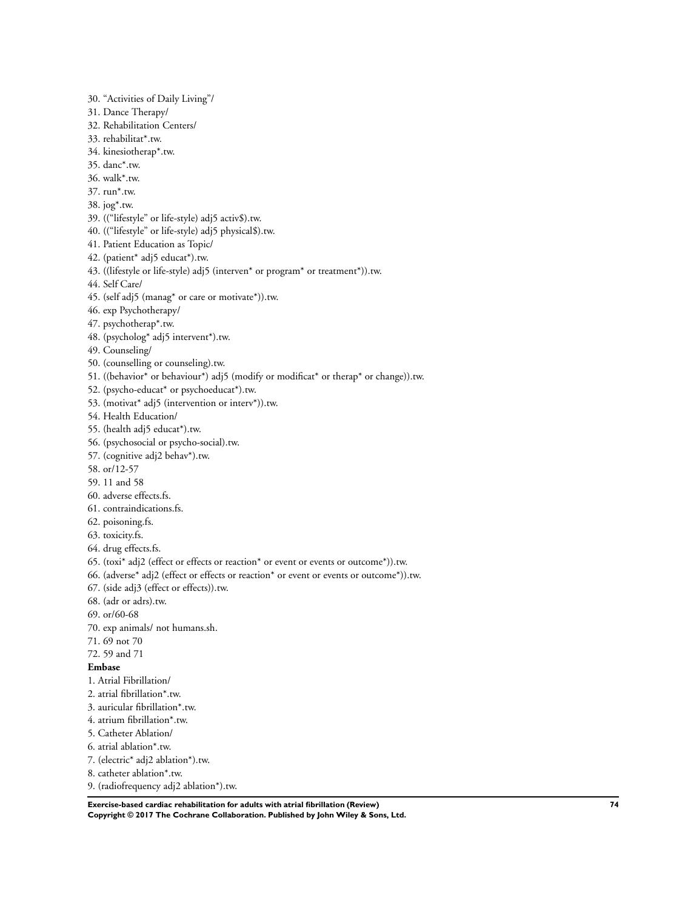30. "Activities of Daily Living"/
31. Dance Therapy/
32. Rehabilitation Centers/
33. rehabilitat*.tw.
34. kinesiotherap*.tw.
35. danc*.tw.
36. walk*.tw.
37. run*.tw.
38. jog*.tw.
39. (("lifestyle" or life-style) adj5 activ$).tw.
40. (("lifestyle" or life-style) adj5 physical$).tw.
41. Patient Education as Topic/
42. (patient* adj5 educat*).tw.
43. ((lifestyle or life-style) adj5 (interven* or program* or treatment*)).tw.
44. Self Care/
45. (self adj5 (manag* or care or motivate*)).tw.
46. exp Psychotherapy/
47. psychotherap*.tw.
48. (psycholog* adj5 intervent*).tw.
49. Counseling/
50. (counselling or counseling).tw.
51. ((behavior* or behaviour*) adj5 (modify or modificat* or therap* or change)).tw.
52. (psycho-educat* or psychoeducat*).tw.
53. (motivat* adj5 (intervention or interv*)).tw.
54. Health Education/
55. (health adj5 educat*).tw.
56. (psychosocial or psycho-social).tw.
57. (cognitive adj2 behav*).tw.
58. or/12-57
59. 11 and 58
60. adverse effects.fs.
61. contraindications.fs.
62. poisoning.fs.
63. toxicity.fs.
64. drug effects.fs.
65. (toxi* adj2 (effect or effects or reaction* or event or events or outcome*)).tw.
66. (adverse* adj2 (effect or effects or reaction* or event or events or outcome*)).tw.
67. (side adj3 (effect or effects)).tw.
68. (adr or adrs).tw.
69. or/60-68
70. exp animals/ not humans.sh.
71. 69 not 70
72. 59 and 71

**Embase**

1. Atrial Fibrillation/
2. atrial fibrillation*.tw.
3. auricular fibrillation*.tw.
4. atrium fibrillation*.tw.
5. Catheter Ablation/
6. atrial ablation*.tw.
7. (electric* adj2 ablation*).tw.
8. catheter ablation*.tw.
9. (radiofrequency adj2 ablation*).tw.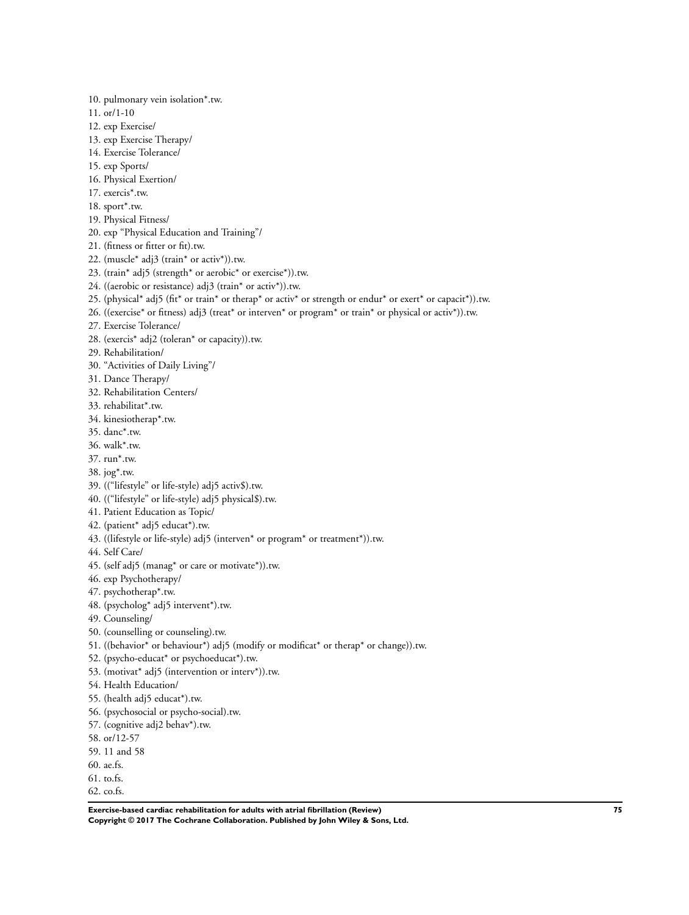10. pulmonary vein isolation*.tw.
11. or/1-10
12. exp Exercise/
13. exp Exercise Therapy/
14. Exercise Tolerance/
15. exp Sports/
16. Physical Exertion/
17. exercis*.tw.
18. sport*.tw.
19. Physical Fitness/
20. exp “Physical Education and Training”/
21. (fitness or fitter or fit).tw.
22. (muscle* adj3 (train* or activ*)).tw.
23. (train* adj5 (strength* or aerobic* or exercise*)).tw.
24. ((aerobic or resistance) adj3 (train* or activ*)).tw.
25. (physical* adj5 (fit* or train* or therap* or activ* or strength or endur* or exert* or capacit*)).tw.
26. ((exercise* or fitness) adj3 (treat* or interven* or program* or train* or physical or activ*)).tw.
27. Exercise Tolerance/
28. (exercis* adj2 (toleran* or capacity)).tw.
29. Rehabilitation/
30. “Activities of Daily Living”/
31. Dance Therapy/
32. Rehabilitation Centers/
33. rehabilitat*.tw.
34. kinesiotherap*.tw.
35. danc*.tw.
36. walk*.tw.
37. run*.tw.
38. jog*.tw.
39. ((“lifestyle” or life-style) adj5 activ$).tw.
40. ((“lifestyle” or life-style) adj5 physical$).tw.
41. Patient Education as Topic/
42. (patient* adj5 educat*).tw.
43. ((lifestyle or life-style) adj5 (interven* or program* or treatment*)).tw.
44. Self Care/
45. (self adj5 (manag* or care or motivate*)).tw.
46. exp Psychotherapy/
47. psychotherap*.tw.
48. (psycholog* adj5 intervent*).tw.
49. Counseling/
50. (counselling or counseling).tw.
51. ((behavior* or behaviour*) adj5 (modify or modificat* or therap* or change)).tw.
52. (psycho-educat* or psychoeducat*).tw.
53. (motivat* adj5 (intervention or interv*)).tw.
54. Health Education/
55. (health adj5 educat*).tw.
56. (psychosocial or psycho-social).tw.
57. (cognitive adj2 behav*).tw.
58. or/12-57
59. 11 and 58
60. ae.fs.
61. to.fs.
62. co.fs.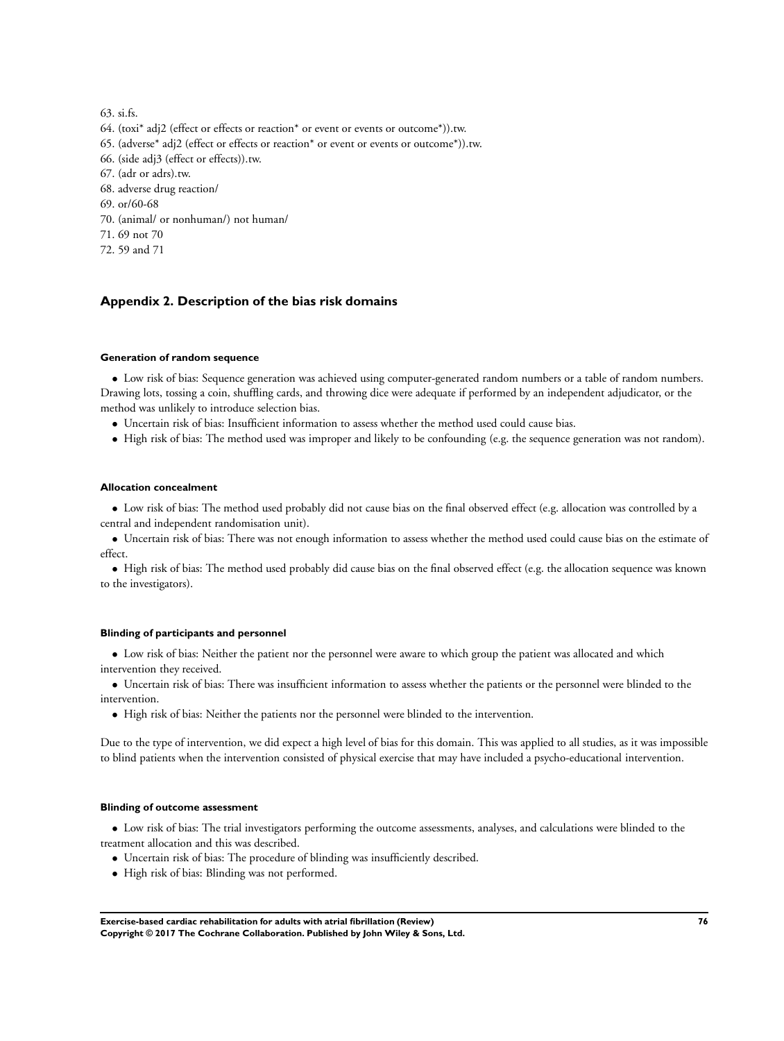63. si.fs.
64. (toxi* adj2 (effect or effects or reaction* or event or events or outcome*)).tw.
65. (adverse* adj2 (effect or effects or reaction* or event or events or outcome*)).tw.
66. (side adj3 (effect or effects)).tw.
67. (adr or adrs).tw.
68. adverse drug reaction/
69. or/60-68
70. (animal/ or nonhuman/) not human/
71. 69 not 70
72. 59 and 71

## Appendix 2. Description of the bias risk domains

#### Generation of random sequence

- Low risk of bias: Sequence generation was achieved using computer-generated random numbers or a table of random numbers. Drawing lots, tossing a coin, shuffling cards, and throwing dice were adequate if performed by an independent adjudicator, or the method was unlikely to introduce selection bias.
- Uncertain risk of bias: Insufficient information to assess whether the method used could cause bias.
- High risk of bias: The method used was improper and likely to be confounding (e.g. the sequence generation was not random).

#### Allocation concealment

- Low risk of bias: The method used probably did not cause bias on the final observed effect (e.g. allocation was controlled by a central and independent randomisation unit).
- Uncertain risk of bias: There was not enough information to assess whether the method used could cause bias on the estimate of effect.
- High risk of bias: The method used probably did cause bias on the final observed effect (e.g. the allocation sequence was known to the investigators).

#### Blinding of participants and personnel

- Low risk of bias: Neither the patient nor the personnel were aware to which group the patient was allocated and which intervention they received.
- Uncertain risk of bias: There was insufficient information to assess whether the patients or the personnel were blinded to the intervention.
- High risk of bias: Neither the patients nor the personnel were blinded to the intervention.

Due to the type of intervention, we did expect a high level of bias for this domain. This was applied to all studies, as it was impossible to blind patients when the intervention consisted of physical exercise that may have included a psycho-educational intervention.

#### Blinding of outcome assessment

- Low risk of bias: The trial investigators performing the outcome assessments, analyses, and calculations were blinded to the treatment allocation and this was described.
- Uncertain risk of bias: The procedure of blinding was insufficiently described.
- High risk of bias: Blinding was not performed.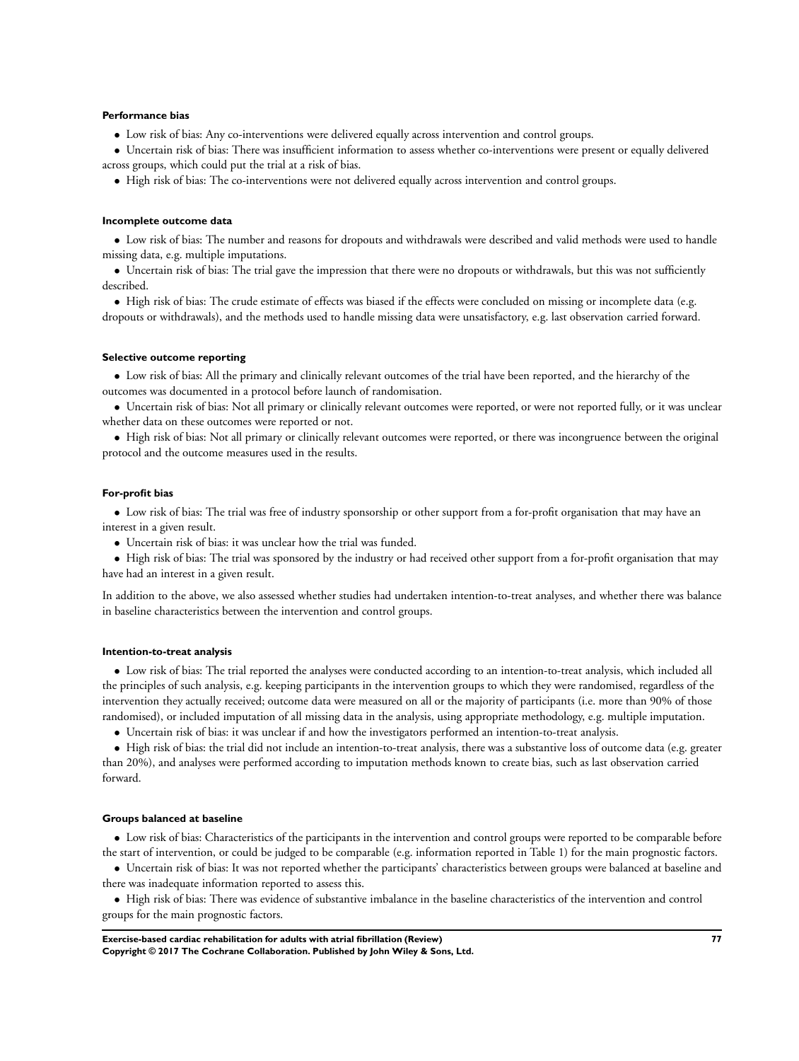#### Performance bias

- Low risk of bias: Any co-interventions were delivered equally across intervention and control groups.
- Uncertain risk of bias: There was insufficient information to assess whether co-interventions were present or equally delivered across groups, which could put the trial at a risk of bias.
- High risk of bias: The co-interventions were not delivered equally across intervention and control groups.

#### Incomplete outcome data

- Low risk of bias: The number and reasons for dropouts and withdrawals were described and valid methods were used to handle missing data, e.g. multiple imputations.
- Uncertain risk of bias: The trial gave the impression that there were no dropouts or withdrawals, but this was not sufficiently described.
- High risk of bias: The crude estimate of effects was biased if the effects were concluded on missing or incomplete data (e.g. dropouts or withdrawals), and the methods used to handle missing data were unsatisfactory, e.g. last observation carried forward.

#### Selective outcome reporting

- Low risk of bias: All the primary and clinically relevant outcomes of the trial have been reported, and the hierarchy of the outcomes was documented in a protocol before launch of randomisation.
- Uncertain risk of bias: Not all primary or clinically relevant outcomes were reported, or were not reported fully, or it was unclear whether data on these outcomes were reported or not.
- High risk of bias: Not all primary or clinically relevant outcomes were reported, or there was incongruence between the original protocol and the outcome measures used in the results.

#### For-profit bias

- Low risk of bias: The trial was free of industry sponsorship or other support from a for-profit organisation that may have an interest in a given result.
- Uncertain risk of bias: it was unclear how the trial was funded.
- High risk of bias: The trial was sponsored by the industry or had received other support from a for-profit organisation that may have had an interest in a given result.

In addition to the above, we also assessed whether studies had undertaken intention-to-treat analyses, and whether there was balance in baseline characteristics between the intervention and control groups.

#### Intention-to-treat analysis

- Low risk of bias: The trial reported the analyses were conducted according to an intention-to-treat analysis, which included all the principles of such analysis, e.g. keeping participants in the intervention groups to which they were randomised, regardless of the intervention they actually received; outcome data were measured on all or the majority of participants (i.e. more than 90% of those randomised), or included imputation of all missing data in the analysis, using appropriate methodology, e.g. multiple imputation.
- Uncertain risk of bias: it was unclear if and how the investigators performed an intention-to-treat analysis.
- High risk of bias: the trial did not include an intention-to-treat analysis, there was a substantive loss of outcome data (e.g. greater than 20%), and analyses were performed according to imputation methods known to create bias, such as last observation carried forward.

#### Groups balanced at baseline

- Low risk of bias: Characteristics of the participants in the intervention and control groups were reported to be comparable before the start of intervention, or could be judged to be comparable (e.g. information reported in Table 1) for the main prognostic factors.
- Uncertain risk of bias: It was not reported whether the participants' characteristics between groups were balanced at baseline and there was inadequate information reported to assess this.
- High risk of bias: There was evidence of substantive imbalance in the baseline characteristics of the intervention and control groups for the main prognostic factors.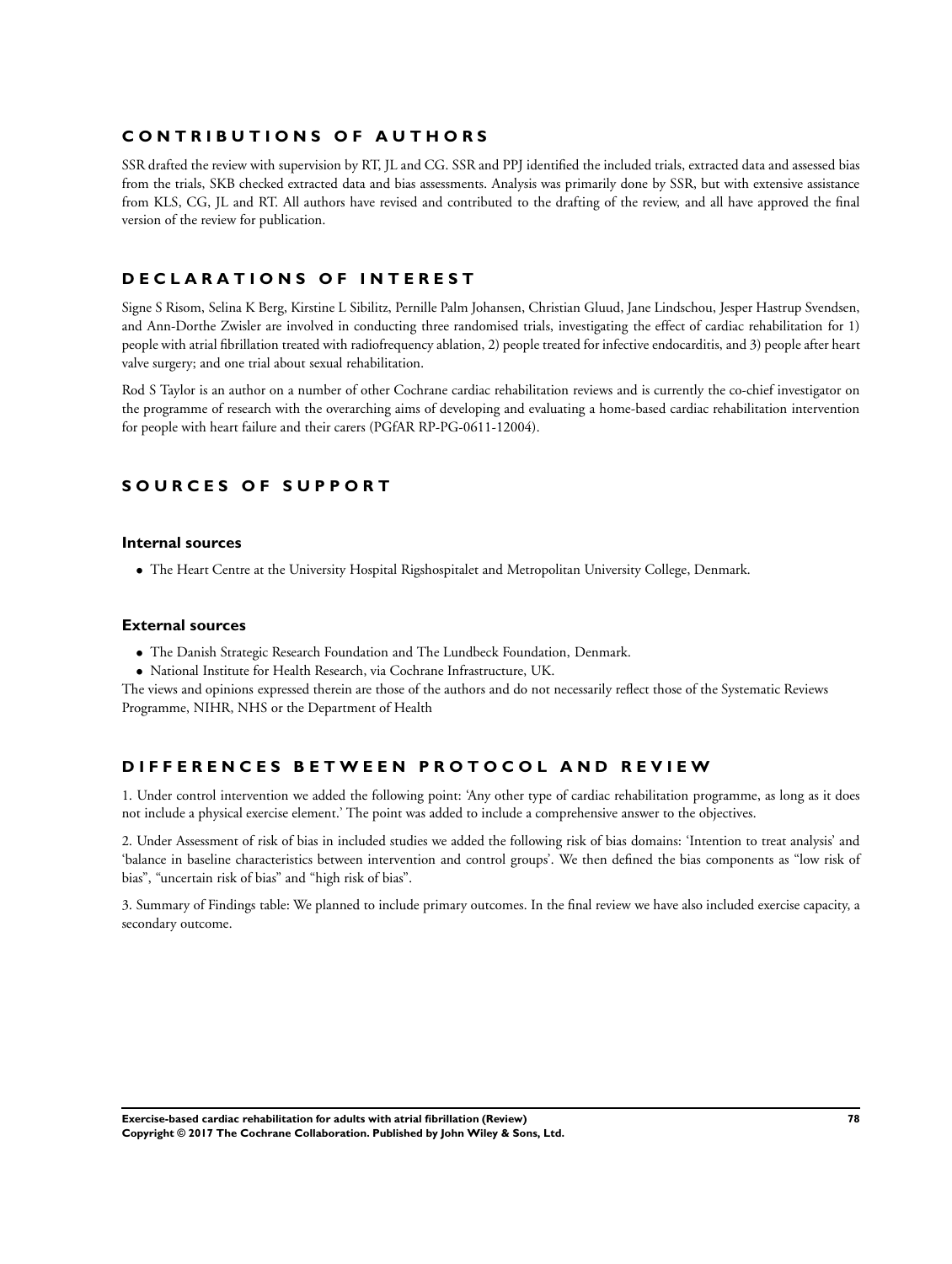## CONTRIBUTIONS OF AUTHORS

SSR drafted the review with supervision by RT, JL and CG. SSR and PPJ identified the included trials, extracted data and assessed bias from the trials, SKB checked extracted data and bias assessments. Analysis was primarily done by SSR, but with extensive assistance from KLS, CG, JL and RT. All authors have revised and contributed to the drafting of the review, and all have approved the final version of the review for publication.

## DECLARATIONS OF INTEREST

Signe S Risom, Selina K Berg, Kirstine L Sibilitz, Pernille Palm Johansen, Christian Gluud, Jane Lindschou, Jesper Hastrup Svendsen, and Ann-Dorthe Zwisler are involved in conducting three randomised trials, investigating the effect of cardiac rehabilitation for 1) people with atrial fibrillation treated with radiofrequency ablation, 2) people treated for infective endocarditis, and 3) people after heart valve surgery; and one trial about sexual rehabilitation.

Rod S Taylor is an author on a number of other Cochrane cardiac rehabilitation reviews and is currently the co-chief investigator on the programme of research with the overarching aims of developing and evaluating a home-based cardiac rehabilitation intervention for people with heart failure and their carers (PGfAR RP-PG-0611-12004).

## SOURCES OF SUPPORT

### Internal sources

- The Heart Centre at the University Hospital Rigshospitalet and Metropolitan University College, Denmark.

### External sources

- The Danish Strategic Research Foundation and The Lundbeck Foundation, Denmark.
- National Institute for Health Research, via Cochrane Infrastructure, UK.

The views and opinions expressed therein are those of the authors and do not necessarily reflect those of the Systematic Reviews Programme, NIHR, NHS or the Department of Health

## DIFFERENCES BETWEEN PROTOCOL AND REVIEW

1. Under control intervention we added the following point: 'Any other type of cardiac rehabilitation programme, as long as it does not include a physical exercise element.' The point was added to include a comprehensive answer to the objectives.

2. Under Assessment of risk of bias in included studies we added the following risk of bias domains: 'Intention to treat analysis' and 'balance in baseline characteristics between intervention and control groups'. We then defined the bias components as "low risk of bias", "uncertain risk of bias" and "high risk of bias".

3. Summary of Findings table: We planned to include primary outcomes. In the final review we have also included exercise capacity, a secondary outcome.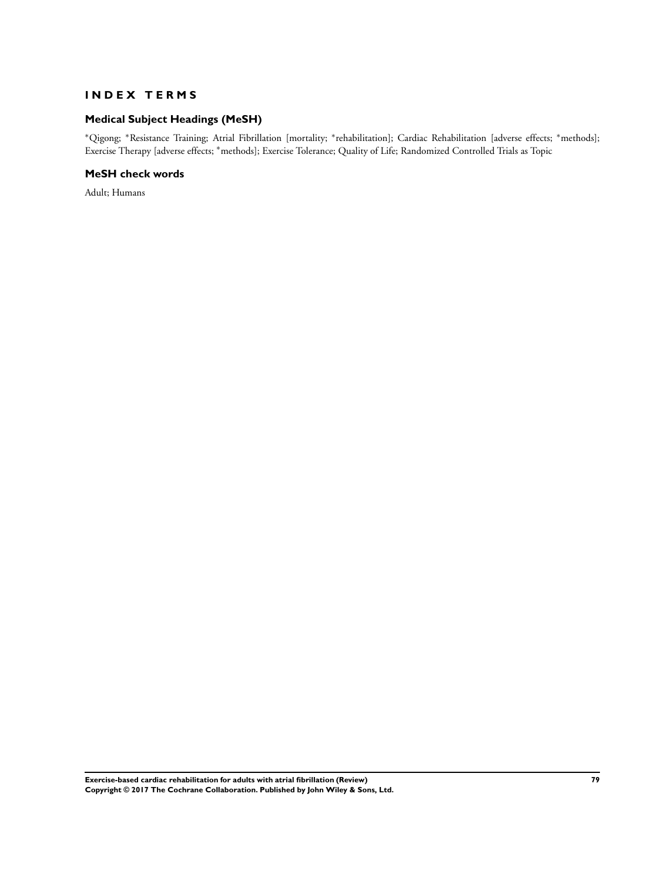# INDEX TERMS

## Medical Subject Headings (MeSH)

*Qigong; *Resistance Training; Atrial Fibrillation [mortality; *rehabilitation]; Cardiac Rehabilitation [adverse effects; *methods]; Exercise Therapy [adverse effects; *methods]; Exercise Tolerance; Quality of Life; Randomized Controlled Trials as Topic

## MeSH check words

Adult; Humans